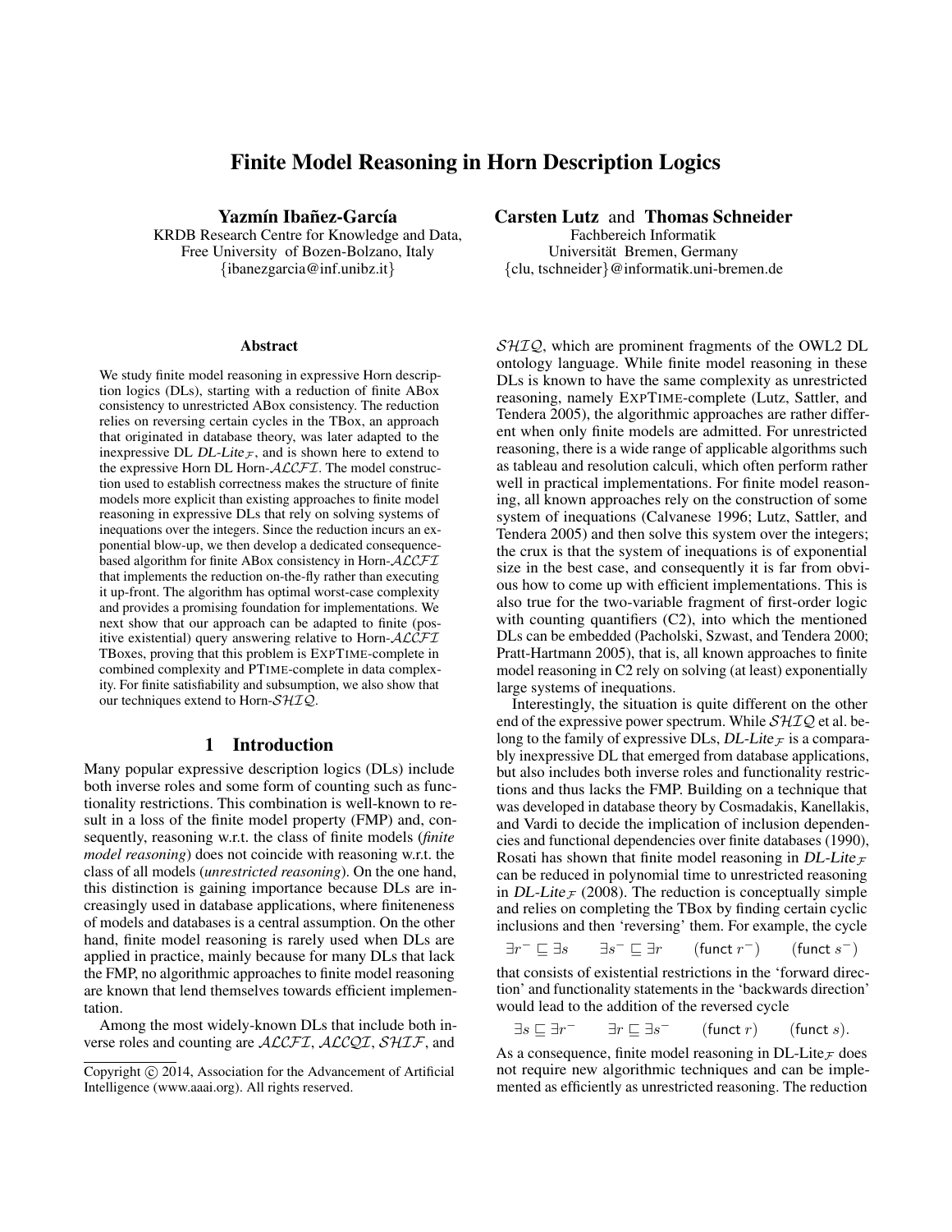# Finite Model Reasoning in Horn Description Logics

**Yazmín Ibañez-García**
KRDB Research Centre for Knowledge and Data,
Free University of Bozen-Bolzano, Italy
{ibanezgarcia@inf.unibz.it}

**Carsten Lutz** and **Thomas Schneider**
Fachbereich Informatik
Universität Bremen, Germany
{clu, tschneider}@informatik.uni-bremen.de

### Abstract

We study finite model reasoning in expressive Horn description logics (DLs), starting with a reduction of finite ABox consistency to unrestricted ABox consistency. The reduction relies on reversing certain cycles in the TBox, an approach that originated in database theory, was later adapted to the inexpressive DL *DL-Lite*$_\mathcal{F}$, and is shown here to extend to the expressive Horn DL Horn-$\mathcal{ALCFI}$. The model construction used to establish correctness makes the structure of finite models more explicit than existing approaches to finite model reasoning in expressive DLs that rely on solving systems of inequations over the integers. Since the reduction incurs an exponential blow-up, we then develop a dedicated consequence-based algorithm for finite ABox consistency in Horn-$\mathcal{ALCFI}$ that implements the reduction on-the-fly rather than executing it up-front. The algorithm has optimal worst-case complexity and provides a promising foundation for implementations. We next show that our approach can be adapted to finite (positive existential) query answering relative to Horn-$\mathcal{ALCFI}$ TBoxes, proving that this problem is ExpTime-complete in combined complexity and PTime-complete in data complexity. For finite satisfiability and subsumption, we also show that our techniques extend to Horn-$\mathcal{SHIQ}$.

## 1 Introduction

Many popular expressive description logics (DLs) include both inverse roles and some form of counting such as functionality restrictions. This combination is well-known to result in a loss of the finite model property (FMP) and, consequently, reasoning w.r.t. the class of finite models (*finite model reasoning*) does not coincide with reasoning w.r.t. the class of all models (*unrestricted reasoning*). On the one hand, this distinction is gaining importance because DLs are increasingly used in database applications, where finiteness of models and databases is a central assumption. On the other hand, finite model reasoning is rarely used when DLs are applied in practice, mainly because for many DLs that lack the FMP, no algorithmic approaches to finite model reasoning are known that lend themselves towards efficient implementation.

Among the most widely-known DLs that include both inverse roles and counting are $\mathcal{ALCFI}$, $\mathcal{ALCQI}$, $\mathcal{SHIF}$, and $\mathcal{SHIQ}$, which are prominent fragments of the OWL2 DL ontology language. While finite model reasoning in these DLs is known to have the same complexity as unrestricted reasoning, namely ExpTime-complete (Lutz, Sattler, and Tendera 2005), the algorithmic approaches are rather different when only finite models are admitted. For unrestricted reasoning, there is a wide range of applicable algorithms such as tableau and resolution calculi, which often perform rather well in practical implementations. For finite model reasoning, all known approaches rely on the construction of some system of inequations (Calvanese 1996; Lutz, Sattler, and Tendera 2005) and then solve this system over the integers; the crux is that the system of inequations is of exponential size in the best case, and consequently it is far from obvious how to come up with efficient implementations. This is also true for the two-variable fragment of first-order logic with counting quantifiers (C2), into which the mentioned DLs can be embedded (Pacholski, Szwast, and Tendera 2000; Pratt-Hartmann 2005), that is, all known approaches to finite model reasoning in C2 rely on solving (at least) exponentially large systems of inequations.

Interestingly, the situation is quite different on the other end of the expressive power spectrum. While $\mathcal{SHIQ}$ et al. belong to the family of expressive DLs, *DL-Lite*$_\mathcal{F}$ is a comparably inexpressive DL that emerged from database applications, but also includes both inverse roles and functionality restrictions and thus lacks the FMP. Building on a technique that was developed in database theory by Cosmadakis, Kanellakis, and Vardi to decide the implication of inclusion dependencies and functional dependencies over finite databases (1990), Rosati has shown that finite model reasoning in *DL-Lite*$_\mathcal{F}$ can be reduced in polynomial time to unrestricted reasoning in *DL-Lite*$_\mathcal{F}$ (2008). The reduction is conceptually simple and relies on completing the TBox by finding certain cyclic inclusions and then 'reversing' them. For example, the cycle

$$\exists r^- \sqsubseteq \exists s \qquad \exists s^- \sqsubseteq \exists r \qquad (\mathsf{funct}\ r^-) \qquad (\mathsf{funct}\ s^-)$$

that consists of existential restrictions in the 'forward direction' and functionality statements in the 'backwards direction' would lead to the addition of the reversed cycle

$$\exists s \sqsubseteq \exists r^- \qquad \exists r \sqsubseteq \exists s^- \qquad (\mathsf{funct}\ r) \qquad (\mathsf{funct}\ s).$$

As a consequence, finite model reasoning in DL-Lite$_\mathcal{F}$ does not require new algorithmic techniques and can be implemented as efficiently as unrestricted reasoning. The reduction

Copyright © 2014, Association for the Advancement of Artificial Intelligence (www.aaai.org). All rights reserved.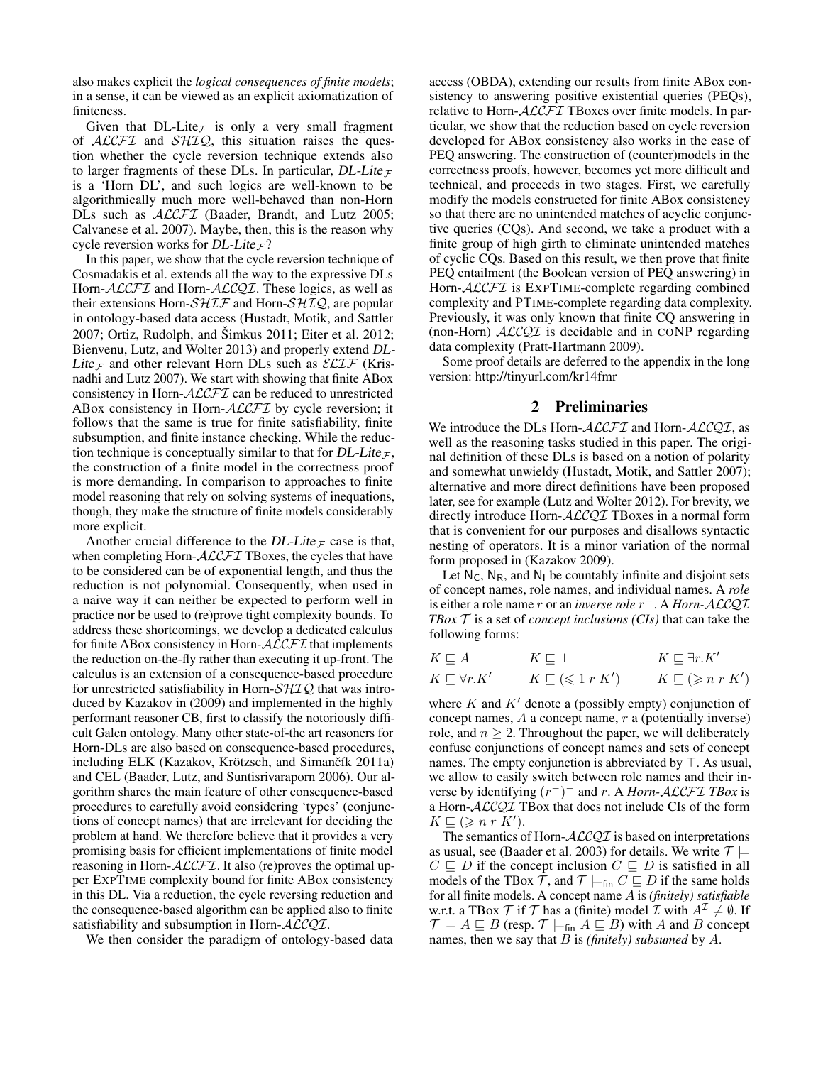also makes explicit the *logical consequences of finite models*; in a sense, it can be viewed as an explicit axiomatization of finiteness.

Given that DL-Lite$_\mathcal{F}$ is only a very small fragment of $\mathcal{ALCFI}$ and $\mathcal{SHIQ}$, this situation raises the question whether the cycle reversion technique extends also to larger fragments of these DLs. In particular, *DL-Lite*$_\mathcal{F}$ is a 'Horn DL', and such logics are well-known to be algorithmically much more well-behaved than non-Horn DLs such as $\mathcal{ALCFI}$ (Baader, Brandt, and Lutz 2005; Calvanese et al. 2007). Maybe, then, this is the reason why cycle reversion works for *DL-Lite*$_\mathcal{F}$?

In this paper, we show that the cycle reversion technique of Cosmadakis et al. extends all the way to the expressive DLs Horn-$\mathcal{ALCFI}$ and Horn-$\mathcal{ALCQI}$. These logics, as well as their extensions Horn-$\mathcal{SHIF}$ and Horn-$\mathcal{SHIQ}$, are popular in ontology-based data access (Hustadt, Motik, and Sattler 2007; Ortiz, Rudolph, and Šimkus 2011; Eiter et al. 2012; Bienvenu, Lutz, and Wolter 2013) and properly extend *DL-Lite*$_\mathcal{F}$ and other relevant Horn DLs such as $\mathcal{ELIF}$ (Krisnadhi and Lutz 2007). We start with showing that finite ABox consistency in Horn-$\mathcal{ALCFI}$ can be reduced to unrestricted ABox consistency in Horn-$\mathcal{ALCFI}$ by cycle reversion; it follows that the same is true for finite satisfiability, finite subsumption, and finite instance checking. While the reduction technique is conceptually similar to that for *DL-Lite*$_\mathcal{F}$, the construction of a finite model in the correctness proof is more demanding. In comparison to approaches to finite model reasoning that rely on solving systems of inequations, though, they make the structure of finite models considerably more explicit.

Another crucial difference to the *DL-Lite*$_\mathcal{F}$ case is that, when completing Horn-$\mathcal{ALCFI}$ TBoxes, the cycles that have to be considered can be of exponential length, and thus the reduction is not polynomial. Consequently, when used in a naive way it can neither be expected to perform well in practice nor be used to (re)prove tight complexity bounds. To address these shortcomings, we develop a dedicated calculus for finite ABox consistency in Horn-$\mathcal{ALCFI}$ that implements the reduction on-the-fly rather than executing it up-front. The calculus is an extension of a consequence-based procedure for unrestricted satisfiability in Horn-$\mathcal{SHIQ}$ that was introduced by Kazakov in (2009) and implemented in the highly performant reasoner CB, first to classify the notoriously difficult Galen ontology. Many other state-of-the art reasoners for Horn-DLs are also based on consequence-based procedures, including ELK (Kazakov, Krötzsch, and Simančík 2011a) and CEL (Baader, Lutz, and Suntisrivaraporn 2006). Our algorithm shares the main feature of other consequence-based procedures to carefully avoid considering 'types' (conjunctions of concept names) that are irrelevant for deciding the problem at hand. We therefore believe that it provides a very promising basis for efficient implementations of finite model reasoning in Horn-$\mathcal{ALCFI}$. It also (re)proves the optimal upper ExpTime complexity bound for finite ABox consistency in this DL. Via a reduction, the cycle reversing reduction and the consequence-based algorithm can be applied also to finite satisfiability and subsumption in Horn-$\mathcal{ALCQI}$.

We then consider the paradigm of ontology-based data access (OBDA), extending our results from finite ABox consistency to answering positive existential queries (PEQs), relative to Horn-$\mathcal{ALCFI}$ TBoxes over finite models. In particular, we show that the reduction based on cycle reversion developed for ABox consistency also works in the case of PEQ answering. The construction of (counter)models in the correctness proofs, however, becomes yet more difficult and technical, and proceeds in two stages. First, we carefully modify the models constructed for finite ABox consistency so that there are no unintended matches of acyclic conjunctive queries (CQs). And second, we take a product with a finite group of high girth to eliminate unintended matches of cyclic CQs. Based on this result, we then prove that finite PEQ entailment (the Boolean version of PEQ answering) in Horn-$\mathcal{ALCFI}$ is ExpTime-complete regarding combined complexity and PTime-complete regarding data complexity. Previously, it was only known that finite CQ answering in (non-Horn) $\mathcal{ALCQI}$ is decidable and in coNP regarding data complexity (Pratt-Hartmann 2009).

Some proof details are deferred to the appendix in the long version: http://tinyurl.com/kr14fmr

## 2 Preliminaries

We introduce the DLs Horn-$\mathcal{ALCFI}$ and Horn-$\mathcal{ALCQI}$, as well as the reasoning tasks studied in this paper. The original definition of these DLs is based on a notion of polarity and somewhat unwieldy (Hustadt, Motik, and Sattler 2007); alternative and more direct definitions have been proposed later, see for example (Lutz and Wolter 2012). For brevity, we directly introduce Horn-$\mathcal{ALCQI}$ TBoxes in a normal form that is convenient for our purposes and disallows syntactic nesting of operators. It is a minor variation of the normal form proposed in (Kazakov 2009).

Let $\mathsf{N_C}$, $\mathsf{N_R}$, and $\mathsf{N_I}$ be countably infinite and disjoint sets of concept names, role names, and individual names. A *role* is either a role name $r$ or an *inverse role* $r^-$. A *Horn-*$\mathcal{ALCQI}$ *TBox* $\mathcal{T}$ is a set of *concept inclusions (CIs)* that can take the following forms:

$$K \sqsubseteq A \qquad K \sqsubseteq \bot \qquad K \sqsubseteq \exists r.K'$$
$$K \sqsubseteq \forall r.K' \qquad K \sqsubseteq (\leqslant 1\ r\ K') \qquad K \sqsubseteq (\geqslant n\ r\ K')$$

where $K$ and $K'$ denote a (possibly empty) conjunction of concept names, $A$ a concept name, $r$ a (potentially inverse) role, and $n \geq 2$. Throughout the paper, we will deliberately confuse conjunctions of concept names and sets of concept names. The empty conjunction is abbreviated by $\top$. As usual, we allow to easily switch between role names and their inverse by identifying $(r^-)^-$ and $r$. A *Horn-*$\mathcal{ALCFI}$ *TBox* is a Horn-$\mathcal{ALCQI}$ TBox that does not include CIs of the form $K \sqsubseteq (\geqslant n\ r\ K')$.

The semantics of Horn-$\mathcal{ALCQI}$ is based on interpretations as usual, see (Baader et al. 2003) for details. We write $\mathcal{T} \models C \sqsubseteq D$ if the concept inclusion $C \sqsubseteq D$ is satisfied in all models of the TBox $\mathcal{T}$, and $\mathcal{T} \models_{\mathsf{fin}} C \sqsubseteq D$ if the same holds for all finite models. A concept name $A$ is *(finitely) satisfiable* w.r.t. a TBox $\mathcal{T}$ if $\mathcal{T}$ has a (finite) model $\mathcal{I}$ with $A^\mathcal{I} \neq \emptyset$. If $\mathcal{T} \models A \sqsubseteq B$ (resp. $\mathcal{T} \models_{\mathsf{fin}} A \sqsubseteq B$) with $A$ and $B$ concept names, then we say that $B$ is *(finitely) subsumed* by $A$.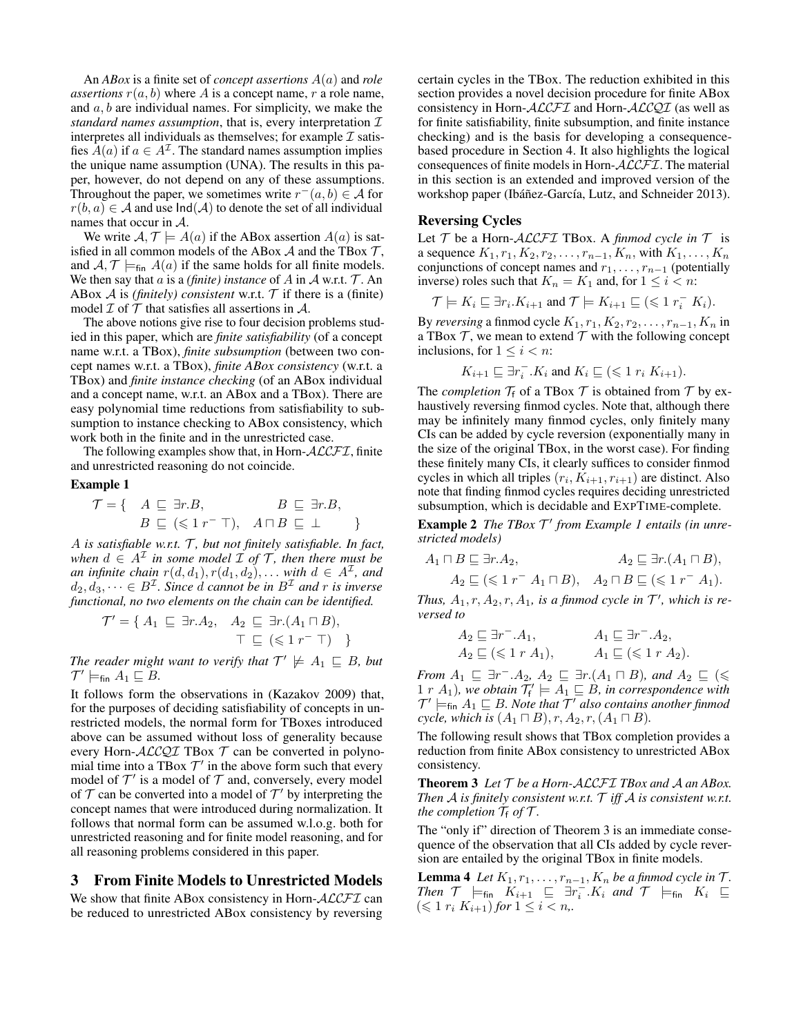An *ABox* is a finite set of *concept assertions* $A(a)$ and *role assertions* $r(a, b)$ where $A$ is a concept name, $r$ a role name, and $a, b$ are individual names. For simplicity, we make the *standard names assumption*, that is, every interpretation $\mathcal{I}$ interprets all individuals as themselves; for example $\mathcal{I}$ satisfies $A(a)$ if $a \in A^{\mathcal{I}}$. The standard names assumption implies the unique name assumption (UNA). The results in this paper, however, do not depend on any of these assumptions. Throughout the paper, we sometimes write $r^-(a, b) \in \mathcal{A}$ for $r(b, a) \in \mathcal{A}$ and use $\mathsf{Ind}(\mathcal{A})$ to denote the set of all individual names that occur in $\mathcal{A}$.

We write $\mathcal{A}, \mathcal{T} \models A(a)$ if the ABox assertion $A(a)$ is satisfied in all common models of the ABox $\mathcal{A}$ and the TBox $\mathcal{T}$, and $\mathcal{A}, \mathcal{T} \models_{\mathsf{fin}} A(a)$ if the same holds for all finite models. We then say that $a$ is a *(finite) instance* of $A$ in $\mathcal{A}$ w.r.t. $\mathcal{T}$. An ABox $\mathcal{A}$ is *(finitely) consistent* w.r.t. $\mathcal{T}$ if there is a (finite) model $\mathcal{I}$ of $\mathcal{T}$ that satisfies all assertions in $\mathcal{A}$.

The above notions give rise to four decision problems studied in this paper, which are *finite satisfiability* (of a concept name w.r.t. a TBox), *finite subsumption* (between two concept names w.r.t. a TBox), *finite ABox consistency* (w.r.t. a TBox) and *finite instance checking* (of an ABox individual and a concept name, w.r.t. an ABox and a TBox). There are easy polynomial time reductions from satisfiability to subsumption to instance checking to ABox consistency, which work both in the finite and in the unrestricted case.

The following examples show that, in Horn-$\mathcal{ALCFI}$, finite and unrestricted reasoning do not coincide.

**Example 1**

$$\mathcal{T} = \{ \quad A \sqsubseteq \exists r.B, \qquad B \sqsubseteq \exists r.B, \qquad B \sqsubseteq (\leqslant 1\, r^- \top), \quad A \sqcap B \sqsubseteq \bot \quad \}$$

*$A$ is satisfiable w.r.t. $\mathcal{T}$, but not finitely satisfiable. In fact, when $d \in A^{\mathcal{I}}$ in some model $\mathcal{I}$ of $\mathcal{T}$, then there must be an infinite chain $r(d, d_1), r(d_1, d_2), \dots$ with $d \in A^{\mathcal{I}}$, and $d_2, d_3, \dots \in B^{\mathcal{I}}$. Since $d$ cannot be in $B^{\mathcal{I}}$ and $r$ is inverse functional, no two elements on the chain can be identified.*

$$\mathcal{T}' = \{ \ A_1 \sqsubseteq \exists r.A_2, \quad A_2 \sqsubseteq \exists r.(A_1 \sqcap B), \quad \top \sqsubseteq (\leqslant 1\, r^- \top) \quad \}$$

*The reader might want to verify that $\mathcal{T}' \not\models A_1 \sqsubseteq B$, but $\mathcal{T}' \models_{\mathsf{fin}} A_1 \sqsubseteq B$.*

It follows form the observations in (Kazakov 2009) that, for the purposes of deciding satisfiability of concepts in unrestricted models, the normal form for TBoxes introduced above can be assumed without loss of generality because every Horn-$\mathcal{ALCQI}$ TBox $\mathcal{T}$ can be converted in polynomial time into a TBox $\mathcal{T}'$ in the above form such that every model of $\mathcal{T}'$ is a model of $\mathcal{T}$ and, conversely, every model of $\mathcal{T}$ can be converted into a model of $\mathcal{T}'$ by interpreting the concept names that were introduced during normalization. It follows that normal form can be assumed w.l.o.g. both for unrestricted reasoning and for finite model reasoning, and for all reasoning problems considered in this paper.

## 3 From Finite Models to Unrestricted Models

We show that finite ABox consistency in Horn-$\mathcal{ALCFI}$ can be reduced to unrestricted ABox consistency by reversing certain cycles in the TBox. The reduction exhibited in this section provides a novel decision procedure for finite ABox consistency in Horn-$\mathcal{ALCFI}$ and Horn-$\mathcal{ALCQI}$ (as well as for finite satisfiability, finite subsumption, and finite instance checking) and is the basis for developing a consequence-based procedure in Section 4. It also highlights the logical consequences of finite models in Horn-$\mathcal{ALCFI}$. The material in this section is an extended and improved version of the workshop paper (Ibáñez-García, Lutz, and Schneider 2013).

### Reversing Cycles

Let $\mathcal{T}$ be a Horn-$\mathcal{ALCFI}$ TBox. A *finmod cycle in $\mathcal{T}$* is a sequence $K_1, r_1, K_2, r_2, \dots, r_{n-1}, K_n$, with $K_1, \dots, K_n$ conjunctions of concept names and $r_1, \dots, r_{n-1}$ (potentially inverse) roles such that $K_n = K_1$ and, for $1 \leq i < n$:

$$\mathcal{T} \models K_i \sqsubseteq \exists r_i.K_{i+1} \text{ and } \mathcal{T} \models K_{i+1} \sqsubseteq (\leqslant 1\ r_i^-\ K_i).$$

By *reversing* a finmod cycle $K_1, r_1, K_2, r_2, \dots, r_{n-1}, K_n$ in a TBox $\mathcal{T}$, we mean to extend $\mathcal{T}$ with the following concept inclusions, for $1 \leq i < n$:

$$K_{i+1} \sqsubseteq \exists r_i^-.K_i \text{ and } K_i \sqsubseteq (\leqslant 1\ r_i\ K_{i+1}).$$

The *completion* $\mathcal{T}_{\mathsf{f}}$ of a TBox $\mathcal{T}$ is obtained from $\mathcal{T}$ by exhaustively reversing finmod cycles. Note that, although there may be infinitely many finmod cycles, only finitely many CIs can be added by cycle reversion (exponentially many in the size of the original TBox, in the worst case). For finding these finitely many CIs, it clearly suffices to consider finmod cycles in which all triples $(r_i, K_{i+1}, r_{i+1})$ are distinct. Also note that finding finmod cycles requires deciding unrestricted subsumption, which is decidable and EXPTIME-complete.

**Example 2** *The TBox $\mathcal{T}'$ from Example 1 entails (in unrestricted models)*

$$A_1 \sqcap B \sqsubseteq \exists r.A_2, \qquad A_2 \sqsubseteq \exists r.(A_1 \sqcap B),$$
$$A_2 \sqsubseteq (\leqslant 1\ r^-\ A_1 \sqcap B), \quad A_2 \sqcap B \sqsubseteq (\leqslant 1\ r^-\ A_1).$$

*Thus, $A_1, r, A_2, r, A_1$, is a finmod cycle in $\mathcal{T}'$, which is reversed to*

$$A_2 \sqsubseteq \exists r^-.A_1, \qquad A_1 \sqsubseteq \exists r^-.A_2,$$
$$A_2 \sqsubseteq (\leqslant 1\ r\ A_1), \qquad A_1 \sqsubseteq (\leqslant 1\ r\ A_2).$$

*From $A_1 \sqsubseteq \exists r^-.A_2$, $A_2 \sqsubseteq \exists r.(A_1 \sqcap B)$, and $A_2 \sqsubseteq (\leqslant 1\ r\ A_1)$, we obtain $\mathcal{T}'_{\mathsf{f}} \models A_1 \sqsubseteq B$, in correspondence with $\mathcal{T}' \models_{\mathsf{fin}} A_1 \sqsubseteq B$. Note that $\mathcal{T}'$ also contains another finmod cycle, which is $(A_1 \sqcap B), r, A_2, r, (A_1 \sqcap B)$.*

The following result shows that TBox completion provides a reduction from finite ABox consistency to unrestricted ABox consistency.

**Theorem 3** *Let $\mathcal{T}$ be a Horn-$\mathcal{ALCFI}$ TBox and $\mathcal{A}$ an ABox. Then $\mathcal{A}$ is finitely consistent w.r.t. $\mathcal{T}$ iff $\mathcal{A}$ is consistent w.r.t. the completion $\mathcal{T}_{\mathsf{f}}$ of $\mathcal{T}$.*

The "only if" direction of Theorem 3 is an immediate consequence of the observation that all CIs added by cycle reversion are entailed by the original TBox in finite models.

**Lemma 4** *Let $K_1, r_1, \dots, r_{n-1}, K_n$ be a finmod cycle in $\mathcal{T}$. Then $\mathcal{T} \models_{\mathsf{fin}} K_{i+1} \sqsubseteq \exists r_i^-.K_i$ and $\mathcal{T} \models_{\mathsf{fin}} K_i \sqsubseteq (\leqslant 1\ r_i\ K_{i+1})$ for $1 \leq i < n$,.*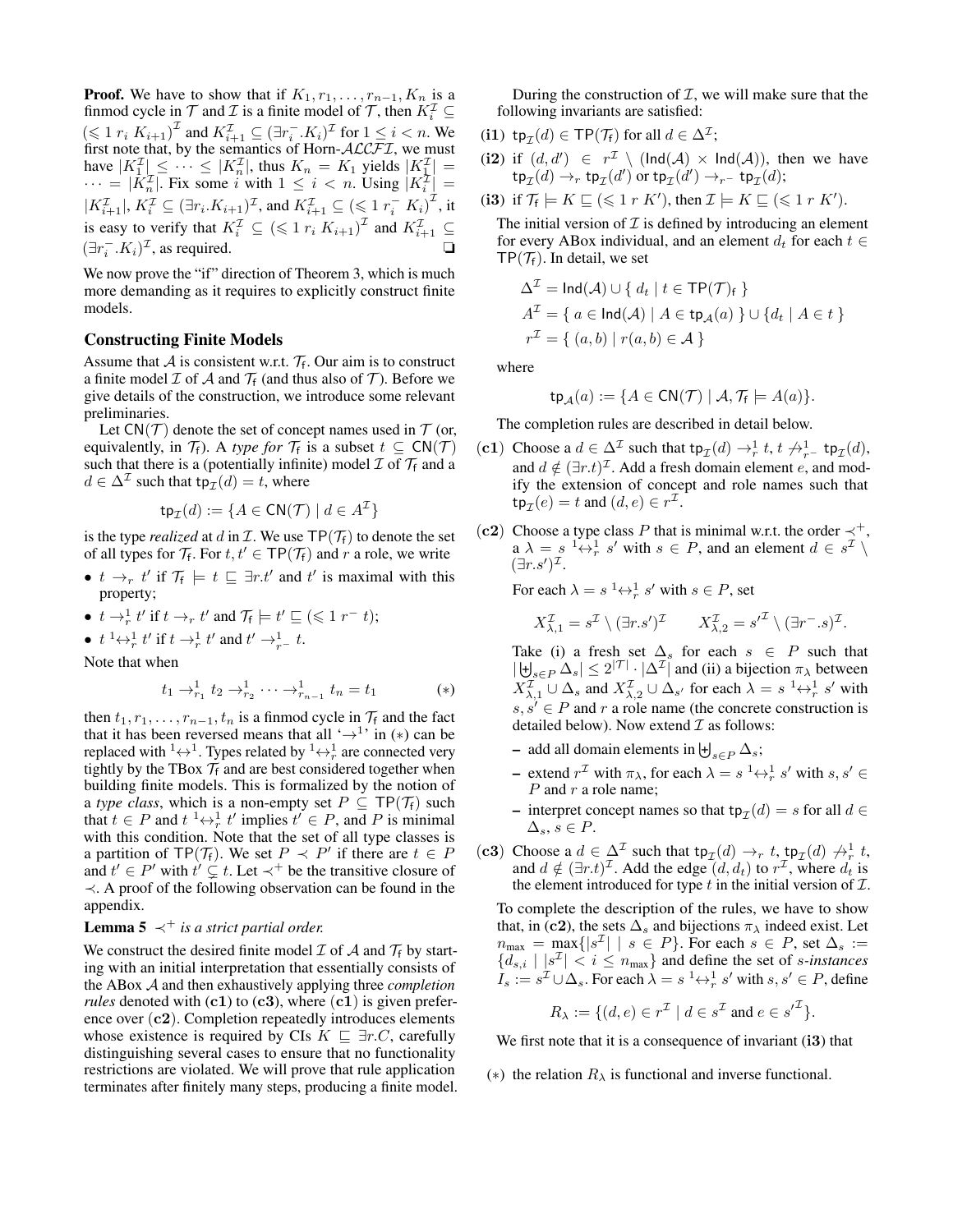**Proof.** We have to show that if $K_1, r_1, \ldots, r_{n-1}, K_n$ is a finmod cycle in $\mathcal{T}$ and $\mathcal{I}$ is a finite model of $\mathcal{T}$, then $K_i^{\mathcal{I}} \subseteq (\leqslant 1\ r_i\ K_{i+1})^{\mathcal{I}}$ and $K_{i+1}^{\mathcal{I}} \subseteq (\exists r_i^-.K_i)^{\mathcal{I}}$ for $1 \leq i < n$. We first note that, by the semantics of Horn-$\mathcal{ALCFI}$, we must have $|K_1^{\mathcal{I}}| \leq \cdots \leq |K_n^{\mathcal{I}}|$, thus $K_n = K_1$ yields $|K_1^{\mathcal{I}}| = \cdots = |K_n^{\mathcal{I}}|$. Fix some $i$ with $1 \leq i < n$. Using $|K_i^{\mathcal{I}}| = |K_{i+1}^{\mathcal{I}}|$, $K_i^{\mathcal{I}} \subseteq (\exists r_i.K_{i+1})^{\mathcal{I}}$, and $K_{i+1}^{\mathcal{I}} \subseteq (\leqslant 1\ r_i^-\ K_i)^{\mathcal{I}}$, it is easy to verify that $K_i^{\mathcal{I}} \subseteq (\leqslant 1\ r_i\ K_{i+1})^{\mathcal{I}}$ and $K_{i+1}^{\mathcal{I}} \subseteq (\exists r_i^-.K_i)^{\mathcal{I}}$, as required. ❑

We now prove the "if" direction of Theorem 3, which is much more demanding as it requires to explicitly construct finite models.

## Constructing Finite Models

Assume that $\mathcal{A}$ is consistent w.r.t. $\mathcal{T}_\mathsf{f}$. Our aim is to construct a finite model $\mathcal{I}$ of $\mathcal{A}$ and $\mathcal{T}_\mathsf{f}$ (and thus also of $\mathcal{T}$). Before we give details of the construction, we introduce some relevant preliminaries.

Let $\mathsf{CN}(\mathcal{T})$ denote the set of concept names used in $\mathcal{T}$ (or, equivalently, in $\mathcal{T}_\mathsf{f}$). A *type for* $\mathcal{T}_\mathsf{f}$ is a subset $t \subseteq \mathsf{CN}(\mathcal{T})$ such that there is a (potentially infinite) model $\mathcal{I}$ of $\mathcal{T}_\mathsf{f}$ and a $d \in \Delta^{\mathcal{I}}$ such that $\mathsf{tp}_{\mathcal{I}}(d) = t$, where

$$\mathsf{tp}_{\mathcal{I}}(d) := \{A \in \mathsf{CN}(\mathcal{T}) \mid d \in A^{\mathcal{I}}\}$$

is the type *realized* at $d$ in $\mathcal{I}$. We use $\mathsf{TP}(\mathcal{T}_\mathsf{f})$ to denote the set of all types for $\mathcal{T}_\mathsf{f}$. For $t, t' \in \mathsf{TP}(\mathcal{T}_\mathsf{f})$ and $r$ a role, we write

- $t \rightarrow_r t'$ if $\mathcal{T}_\mathsf{f} \models t \sqsubseteq \exists r.t'$ and $t'$ is maximal with this property;
- $t \rightarrow_r^1 t'$ if $t \rightarrow_r t'$ and $\mathcal{T}_\mathsf{f} \models t' \sqsubseteq (\leqslant 1\ r^-\ t)$;
- $t\ {}^1\!\!\leftrightarrow_r^1\ t'$ if $t \rightarrow_r^1 t'$ and $t' \rightarrow_{r^-}^1 t$.

Note that when

$$t_1 \rightarrow_{r_1}^1 t_2 \rightarrow_{r_2}^1 \cdots \rightarrow_{r_{n-1}}^1 t_n = t_1 \qquad (*)$$

then $t_1, r_1, \ldots, r_{n-1}, t_n$ is a finmod cycle in $\mathcal{T}_\mathsf{f}$ and the fact that it has been reversed means that all '$\rightarrow^1$' in $(*)$ can be replaced with ${}^1\!\!\leftrightarrow^1$. Types related by ${}^1\!\!\leftrightarrow_r^1$ are connected very tightly by the TBox $\mathcal{T}_\mathsf{f}$ and are best considered together when building finite models. This is formalized by the notion of a *type class*, which is a non-empty set $P \subseteq \mathsf{TP}(\mathcal{T}_\mathsf{f})$ such that $t \in P$ and $t\ {}^1\!\!\leftrightarrow_r^1\ t'$ implies $t' \in P$, and $P$ is minimal with this condition. Note that the set of all type classes is a partition of $\mathsf{TP}(\mathcal{T}_\mathsf{f})$. We set $P \prec P'$ if there are $t \in P$ and $t' \in P'$ with $t' \subsetneq t$. Let $\prec^+$ be the transitive closure of $\prec$. A proof of the following observation can be found in the appendix.

**Lemma 5** *$\prec^+$ is a strict partial order.*

We construct the desired finite model $\mathcal{I}$ of $\mathcal{A}$ and $\mathcal{T}_\mathsf{f}$ by starting with an initial interpretation that essentially consists of the ABox $\mathcal{A}$ and then exhaustively applying three *completion rules* denoted with (**c1**) to (**c3**), where (**c1**) is given preference over (**c2**). Completion repeatedly introduces elements whose existence is required by CIs $K \sqsubseteq \exists r.C$, carefully distinguishing several cases to ensure that no functionality restrictions are violated. We will prove that rule application terminates after finitely many steps, producing a finite model.

During the construction of $\mathcal{I}$, we will make sure that the following invariants are satisfied:

(**i1**) $\mathsf{tp}_{\mathcal{I}}(d) \in \mathsf{TP}(\mathcal{T}_\mathsf{f})$ for all $d \in \Delta^{\mathcal{I}}$;

(**i2**) if $(d, d') \in r^{\mathcal{I}} \setminus (\mathsf{Ind}(\mathcal{A}) \times \mathsf{Ind}(\mathcal{A}))$, then we have $\mathsf{tp}_{\mathcal{I}}(d) \rightarrow_r \mathsf{tp}_{\mathcal{I}}(d')$ or $\mathsf{tp}_{\mathcal{I}}(d') \rightarrow_{r^-} \mathsf{tp}_{\mathcal{I}}(d)$;

(**i3**) if $\mathcal{T}_\mathsf{f} \models K \sqsubseteq (\leqslant 1\ r\ K')$, then $\mathcal{I} \models K \sqsubseteq (\leqslant 1\ r\ K')$.

The initial version of $\mathcal{I}$ is defined by introducing an element for every ABox individual, and an element $d_t$ for each $t \in \mathsf{TP}(\mathcal{T}_\mathsf{f})$. In detail, we set

$$\Delta^{\mathcal{I}} = \mathsf{Ind}(\mathcal{A}) \cup \{\ d_t \mid t \in \mathsf{TP}(\mathcal{T})_\mathsf{f}\ \}$$

$$A^{\mathcal{I}} = \{\ a \in \mathsf{Ind}(\mathcal{A}) \mid A \in \mathsf{tp}_{\mathcal{A}}(a)\ \} \cup \{d_t \mid A \in t\ \}$$

$$r^{\mathcal{I}} = \{\ (a, b) \mid r(a, b) \in \mathcal{A}\ \}$$

where

$$\mathsf{tp}_{\mathcal{A}}(a) := \{A \in \mathsf{CN}(\mathcal{T}) \mid \mathcal{A}, \mathcal{T}_\mathsf{f} \models A(a)\}.$$

The completion rules are described in detail below.

(**c1**) Choose a $d \in \Delta^{\mathcal{I}}$ such that $\mathsf{tp}_{\mathcal{I}}(d) \rightarrow_r^1 t$, $t \not\rightarrow_{r^-}^1 \mathsf{tp}_{\mathcal{I}}(d)$, and $d \notin (\exists r.t)^{\mathcal{I}}$. Add a fresh domain element $e$, and modify the extension of concept and role names such that $\mathsf{tp}_{\mathcal{I}}(e) = t$ and $(d, e) \in r^{\mathcal{I}}$.

(**c2**) Choose a type class $P$ that is minimal w.r.t. the order $\prec^+$, a $\lambda = s\ {}^1\!\!\leftrightarrow_r^1\ s'$ with $s \in P$, and an element $d \in s^{\mathcal{I}} \setminus (\exists r.s')^{\mathcal{I}}$.

For each $\lambda = s\ {}^1\!\!\leftrightarrow_r^1\ s'$ with $s \in P$, set

$$X_{\lambda,1}^{\mathcal{I}} = s^{\mathcal{I}} \setminus (\exists r.s')^{\mathcal{I}} \qquad X_{\lambda,2}^{\mathcal{I}} = s'^{\mathcal{I}} \setminus (\exists r^-.s)^{\mathcal{I}}.$$

Take (i) a fresh set $\Delta_s$ for each $s \in P$ such that $|\biguplus_{s \in P} \Delta_s| \leq 2^{|\mathcal{T}|} \cdot |\Delta^{\mathcal{I}}|$ and (ii) a bijection $\pi_\lambda$ between $X_{\lambda,1}^{\mathcal{I}} \cup \Delta_s$ and $X_{\lambda,2}^{\mathcal{I}} \cup \Delta_{s'}$ for each $\lambda = s\ {}^1\!\!\leftrightarrow_r^1\ s'$ with $s, s' \in P$ and $r$ a role name (the concrete construction is detailed below). Now extend $\mathcal{I}$ as follows:

- add all domain elements in $\biguplus_{s \in P} \Delta_s$;
- extend $r^{\mathcal{I}}$ with $\pi_\lambda$, for each $\lambda = s\ {}^1\!\!\leftrightarrow_r^1\ s'$ with $s, s' \in P$ and $r$ a role name;
- interpret concept names so that $\mathsf{tp}_{\mathcal{I}}(d) = s$ for all $d \in \Delta_s$, $s \in P$.

(**c3**) Choose a $d \in \Delta^{\mathcal{I}}$ such that $\mathsf{tp}_{\mathcal{I}}(d) \rightarrow_r t$, $\mathsf{tp}_{\mathcal{I}}(d) \not\rightarrow_r^1 t$, and $d \notin (\exists r.t)^{\mathcal{I}}$. Add the edge $(d, d_t)$ to $r^{\mathcal{I}}$, where $d_t$ is the element introduced for type $t$ in the initial version of $\mathcal{I}$.

To complete the description of the rules, we have to show that, in (**c2**), the sets $\Delta_s$ and bijections $\pi_\lambda$ indeed exist. Let $n_{\max} = \max\{|s^{\mathcal{I}}| \mid s \in P\}$. For each $s \in P$, set $\Delta_s := \{d_{s,i} \mid |s^{\mathcal{I}}| < i \leq n_{\max}\}$ and define the set of *s-instances* $I_s := s^{\mathcal{I}} \cup \Delta_s$. For each $\lambda = s\ {}^1\!\!\leftrightarrow_r^1\ s'$ with $s, s' \in P$, define

$$R_\lambda := \{(d, e) \in r^{\mathcal{I}} \mid d \in s^{\mathcal{I}} \text{ and } e \in s'^{\mathcal{I}}\}.$$

We first note that it is a consequence of invariant (**i3**) that

$(*)$ the relation $R_\lambda$ is functional and inverse functional.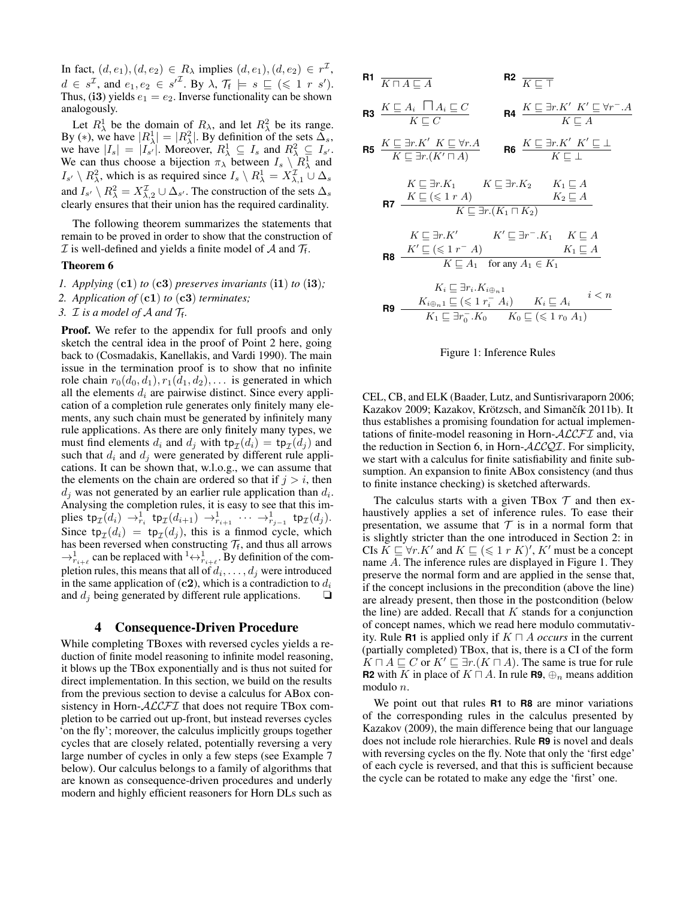In fact, $(d, e_1), (d, e_2) \in R_\lambda$ implies $(d, e_1), (d, e_2) \in r^\mathcal{I}$, $d \in s^\mathcal{I}$, and $e_1, e_2 \in s'^\mathcal{I}$. By $\lambda$, $\mathcal{T}_\mathsf{f} \models s \sqsubseteq (\leqslant 1\ r\ s')$. Thus, (**i3**) yields $e_1 = e_2$. Inverse functionality can be shown analogously.

Let $R^1_\lambda$ be the domain of $R_\lambda$, and let $R^2_\lambda$ be its range. By ($*$), we have $|R^1_\lambda| = |R^2_\lambda|$. By definition of the sets $\Delta_s$, we have $|I_s| = |I_{s'}|$. Moreover, $R^1_\lambda \subseteq I_s$ and $R^2_\lambda \subseteq I_{s'}$. We can thus choose a bijection $\pi_\lambda$ between $I_s \setminus R^1_\lambda$ and $I_{s'} \setminus R^2_\lambda$, which is as required since $I_s \setminus R^1_\lambda = X^\mathcal{I}_{\lambda,1} \cup \Delta_s$ and $I_{s'} \setminus R^2_\lambda = X^\mathcal{I}_{\lambda,2} \cup \Delta_{s'}$. The construction of the sets $\Delta_s$ clearly ensures that their union has the required cardinality.

The following theorem summarizes the statements that remain to be proved in order to show that the construction of $\mathcal{I}$ is well-defined and yields a finite model of $\mathcal{A}$ and $\mathcal{T}_\mathsf{f}$.

**Theorem 6**

1. *Applying* (**c1**) *to* (**c3**) *preserves invariants* (**i1**) *to* (**i3**)*;*
2. *Application of* (**c1**) *to* (**c3**) *terminates;*
3. $\mathcal{I}$ *is a model of* $\mathcal{A}$ *and* $\mathcal{T}_\mathsf{f}$.

**Proof.** We refer to the appendix for full proofs and only sketch the central idea in the proof of Point 2 here, going back to (Cosmadakis, Kanellakis, and Vardi 1990). The main issue in the termination proof is to show that no infinite role chain $r_0(d_0, d_1), r_1(d_1, d_2), \ldots$ is generated in which all the elements $d_i$ are pairwise distinct. Since every application of a completion rule generates only finitely many elements, any such chain must be generated by infinitely many rule applications. As there are only finitely many types, we must find elements $d_i$ and $d_j$ with $\mathsf{tp}_\mathcal{I}(d_i) = \mathsf{tp}_\mathcal{I}(d_j)$ and such that $d_i$ and $d_j$ were generated by different rule applications. It can be shown that, w.l.o.g., we can assume that the elements on the chain are ordered so that if $j > i$, then $d_j$ was not generated by an earlier rule application than $d_i$. Analysing the completion rules, it is easy to see that this implies $\mathsf{tp}_\mathcal{I}(d_i) \rightarrow^1_{r_i} \mathsf{tp}_\mathcal{I}(d_{i+1}) \rightarrow^1_{r_{i+1}} \cdots \rightarrow^1_{r_{j-1}} \mathsf{tp}_\mathcal{I}(d_j)$. Since $\mathsf{tp}_\mathcal{I}(d_i) = \mathsf{tp}_\mathcal{I}(d_j)$, this is a finmod cycle, which has been reversed when constructing $\mathcal{T}_\mathsf{f}$, and thus all arrows $\rightarrow^1_{r_{i+\ell}}$ can be replaced with ${}^1\!\!\leftrightarrow^1_{r_{i+\ell}}$. By definition of the completion rules, this means that all of $d_i, \ldots, d_j$ were introduced in the same application of (**c2**), which is a contradiction to $d_i$ and $d_j$ being generated by different rule applications. ❑

## 4 Consequence-Driven Procedure

While completing TBoxes with reversed cycles yields a reduction of finite model reasoning to infinite model reasoning, it blows up the TBox exponentially and is thus not suited for direct implementation. In this section, we build on the results from the previous section to devise a calculus for ABox consistency in Horn-$\mathcal{ALCFI}$ that does not require TBox completion to be carried out up-front, but instead reverses cycles 'on the fly'; moreover, the calculus implicitly groups together cycles that are closely related, potentially reversing a very large number of cycles in only a few steps (see Example 7 below). Our calculus belongs to a family of algorithms that are known as consequence-driven procedures and underly modern and highly efficient reasoners for Horn DLs such as CEL, CB, and ELK (Baader, Lutz, and Suntisrivaraporn 2006; Kazakov 2009; Kazakov, Krötzsch, and Simančík 2011b). It thus establishes a promising foundation for actual implementations of finite-model reasoning in Horn-$\mathcal{ALCFI}$ and, via the reduction in Section 6, in Horn-$\mathcal{ALCQI}$. For simplicity, we start with a calculus for finite satisfiability and finite subsumption. An expansion to finite ABox consistency (and thus to finite instance checking) is sketched afterwards.

**R1** $\dfrac{}{K \sqcap A \sqsubseteq A}$ **R2** $\dfrac{}{K \sqsubseteq \top}$

**R3** $\dfrac{K \sqsubseteq A_i \quad \bigsqcap A_i \sqsubseteq C}{K \sqsubseteq C}$ **R4** $\dfrac{K \sqsubseteq \exists r.K' \quad K' \sqsubseteq \forall r^-.A}{K \sqsubseteq A}$

**R5** $\dfrac{K \sqsubseteq \exists r.K' \quad K \sqsubseteq \forall r.A}{K \sqsubseteq \exists r.(K' \sqcap A)}$ **R6** $\dfrac{K \sqsubseteq \exists r.K' \quad K' \sqsubseteq \bot}{K \sqsubseteq \bot}$

**R7** $\dfrac{K \sqsubseteq \exists r.K_1 \quad K \sqsubseteq \exists r.K_2 \quad K_1 \sqsubseteq A \quad K \sqsubseteq (\leqslant 1\ r\ A) \quad K_2 \sqsubseteq A}{K \sqsubseteq \exists r.(K_1 \sqcap K_2)}$

**R8** $\dfrac{K \sqsubseteq \exists r.K' \quad K' \sqsubseteq \exists r^-.K_1 \quad K \sqsubseteq A \quad K' \sqsubseteq (\leqslant 1\ r^-\ A) \quad K_1 \sqsubseteq A}{K \sqsubseteq A_1 \quad \text{for any } A_1 \in K_1}$

**R9** $\dfrac{K_i \sqsubseteq \exists r_i.K_{i \oplus_n 1} \quad K_{i \oplus_n 1} \sqsubseteq (\leqslant 1\ r_i^-\ A_i) \quad K_i \sqsubseteq A_i \quad i < n}{K_1 \sqsubseteq \exists r_0^-.K_0 \quad K_0 \sqsubseteq (\leqslant 1\ r_0\ A_1)}$

Figure 1: Inference Rules

The calculus starts with a given TBox $\mathcal{T}$ and then exhaustively applies a set of inference rules. To ease their presentation, we assume that $\mathcal{T}$ is in a normal form that is slightly stricter than the one introduced in Section 2: in CIs $K \sqsubseteq \forall r.K'$ and $K \sqsubseteq (\leqslant 1\ r\ K)'$, $K'$ must be a concept name $A$. The inference rules are displayed in Figure 1. They preserve the normal form and are applied in the sense that, if the concept inclusions in the precondition (above the line) are already present, then those in the postcondition (below the line) are added. Recall that $K$ stands for a conjunction of concept names, which we read here modulo commutativity. Rule **R1** is applied only if $K \sqcap A$ *occurs* in the current (partially completed) TBox, that is, there is a CI of the form $K \sqcap A \sqsubseteq C$ or $K' \sqsubseteq \exists r.(K \sqcap A)$. The same is true for rule **R2** with $K$ in place of $K \sqcap A$. In rule **R9**, $\oplus_n$ means addition modulo $n$.

We point out that rules **R1** to **R8** are minor variations of the corresponding rules in the calculus presented by Kazakov (2009), the main difference being that our language does not include role hierarchies. Rule **R9** is novel and deals with reversing cycles on the fly. Note that only the 'first edge' of each cycle is reversed, and that this is sufficient because the cycle can be rotated to make any edge the 'first' one.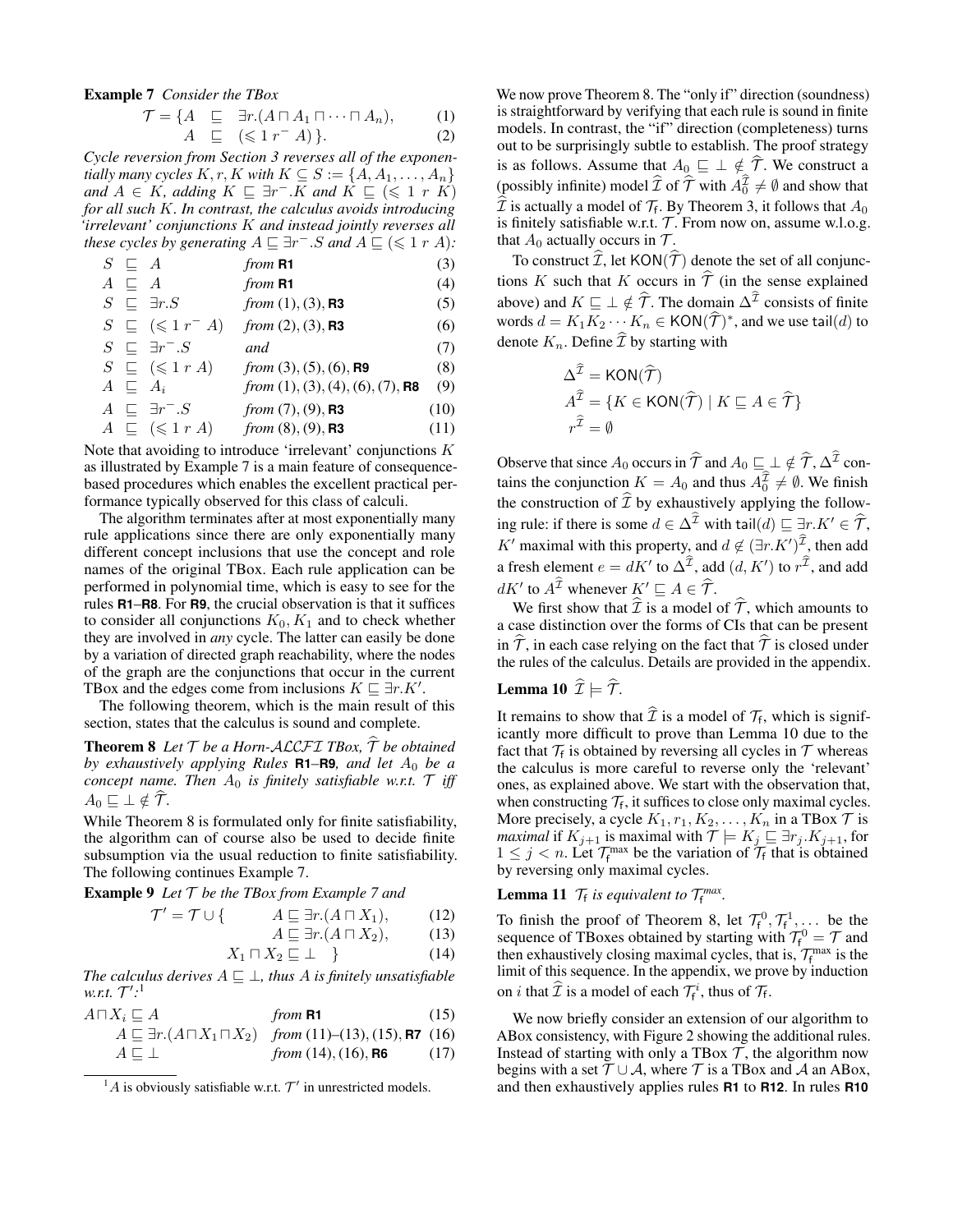**Example 7** *Consider the TBox*

$$\mathcal{T} = \{A \sqsubseteq \exists r.(A \sqcap A_1 \sqcap \cdots \sqcap A_n), \quad (1)$$
$$A \sqsubseteq (\leqslant 1\ r^- A)\}. \quad (2)$$

*Cycle reversion from Section 3 reverses all of the exponentially many cycles $K, r, K$ with $K \subseteq S := \{A, A_1, \ldots, A_n\}$ and $A \in K$, adding $K \sqsubseteq \exists r^-.K$ and $K \sqsubseteq (\leqslant 1\ r\ K)$ for all such $K$. In contrast, the calculus avoids introducing 'irrelevant' conjunctions $K$ and instead jointly reverses all these cycles by generating $A \sqsubseteq \exists r^-.S$ and $A \sqsubseteq (\leqslant 1\ r\ A)$:*

| | | |
|---|---|---|
| $S \sqsubseteq A$ | *from* **R1** | (3) |
| $A \sqsubseteq A$ | *from* **R1** | (4) |
| $S \sqsubseteq \exists r.S$ | *from* (1), (3), **R3** | (5) |
| $S \sqsubseteq (\leqslant 1\ r^-\ A)$ | *from* (2), (3), **R3** | (6) |
| $S \sqsubseteq \exists r^-.S$ | *and* | (7) |
| $S \sqsubseteq (\leqslant 1\ r\ A)$ | *from* (3), (5), (6), **R9** | (8) |
| $A \sqsubseteq A_i$ | *from* (1), (3), (4), (6), (7), **R8** | (9) |
| $A \sqsubseteq \exists r^-.S$ | *from* (7), (9), **R3** | (10) |
| $A \sqsubseteq (\leqslant 1\ r\ A)$ | *from* (8), (9), **R3** | (11) |

Note that avoiding to introduce 'irrelevant' conjunctions $K$ as illustrated by Example 7 is a main feature of consequence-based procedures which enables the excellent practical performance typically observed for this class of calculi.

The algorithm terminates after at most exponentially many rule applications since there are only exponentially many different concept inclusions that use the concept and role names of the original TBox. Each rule application can be performed in polynomial time, which is easy to see for the rules **R1**–**R8**. For **R9**, the crucial observation is that it suffices to consider all conjunctions $K_0, K_1$ and to check whether they are involved in *any* cycle. The latter can easily be done by a variation of directed graph reachability, where the nodes of the graph are the conjunctions that occur in the current TBox and the edges come from inclusions $K \sqsubseteq \exists r.K'$.

The following theorem, which is the main result of this section, states that the calculus is sound and complete.

**Theorem 8** *Let $\mathcal{T}$ be a Horn-$\mathcal{ALCFI}$ TBox, $\widehat{\mathcal{T}}$ be obtained by exhaustively applying Rules* **R1**–**R9***, and let $A_0$ be a concept name. Then $A_0$ is finitely satisfiable w.r.t. $\mathcal{T}$ iff $A_0 \sqsubseteq \bot \notin \widehat{\mathcal{T}}$.*

While Theorem 8 is formulated only for finite satisfiability, the algorithm can of course also be used to decide finite subsumption via the usual reduction to finite satisfiability. The following continues Example 7.

**Example 9** *Let $\mathcal{T}$ be the TBox from Example 7 and*

$$\mathcal{T}' = \mathcal{T} \cup \{ \quad A \sqsubseteq \exists r.(A \sqcap X_1), \quad (12)$$
$$A \sqsubseteq \exists r.(A \sqcap X_2), \quad (13)$$
$$X_1 \sqcap X_2 \sqsubseteq \bot \quad \} \quad (14)$$

*The calculus derives $A \sqsubseteq \bot$, thus $A$ is finitely unsatisfiable w.r.t. $\mathcal{T}'$:*[1]

| | | |
|---|---|---|
| $A \sqcap X_i \sqsubseteq A$ | *from* **R1** | (15) |
| $A \sqsubseteq \exists r.(A \sqcap X_1 \sqcap X_2)$ | *from* (11)–(13), (15), **R7** | (16) |
| $A \sqsubseteq \bot$ | *from* (14), (16), **R6** | (17) |

[1] $A$ is obviously satisfiable w.r.t. $\mathcal{T}'$ in unrestricted models.

We now prove Theorem 8. The "only if" direction (soundness) is straightforward by verifying that each rule is sound in finite models. In contrast, the "if" direction (completeness) turns out to be surprisingly subtle to establish. The proof strategy is as follows. Assume that $A_0 \sqsubseteq \bot \notin \widehat{\mathcal{T}}$. We construct a (possibly infinite) model $\widehat{\mathcal{I}}$ of $\widehat{\mathcal{T}}$ with $A_0^{\widehat{\mathcal{I}}} \neq \emptyset$ and show that $\widehat{\mathcal{I}}$ is actually a model of $\mathcal{T}_\mathsf{f}$. By Theorem 3, it follows that $A_0$ is finitely satisfiable w.r.t. $\mathcal{T}$. From now on, assume w.l.o.g. that $A_0$ actually occurs in $\mathcal{T}$.

To construct $\widehat{\mathcal{I}}$, let $\mathsf{KON}(\widehat{\mathcal{T}})$ denote the set of all conjunctions $K$ such that $K$ occurs in $\widehat{\mathcal{T}}$ (in the sense explained above) and $K \sqsubseteq \bot \notin \widehat{\mathcal{T}}$. The domain $\Delta^{\widehat{\mathcal{I}}}$ consists of finite words $d = K_1 K_2 \cdots K_n \in \mathsf{KON}(\widehat{\mathcal{T}})^*$, and we use $\mathsf{tail}(d)$ to denote $K_n$. Define $\widehat{\mathcal{I}}$ by starting with

$$\Delta^{\widehat{\mathcal{I}}} = \mathsf{KON}(\widehat{\mathcal{T}})$$
$$A^{\widehat{\mathcal{I}}} = \{K \in \mathsf{KON}(\widehat{\mathcal{T}}) \mid K \sqsubseteq A \in \widehat{\mathcal{T}}\}$$
$$r^{\widehat{\mathcal{I}}} = \emptyset$$

Observe that since $A_0$ occurs in $\widehat{\mathcal{T}}$ and $A_0 \sqsubseteq \bot \notin \widehat{\mathcal{T}}$, $\Delta^{\widehat{\mathcal{I}}}$ contains the conjunction $K = A_0$ and thus $A_0^{\widehat{\mathcal{I}}} \neq \emptyset$. We finish the construction of $\widehat{\mathcal{I}}$ by exhaustively applying the following rule: if there is some $d \in \Delta^{\widehat{\mathcal{I}}}$ with $\mathsf{tail}(d) \sqsubseteq \exists r.K' \in \widehat{\mathcal{T}}$, $K'$ maximal with this property, and $d \notin (\exists r.K')^{\widehat{\mathcal{I}}}$, then add a fresh element $e = dK'$ to $\Delta^{\widehat{\mathcal{I}}}$, add $(d, K')$ to $r^{\widehat{\mathcal{I}}}$, and add $dK'$ to $A^{\widehat{\mathcal{I}}}$ whenever $K' \sqsubseteq A \in \widehat{\mathcal{T}}$.

We first show that $\widehat{\mathcal{I}}$ is a model of $\widehat{\mathcal{T}}$, which amounts to a case distinction over the forms of CIs that can be present in $\widehat{\mathcal{T}}$, in each case relying on the fact that $\widehat{\mathcal{T}}$ is closed under the rules of the calculus. Details are provided in the appendix.

**Lemma 10** $\widehat{\mathcal{I}} \models \widehat{\mathcal{T}}$.

It remains to show that $\widehat{\mathcal{I}}$ is a model of $\mathcal{T}_\mathsf{f}$, which is significantly more difficult to prove than Lemma 10 due to the fact that $\mathcal{T}_\mathsf{f}$ is obtained by reversing all cycles in $\mathcal{T}$ whereas the calculus is more careful to reverse only the 'relevant' ones, as explained above. We start with the observation that, when constructing $\mathcal{T}_\mathsf{f}$, it suffices to close only maximal cycles. More precisely, a cycle $K_1, r_1, K_2, \ldots, K_n$ in a TBox $\mathcal{T}$ is *maximal* if $K_{j+1}$ is maximal with $\mathcal{T} \models K_j \sqsubseteq \exists r_j.K_{j+1}$, for $1 \leq j < n$. Let $\mathcal{T}_\mathsf{f}^{\max}$ be the variation of $\mathcal{T}_\mathsf{f}$ that is obtained by reversing only maximal cycles.

**Lemma 11** *$\mathcal{T}_\mathsf{f}$ is equivalent to $\mathcal{T}_\mathsf{f}^{max}$.*

To finish the proof of Theorem 8, let $\mathcal{T}_\mathsf{f}^0, \mathcal{T}_\mathsf{f}^1, \ldots$ be the sequence of TBoxes obtained by starting with $\mathcal{T}_\mathsf{f}^0 = \mathcal{T}$ and then exhaustively closing maximal cycles, that is, $\mathcal{T}_\mathsf{f}^{\max}$ is the limit of this sequence. In the appendix, we prove by induction on $i$ that $\widehat{\mathcal{I}}$ is a model of each $\mathcal{T}_\mathsf{f}^i$, thus of $\mathcal{T}_\mathsf{f}$.

We now briefly consider an extension of our algorithm to ABox consistency, with Figure 2 showing the additional rules. Instead of starting with only a TBox $\mathcal{T}$, the algorithm now begins with a set $\mathcal{T} \cup \mathcal{A}$, where $\mathcal{T}$ is a TBox and $\mathcal{A}$ an ABox, and then exhaustively applies rules **R1** to **R12**. In rules **R10**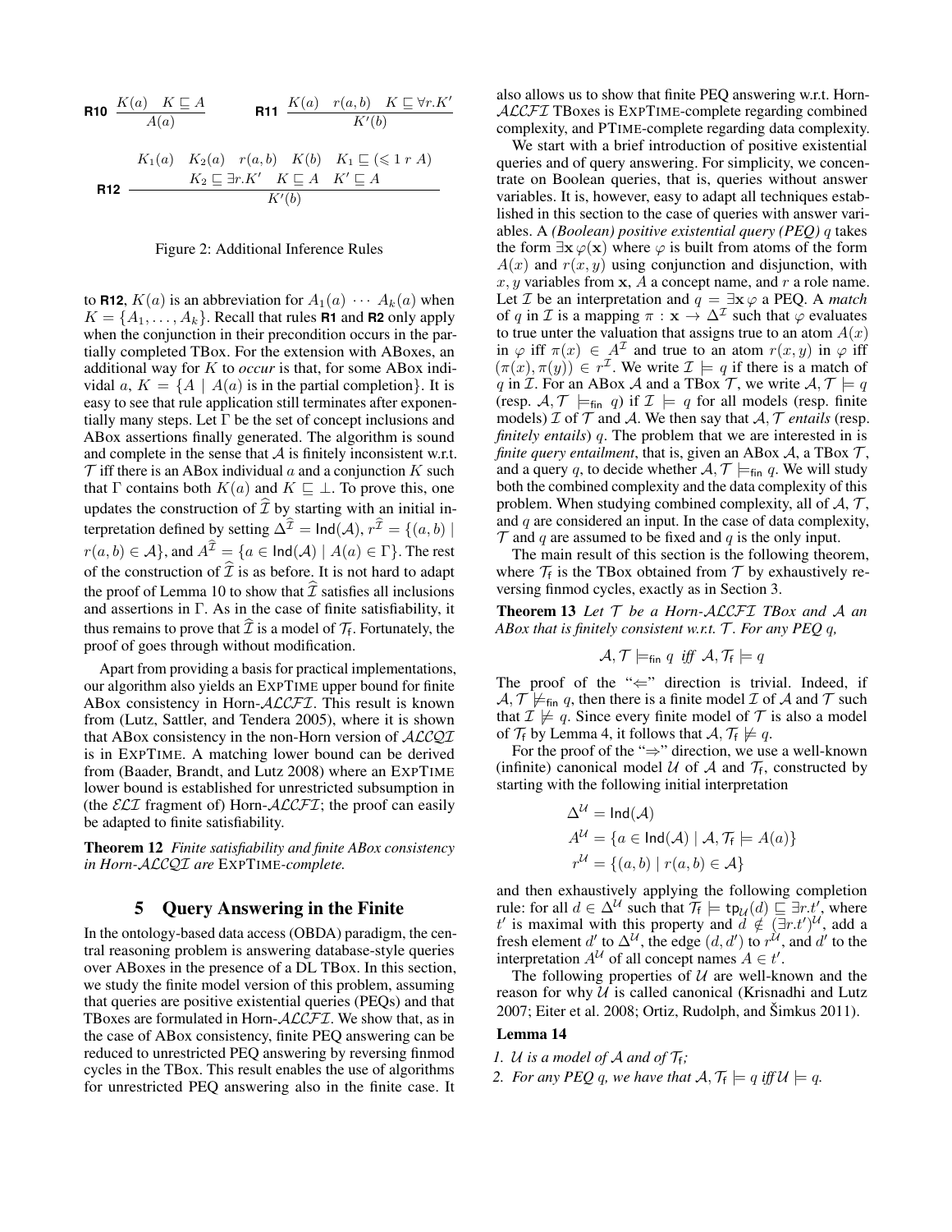$$\textbf{R10}\ \frac{K(a) \quad K \sqsubseteq A}{A(a)} \qquad \textbf{R11}\ \frac{K(a) \quad r(a,b) \quad K \sqsubseteq \forall r.K'}{K'(b)}$$

$$\textbf{R12}\ \frac{\begin{array}{c}K_1(a) \quad K_2(a) \quad r(a,b) \quad K(b) \quad K_1 \sqsubseteq (\leqslant 1\ r\ A) \\ K_2 \sqsubseteq \exists r.K' \quad K \sqsubseteq A \quad K' \sqsubseteq A\end{array}}{K'(b)}$$

Figure 2: Additional Inference Rules

to **R12**, $K(a)$ is an abbreviation for $A_1(a) \cdots A_k(a)$ when $K = \{A_1, \ldots, A_k\}$. Recall that rules **R1** and **R2** only apply when the conjunction in their precondition occurs in the partially completed TBox. For the extension with ABoxes, an additional way for $K$ to *occur* is that, for some ABox individal $a$, $K = \{A \mid A(a)$ is in the partial completion$\}$. It is easy to see that rule application still terminates after exponentially many steps. Let $\Gamma$ be the set of concept inclusions and ABox assertions finally generated. The algorithm is sound and complete in the sense that $\mathcal{A}$ is finitely inconsistent w.r.t. $\mathcal{T}$ iff there is an ABox individual $a$ and a conjunction $K$ such that $\Gamma$ contains both $K(a)$ and $K \sqsubseteq \bot$. To prove this, one updates the construction of $\widehat{\mathcal{I}}$ by starting with an initial interpretation defined by setting $\Delta^{\widehat{\mathcal{I}}} = \mathsf{Ind}(\mathcal{A})$, $r^{\widehat{\mathcal{I}}} = \{(a,b) \mid r(a,b) \in \mathcal{A}\}$, and $A^{\widehat{\mathcal{I}}} = \{a \in \mathsf{Ind}(\mathcal{A}) \mid A(a) \in \Gamma\}$. The rest of the construction of $\widehat{\mathcal{I}}$ is as before. It is not hard to adapt the proof of Lemma 10 to show that $\widehat{\mathcal{I}}$ satisfies all inclusions and assertions in $\Gamma$. As in the case of finite satisfiability, it thus remains to prove that $\widehat{\mathcal{I}}$ is a model of $\mathcal{T}_\mathsf{f}$. Fortunately, the proof of goes through without modification.

Apart from providing a basis for practical implementations, our algorithm also yields an ExpTime upper bound for finite ABox consistency in Horn-$\mathcal{ALCFI}$. This result is known from (Lutz, Sattler, and Tendera 2005), where it is shown that ABox consistency in the non-Horn version of $\mathcal{ALCQI}$ is in ExpTime. A matching lower bound can be derived from (Baader, Brandt, and Lutz 2008) where an ExpTime lower bound is established for unrestricted subsumption in (the $\mathcal{ELI}$ fragment of) Horn-$\mathcal{ALCFI}$; the proof can easily be adapted to finite satisfiability.

**Theorem 12** *Finite satisfiability and finite ABox consistency in Horn-$\mathcal{ALCQI}$ are* ExpTime*-complete.*

## 5 Query Answering in the Finite

In the ontology-based data access (OBDA) paradigm, the central reasoning problem is answering database-style queries over ABoxes in the presence of a DL TBox. In this section, we study the finite model version of this problem, assuming that queries are positive existential queries (PEQs) and that TBoxes are formulated in Horn-$\mathcal{ALCFI}$. We show that, as in the case of ABox consistency, finite PEQ answering can be reduced to unrestricted PEQ answering by reversing finmod cycles in the TBox. This result enables the use of algorithms for unrestricted PEQ answering also in the finite case. It also allows us to show that finite PEQ answering w.r.t. Horn-$\mathcal{ALCFI}$ TBoxes is ExpTime-complete regarding combined complexity, and PTime-complete regarding data complexity.

We start with a brief introduction of positive existential queries and of query answering. For simplicity, we concentrate on Boolean queries, that is, queries without answer variables. It is, however, easy to adapt all techniques established in this section to the case of queries with answer variables. A *(Boolean) positive existential query (PEQ)* $q$ takes the form $\exists \mathbf{x}\, \varphi(\mathbf{x})$ where $\varphi$ is built from atoms of the form $A(x)$ and $r(x,y)$ using conjunction and disjunction, with $x, y$ variables from $\mathbf{x}$, $A$ a concept name, and $r$ a role name. Let $\mathcal{I}$ be an interpretation and $q = \exists \mathbf{x}\, \varphi$ a PEQ. A *match* of $q$ in $\mathcal{I}$ is a mapping $\pi : \mathbf{x} \rightarrow \Delta^{\mathcal{I}}$ such that $\varphi$ evaluates to true unter the valuation that assigns true to an atom $A(x)$ in $\varphi$ iff $\pi(x) \in A^{\mathcal{I}}$ and true to an atom $r(x,y)$ in $\varphi$ iff $(\pi(x), \pi(y)) \in r^{\mathcal{I}}$. We write $\mathcal{I} \models q$ if there is a match of $q$ in $\mathcal{I}$. For an ABox $\mathcal{A}$ and a TBox $\mathcal{T}$, we write $\mathcal{A}, \mathcal{T} \models q$ (resp. $\mathcal{A}, \mathcal{T} \models_{\mathsf{fin}} q$) if $\mathcal{I} \models q$ for all models (resp. finite models) $\mathcal{I}$ of $\mathcal{T}$ and $\mathcal{A}$. We then say that $\mathcal{A}, \mathcal{T}$ *entails* (resp. *finitely entails*) $q$. The problem that we are interested in is *finite query entailment*, that is, given an ABox $\mathcal{A}$, a TBox $\mathcal{T}$, and a query $q$, to decide whether $\mathcal{A}, \mathcal{T} \models_{\mathsf{fin}} q$. We will study both the combined complexity and the data complexity of this problem. When studying combined complexity, all of $\mathcal{A}$, $\mathcal{T}$, and $q$ are considered an input. In the case of data complexity, $\mathcal{T}$ and $q$ are assumed to be fixed and $q$ is the only input.

The main result of this section is the following theorem, where $\mathcal{T}_\mathsf{f}$ is the TBox obtained from $\mathcal{T}$ by exhaustively reversing finmod cycles, exactly as in Section 3.

**Theorem 13** *Let $\mathcal{T}$ be a Horn-$\mathcal{ALCFI}$ TBox and $\mathcal{A}$ an ABox that is finitely consistent w.r.t. $\mathcal{T}$. For any PEQ $q$,*

$$\mathcal{A}, \mathcal{T} \models_{\mathsf{fin}} q \;\textit{ iff }\; \mathcal{A}, \mathcal{T}_\mathsf{f} \models q$$

The proof of the "$\Leftarrow$" direction is trivial. Indeed, if $\mathcal{A}, \mathcal{T} \not\models_{\mathsf{fin}} q$, then there is a finite model $\mathcal{I}$ of $\mathcal{A}$ and $\mathcal{T}$ such that $\mathcal{I} \not\models q$. Since every finite model of $\mathcal{T}$ is also a model of $\mathcal{T}_\mathsf{f}$ by Lemma 4, it follows that $\mathcal{A}, \mathcal{T}_\mathsf{f} \not\models q$.

For the proof of the "$\Rightarrow$" direction, we use a well-known (infinite) canonical model $\mathcal{U}$ of $\mathcal{A}$ and $\mathcal{T}_\mathsf{f}$, constructed by starting with the following initial interpretation

$$\begin{aligned}
\Delta^{\mathcal{U}} &= \mathsf{Ind}(\mathcal{A}) \\
A^{\mathcal{U}} &= \{a \in \mathsf{Ind}(\mathcal{A}) \mid \mathcal{A}, \mathcal{T}_\mathsf{f} \models A(a)\} \\
r^{\mathcal{U}} &= \{(a,b) \mid r(a,b) \in \mathcal{A}\}
\end{aligned}$$

and then exhaustively applying the following completion rule: for all $d \in \Delta^{\mathcal{U}}$ such that $\mathcal{T}_\mathsf{f} \models \mathsf{tp}_{\mathcal{U}}(d) \sqsubseteq \exists r.t'$, where $t'$ is maximal with this property and $d \notin (\exists r.t')^{\mathcal{U}}$, add a fresh element $d'$ to $\Delta^{\mathcal{U}}$, the edge $(d, d')$ to $r^{\mathcal{U}}$, and $d'$ to the interpretation $A^{\mathcal{U}}$ of all concept names $A \in t'$.

The following properties of $\mathcal{U}$ are well-known and the reason for why $\mathcal{U}$ is called canonical (Krisnadhi and Lutz 2007; Eiter et al. 2008; Ortiz, Rudolph, and Šimkus 2011).

**Lemma 14**

1. *$\mathcal{U}$ is a model of $\mathcal{A}$ and of $\mathcal{T}_\mathsf{f}$;*
2. *For any PEQ $q$, we have that $\mathcal{A}, \mathcal{T}_\mathsf{f} \models q$ iff $\mathcal{U} \models q$.*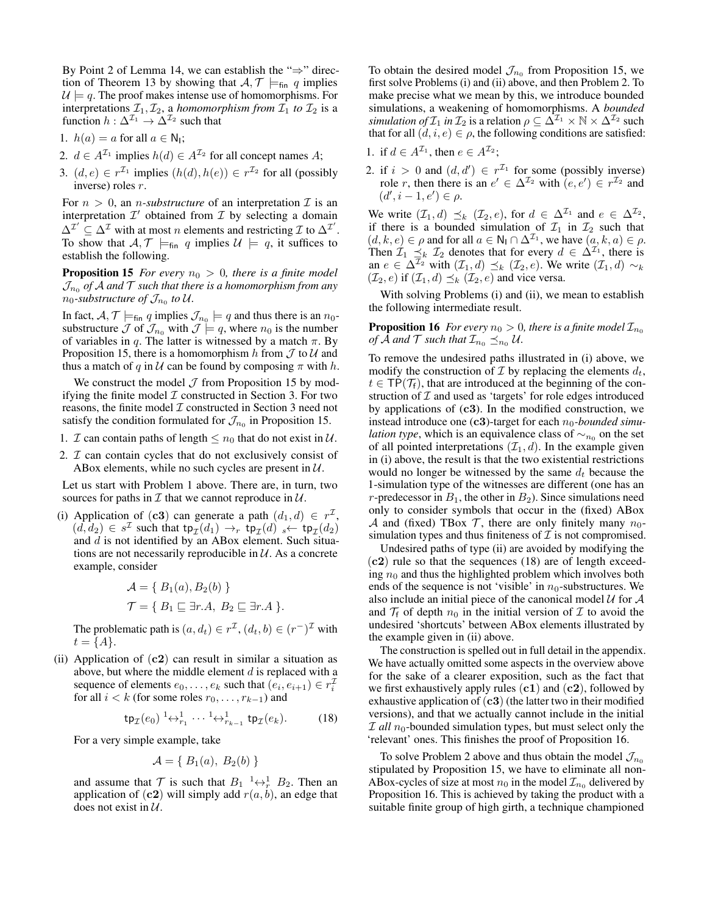By Point 2 of Lemma 14, we can establish the "⇒" direction of Theorem 13 by showing that $\mathcal{A}, \mathcal{T} \models_{\mathsf{fin}} q$ implies $\mathcal{U} \models q$. The proof makes intense use of homomorphisms. For interpretations $\mathcal{I}_1, \mathcal{I}_2$, a *homomorphism from* $\mathcal{I}_1$ *to* $\mathcal{I}_2$ is a function $h : \Delta^{\mathcal{I}_1} \to \Delta^{\mathcal{I}_2}$ such that

1. $h(a) = a$ for all $a \in \mathsf{N_I}$;
2. $d \in A^{\mathcal{I}_1}$ implies $h(d) \in A^{\mathcal{I}_2}$ for all concept names $A$;
3. $(d, e) \in r^{\mathcal{I}_1}$ implies $(h(d), h(e)) \in r^{\mathcal{I}_2}$ for all (possibly inverse) roles $r$.

For $n > 0$, an *n-substructure* of an interpretation $\mathcal{I}$ is an interpretation $\mathcal{I}'$ obtained from $\mathcal{I}$ by selecting a domain $\Delta^{\mathcal{I}'} \subseteq \Delta^{\mathcal{I}}$ with at most $n$ elements and restricting $\mathcal{I}$ to $\Delta^{\mathcal{I}'}$. To show that $\mathcal{A}, \mathcal{T} \models_{\mathsf{fin}} q$ implies $\mathcal{U} \models q$, it suffices to establish the following.

**Proposition 15** *For every $n_0 > 0$, there is a finite model $\mathcal{J}_{n_0}$ of $\mathcal{A}$ and $\mathcal{T}$ such that there is a homomorphism from any $n_0$-substructure of $\mathcal{J}_{n_0}$ to $\mathcal{U}$.*

In fact, $\mathcal{A}, \mathcal{T} \models_{\mathsf{fin}} q$ implies $\mathcal{J}_{n_0} \models q$ and thus there is an $n_0$-substructure $\mathcal{J}$ of $\mathcal{J}_{n_0}$ with $\mathcal{J} \models q$, where $n_0$ is the number of variables in $q$. The latter is witnessed by a match $\pi$. By Proposition 15, there is a homomorphism $h$ from $\mathcal{J}$ to $\mathcal{U}$ and thus a match of $q$ in $\mathcal{U}$ can be found by composing $\pi$ with $h$.

We construct the model $\mathcal{J}$ from Proposition 15 by modifying the finite model $\mathcal{I}$ constructed in Section 3. For two reasons, the finite model $\mathcal{I}$ constructed in Section 3 need not satisfy the condition formulated for $\mathcal{J}_{n_0}$ in Proposition 15.

1. $\mathcal{I}$ can contain paths of length $\leq n_0$ that do not exist in $\mathcal{U}$.
2. $\mathcal{I}$ can contain cycles that do not exclusively consist of ABox elements, while no such cycles are present in $\mathcal{U}$.

Let us start with Problem 1 above. There are, in turn, two sources for paths in $\mathcal{I}$ that we cannot reproduce in $\mathcal{U}$.

(i) Application of $(\mathbf{c3})$ can generate a path $(d_1, d) \in r^{\mathcal{I}}$, $(d, d_2) \in s^{\mathcal{I}}$ such that $\mathsf{tp}_{\mathcal{I}}(d_1) \to_r \mathsf{tp}_{\mathcal{I}}(d) \; {}_s\!\!\leftarrow \mathsf{tp}_{\mathcal{I}}(d_2)$ and $d$ is not identified by an ABox element. Such situations are not necessarily reproducible in $\mathcal{U}$. As a concrete example, consider

$$\mathcal{A} = \{ \; B_1(a), B_2(b) \; \}$$
$$\mathcal{T} = \{ \; B_1 \sqsubseteq \exists r.A, \; B_2 \sqsubseteq \exists r.A \; \}.$$

The problematic path is $(a, d_t) \in r^{\mathcal{I}}$, $(d_t, b) \in (r^-)^{\mathcal{I}}$ with $t = \{A\}$.

(ii) Application of $(\mathbf{c2})$ can result in similar a situation as above, but where the middle element $d$ is replaced with a sequence of elements $e_0, \ldots, e_k$ such that $(e_i, e_{i+1}) \in r_i^{\mathcal{I}}$ for all $i < k$ (for some roles $r_0, \ldots, r_{k-1}$) and

$$\mathsf{tp}_{\mathcal{I}}(e_0) \; {}^1\!\!\leftrightarrow^1_{r_1} \cdots {}^1\!\!\leftrightarrow^1_{r_{k-1}} \mathsf{tp}_{\mathcal{I}}(e_k). \tag{18}$$

For a very simple example, take

$$\mathcal{A} = \{ \; B_1(a), \; B_2(b) \; \}$$

and assume that $\mathcal{T}$ is such that $B_1 \; {}^1\!\!\leftrightarrow^1_r \; B_2$. Then an application of $(\mathbf{c2})$ will simply add $r(a, b)$, an edge that does not exist in $\mathcal{U}$.

To obtain the desired model $\mathcal{J}_{n_0}$ from Proposition 15, we first solve Problems (i) and (ii) above, and then Problem 2. To make precise what we mean by this, we introduce bounded simulations, a weakening of homomorphisms. A *bounded simulation of* $\mathcal{I}_1$ *in* $\mathcal{I}_2$ is a relation $\rho \subseteq \Delta^{\mathcal{I}_1} \times \mathbb{N} \times \Delta^{\mathcal{I}_2}$ such that for all $(d, i, e) \in \rho$, the following conditions are satisfied:

1. if $d \in A^{\mathcal{I}_1}$, then $e \in A^{\mathcal{I}_2}$;
2. if $i > 0$ and $(d, d') \in r^{\mathcal{I}_1}$ for some (possibly inverse) role $r$, then there is an $e' \in \Delta^{\mathcal{I}_2}$ with $(e, e') \in r^{\mathcal{I}_2}$ and $(d', i-1, e') \in \rho$.

We write $(\mathcal{I}_1, d) \preceq_k (\mathcal{I}_2, e)$, for $d \in \Delta^{\mathcal{I}_1}$ and $e \in \Delta^{\mathcal{I}_2}$, if there is a bounded simulation of $\mathcal{I}_1$ in $\mathcal{I}_2$ such that $(d, k, e) \in \rho$ and for all $a \in \mathsf{N_I} \cap \Delta^{\mathcal{I}_1}$, we have $(a, k, a) \in \rho$. Then $\mathcal{I}_1 \preceq_k \mathcal{I}_2$ denotes that for every $d \in \Delta^{\mathcal{I}_1}$, there is an $e \in \Delta^{\mathcal{I}_2}$ with $(\mathcal{I}_1, d) \preceq_k (\mathcal{I}_2, e)$. We write $(\mathcal{I}_1, d) \sim_k (\mathcal{I}_2, e)$ if $(\mathcal{I}_1, d) \preceq_k (\mathcal{I}_2, e)$ and vice versa.

With solving Problems (i) and (ii), we mean to establish the following intermediate result.

**Proposition 16** *For every $n_0 > 0$, there is a finite model $\mathcal{I}_{n_0}$ of $\mathcal{A}$ and $\mathcal{T}$ such that $\mathcal{I}_{n_0} \preceq_{n_0} \mathcal{U}$.*

To remove the undesired paths illustrated in (i) above, we modify the construction of $\mathcal{I}$ by replacing the elements $d_t$, $t \in \mathsf{TP}(\mathcal{T}_\mathsf{f})$, that are introduced at the beginning of the construction of $\mathcal{I}$ and used as 'targets' for role edges introduced by applications of $(\mathbf{c3})$. In the modified construction, we instead introduce one $(\mathbf{c3})$-target for each $n_0$*-bounded simulation type*, which is an equivalence class of $\sim_{n_0}$ on the set of all pointed interpretations $(\mathcal{I}_1, d)$. In the example given in (i) above, the result is that the two existential restrictions would no longer be witnessed by the same $d_t$ because the 1-simulation type of the witnesses are different (one has an $r$-predecessor in $B_1$, the other in $B_2$). Since simulations need only to consider symbols that occur in the (fixed) ABox $\mathcal{A}$ and (fixed) TBox $\mathcal{T}$, there are only finitely many $n_0$-simulation types and thus finiteness of $\mathcal{I}$ is not compromised.

Undesired paths of type (ii) are avoided by modifying the $(\mathbf{c2})$ rule so that the sequences (18) are of length exceeding $n_0$ and thus the highlighted problem which involves both ends of the sequence is not 'visible' in $n_0$-substructures. We also include an initial piece of the canonical model $\mathcal{U}$ for $\mathcal{A}$ and $\mathcal{T}_\mathsf{f}$ of depth $n_0$ in the initial version of $\mathcal{I}$ to avoid the undesired 'shortcuts' between ABox elements illustrated by the example given in (ii) above.

The construction is spelled out in full detail in the appendix. We have actually omitted some aspects in the overview above for the sake of a clearer exposition, such as the fact that we first exhaustively apply rules $(\mathbf{c1})$ and $(\mathbf{c2})$, followed by exhaustive application of $(\mathbf{c3})$ (the latter two in their modified versions), and that we actually cannot include in the initial $\mathcal{I}$ *all* $n_0$-bounded simulation types, but must select only the 'relevant' ones. This finishes the proof of Proposition 16.

To solve Problem 2 above and thus obtain the model $\mathcal{J}_{n_0}$ stipulated by Proposition 15, we have to eliminate all non-ABox-cycles of size at most $n_0$ in the model $\mathcal{I}_{n_0}$ delivered by Proposition 16. This is achieved by taking the product with a suitable finite group of high girth, a technique championed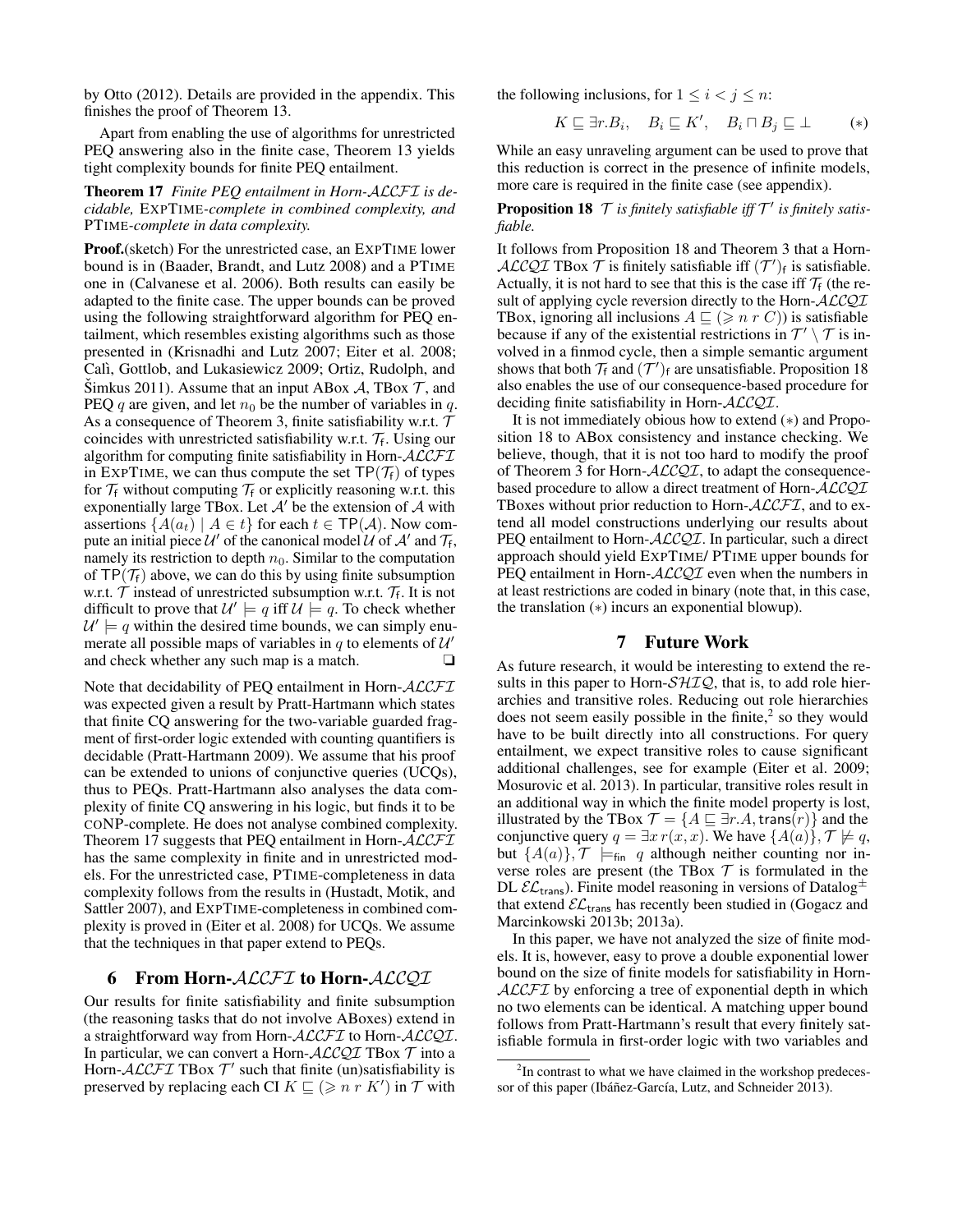by Otto (2012). Details are provided in the appendix. This finishes the proof of Theorem 13.

Apart from enabling the use of algorithms for unrestricted PEQ answering also in the finite case, Theorem 13 yields tight complexity bounds for finite PEQ entailment.

**Theorem 17** *Finite PEQ entailment in Horn-$\mathcal{ALCFI}$ is decidable,* ExpTime*-complete in combined complexity, and* PTime*-complete in data complexity.*

**Proof.**(sketch) For the unrestricted case, an ExpTime lower bound is in (Baader, Brandt, and Lutz 2008) and a PTime one in (Calvanese et al. 2006). Both results can easily be adapted to the finite case. The upper bounds can be proved using the following straightforward algorithm for PEQ entailment, which resembles existing algorithms such as those presented in (Krisnadhi and Lutz 2007; Eiter et al. 2008; Calì, Gottlob, and Lukasiewicz 2009; Ortiz, Rudolph, and Šimkus 2011). Assume that an input ABox $\mathcal{A}$, TBox $\mathcal{T}$, and PEQ $q$ are given, and let $n_0$ be the number of variables in $q$. As a consequence of Theorem 3, finite satisfiability w.r.t. $\mathcal{T}$ coincides with unrestricted satisfiability w.r.t. $\mathcal{T}_\mathsf{f}$. Using our algorithm for computing finite satisfiability in Horn-$\mathcal{ALCFI}$ in ExpTime, we can thus compute the set $\mathsf{TP}(\mathcal{T}_\mathsf{f})$ of types for $\mathcal{T}_\mathsf{f}$ without computing $\mathcal{T}_\mathsf{f}$ or explicitly reasoning w.r.t. this exponentially large TBox. Let $\mathcal{A}'$ be the extension of $\mathcal{A}$ with assertions $\{A(a_t) \mid A \in t\}$ for each $t \in \mathsf{TP}(\mathcal{A})$. Now compute an initial piece $\mathcal{U}'$ of the canonical model $\mathcal{U}$ of $\mathcal{A}'$ and $\mathcal{T}_\mathsf{f}$, namely its restriction to depth $n_0$. Similar to the computation of $\mathsf{TP}(\mathcal{T}_\mathsf{f})$ above, we can do this by using finite subsumption w.r.t. $\mathcal{T}$ instead of unrestricted subsumption w.r.t. $\mathcal{T}_\mathsf{f}$. It is not difficult to prove that $\mathcal{U}' \models q$ iff $\mathcal{U} \models q$. To check whether $\mathcal{U}' \models q$ within the desired time bounds, we can simply enumerate all possible maps of variables in $q$ to elements of $\mathcal{U}'$ and check whether any such map is a match. ❏

Note that decidability of PEQ entailment in Horn-$\mathcal{ALCFI}$ was expected given a result by Pratt-Hartmann which states that finite CQ answering for the two-variable guarded fragment of first-order logic extended with counting quantifiers is decidable (Pratt-Hartmann 2009). We assume that his proof can be extended to unions of conjunctive queries (UCQs), thus to PEQs. Pratt-Hartmann also analyses the data complexity of finite CQ answering in his logic, but finds it to be coNP-complete. He does not analyse combined complexity. Theorem 17 suggests that PEQ entailment in Horn-$\mathcal{ALCFI}$ has the same complexity in finite and in unrestricted models. For the unrestricted case, PTime-completeness in data complexity follows from the results in (Hustadt, Motik, and Sattler 2007), and ExpTime-completeness in combined complexity is proved in (Eiter et al. 2008) for UCQs. We assume that the techniques in that paper extend to PEQs.

## 6 From Horn-$\mathcal{ALCFI}$ to Horn-$\mathcal{ALCQI}$

Our results for finite satisfiability and finite subsumption (the reasoning tasks that do not involve ABoxes) extend in a straightforward way from Horn-$\mathcal{ALCFI}$ to Horn-$\mathcal{ALCQI}$. In particular, we can convert a Horn-$\mathcal{ALCQI}$ TBox $\mathcal{T}$ into a Horn-$\mathcal{ALCFI}$ TBox $\mathcal{T}'$ such that finite (un)satisfiability is preserved by replacing each CI $K \sqsubseteq (\geqslant n\ r\ K')$ in $\mathcal{T}$ with the following inclusions, for $1 \leq i < j \leq n$:

$$K \sqsubseteq \exists r.B_i, \quad B_i \sqsubseteq K', \quad B_i \sqcap B_j \sqsubseteq \bot \qquad (*)$$

While an easy unraveling argument can be used to prove that this reduction is correct in the presence of infinite models, more care is required in the finite case (see appendix).

**Proposition 18** *$\mathcal{T}$ is finitely satisfiable iff $\mathcal{T}'$ is finitely satisfiable.*

It follows from Proposition 18 and Theorem 3 that a Horn-$\mathcal{ALCQI}$ TBox $\mathcal{T}$ is finitely satisfiable iff $(\mathcal{T}')_\mathsf{f}$ is satisfiable. Actually, it is not hard to see that this is the case iff $\mathcal{T}_\mathsf{f}$ (the result of applying cycle reversion directly to the Horn-$\mathcal{ALCQI}$ TBox, ignoring all inclusions $A \sqsubseteq (\geqslant n\ r\ C))$ is satisfiable because if any of the existential restrictions in $\mathcal{T}' \setminus \mathcal{T}$ is involved in a finmod cycle, then a simple semantic argument shows that both $\mathcal{T}_\mathsf{f}$ and $(\mathcal{T}')_\mathsf{f}$ are unsatisfiable. Proposition 18 also enables the use of our consequence-based procedure for deciding finite satisfiability in Horn-$\mathcal{ALCQI}$.

It is not immediately obious how to extend $(*)$ and Proposition 18 to ABox consistency and instance checking. We believe, though, that it is not too hard to modify the proof of Theorem 3 for Horn-$\mathcal{ALCQI}$, to adapt the consequence-based procedure to allow a direct treatment of Horn-$\mathcal{ALCQI}$ TBoxes without prior reduction to Horn-$\mathcal{ALCFI}$, and to extend all model constructions underlying our results about PEQ entailment to Horn-$\mathcal{ALCQI}$. In particular, such a direct approach should yield ExpTime/ PTime upper bounds for PEQ entailment in Horn-$\mathcal{ALCQI}$ even when the numbers in at least restrictions are coded in binary (note that, in this case, the translation $(*)$ incurs an exponential blowup).

## 7 Future Work

As future research, it would be interesting to extend the results in this paper to Horn-$\mathcal{SHIQ}$, that is, to add role hierarchies and transitive roles. Reducing out role hierarchies does not seem easily possible in the finite,[2] so they would have to be built directly into all constructions. For query entailment, we expect transitive roles to cause significant additional challenges, see for example (Eiter et al. 2009; Mosurovic et al. 2013). In particular, transitive roles result in an additional way in which the finite model property is lost, illustrated by the TBox $\mathcal{T} = \{A \sqsubseteq \exists r.A, \mathsf{trans}(r)\}$ and the conjunctive query $q = \exists x\, r(x,x)$. We have $\{A(a)\}, \mathcal{T} \not\models q$, but $\{A(a)\}, \mathcal{T} \models_\mathsf{fin} q$ although neither counting nor inverse roles are present (the TBox $\mathcal{T}$ is formulated in the DL $\mathcal{EL}_\mathsf{trans}$). Finite model reasoning in versions of Datalog$^\pm$ that extend $\mathcal{EL}_\mathsf{trans}$ has recently been studied in (Gogacz and Marcinkowski 2013b; 2013a).

In this paper, we have not analyzed the size of finite models. It is, however, easy to prove a double exponential lower bound on the size of finite models for satisfiability in Horn-$\mathcal{ALCFI}$ by enforcing a tree of exponential depth in which no two elements can be identical. A matching upper bound follows from Pratt-Hartmann's result that every finitely satisfiable formula in first-order logic with two variables and

[2] In contrast to what we have claimed in the workshop predecessor of this paper (Ibáñez-García, Lutz, and Schneider 2013).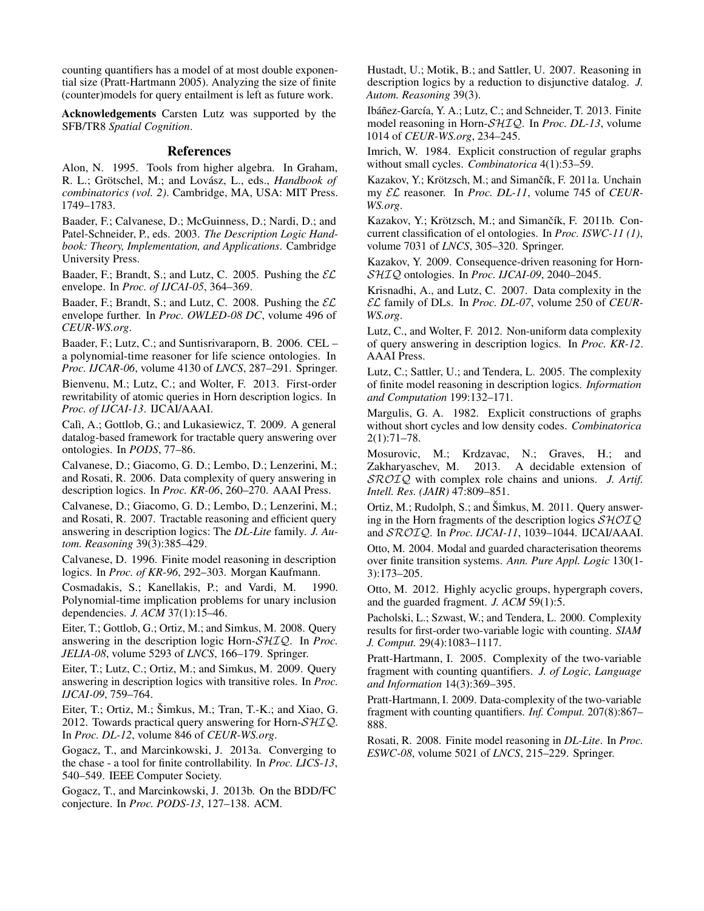counting quantifiers has a model of at most double exponential size (Pratt-Hartmann 2005). Analyzing the size of finite (counter)models for query entailment is left as future work.

**Acknowledgements** Carsten Lutz was supported by the SFB/TR8 *Spatial Cognition*.

## References

Alon, N. 1995. Tools from higher algebra. In Graham, R. L.; Grötschel, M.; and Lovász, L., eds., *Handbook of combinatorics (vol. 2)*. Cambridge, MA, USA: MIT Press. 1749–1783.

Baader, F.; Calvanese, D.; McGuinness, D.; Nardi, D.; and Patel-Schneider, P., eds. 2003. *The Description Logic Handbook: Theory, Implementation, and Applications*. Cambridge University Press.

Baader, F.; Brandt, S.; and Lutz, C. 2005. Pushing the $\mathcal{EL}$ envelope. In *Proc. of IJCAI-05*, 364–369.

Baader, F.; Brandt, S.; and Lutz, C. 2008. Pushing the $\mathcal{EL}$ envelope further. In *Proc. OWLED-08 DC*, volume 496 of *CEUR-WS.org*.

Baader, F.; Lutz, C.; and Suntisrivaraporn, B. 2006. CEL – a polynomial-time reasoner for life science ontologies. In *Proc. IJCAR-06*, volume 4130 of *LNCS*, 287–291. Springer.

Bienvenu, M.; Lutz, C.; and Wolter, F. 2013. First-order rewritability of atomic queries in Horn description logics. In *Proc. of IJCAI-13*. IJCAI/AAAI.

Calì, A.; Gottlob, G.; and Lukasiewicz, T. 2009. A general datalog-based framework for tractable query answering over ontologies. In *PODS*, 77–86.

Calvanese, D.; Giacomo, G. D.; Lembo, D.; Lenzerini, M.; and Rosati, R. 2006. Data complexity of query answering in description logics. In *Proc. KR-06*, 260–270. AAAI Press.

Calvanese, D.; Giacomo, G. D.; Lembo, D.; Lenzerini, M.; and Rosati, R. 2007. Tractable reasoning and efficient query answering in description logics: The *DL-Lite* family. *J. Autom. Reasoning* 39(3):385–429.

Calvanese, D. 1996. Finite model reasoning in description logics. In *Proc. of KR-96*, 292–303. Morgan Kaufmann.

Cosmadakis, S.; Kanellakis, P.; and Vardi, M. 1990. Polynomial-time implication problems for unary inclusion dependencies. *J. ACM* 37(1):15–46.

Eiter, T.; Gottlob, G.; Ortiz, M.; and Simkus, M. 2008. Query answering in the description logic Horn-$\mathcal{SHIQ}$. In *Proc. JELIA-08*, volume 5293 of *LNCS*, 166–179. Springer.

Eiter, T.; Lutz, C.; Ortiz, M.; and Simkus, M. 2009. Query answering in description logics with transitive roles. In *Proc. IJCAI-09*, 759–764.

Eiter, T.; Ortiz, M.; Šimkus, M.; Tran, T.-K.; and Xiao, G. 2012. Towards practical query answering for Horn-$\mathcal{SHIQ}$. In *Proc. DL-12*, volume 846 of *CEUR-WS.org*.

Gogacz, T., and Marcinkowski, J. 2013a. Converging to the chase - a tool for finite controllability. In *Proc. LICS-13*, 540–549. IEEE Computer Society.

Gogacz, T., and Marcinkowski, J. 2013b. On the BDD/FC conjecture. In *Proc. PODS-13*, 127–138. ACM.

Hustadt, U.; Motik, B.; and Sattler, U. 2007. Reasoning in description logics by a reduction to disjunctive datalog. *J. Autom. Reasoning* 39(3).

Ibáñez-García, Y. A.; Lutz, C.; and Schneider, T. 2013. Finite model reasoning in Horn-$\mathcal{SHIQ}$. In *Proc. DL-13*, volume 1014 of *CEUR-WS.org*, 234–245.

Imrich, W. 1984. Explicit construction of regular graphs without small cycles. *Combinatorica* 4(1):53–59.

Kazakov, Y.; Krötzsch, M.; and Simančík, F. 2011a. Unchain my $\mathcal{EL}$ reasoner. In *Proc. DL-11*, volume 745 of *CEUR-WS.org*.

Kazakov, Y.; Krötzsch, M.; and Simančík, F. 2011b. Concurrent classification of el ontologies. In *Proc. ISWC-11 (1)*, volume 7031 of *LNCS*, 305–320. Springer.

Kazakov, Y. 2009. Consequence-driven reasoning for Horn-$\mathcal{SHIQ}$ ontologies. In *Proc. IJCAI-09*, 2040–2045.

Krisnadhi, A., and Lutz, C. 2007. Data complexity in the $\mathcal{EL}$ family of DLs. In *Proc. DL-07*, volume 250 of *CEUR-WS.org*.

Lutz, C., and Wolter, F. 2012. Non-uniform data complexity of query answering in description logics. In *Proc. KR-12*. AAAI Press.

Lutz, C.; Sattler, U.; and Tendera, L. 2005. The complexity of finite model reasoning in description logics. *Information and Computation* 199:132–171.

Margulis, G. A. 1982. Explicit constructions of graphs without short cycles and low density codes. *Combinatorica* 2(1):71–78.

Mosurovic, M.; Krdzavac, N.; Graves, H.; and Zakharyaschev, M. 2013. A decidable extension of $\mathcal{SROIQ}$ with complex role chains and unions. *J. Artif. Intell. Res. (JAIR)* 47:809–851.

Ortiz, M.; Rudolph, S.; and Šimkus, M. 2011. Query answering in the Horn fragments of the description logics $\mathcal{SHOIQ}$ and $\mathcal{SROIQ}$. In *Proc. IJCAI-11*, 1039–1044. IJCAI/AAAI.

Otto, M. 2004. Modal and guarded characterisation theorems over finite transition systems. *Ann. Pure Appl. Logic* 130(1-3):173–205.

Otto, M. 2012. Highly acyclic groups, hypergraph covers, and the guarded fragment. *J. ACM* 59(1):5.

Pacholski, L.; Szwast, W.; and Tendera, L. 2000. Complexity results for first-order two-variable logic with counting. *SIAM J. Comput.* 29(4):1083–1117.

Pratt-Hartmann, I. 2005. Complexity of the two-variable fragment with counting quantifiers. *J. of Logic, Language and Information* 14(3):369–395.

Pratt-Hartmann, I. 2009. Data-complexity of the two-variable fragment with counting quantifiers. *Inf. Comput.* 207(8):867–888.

Rosati, R. 2008. Finite model reasoning in *DL-Lite*. In *Proc. ESWC-08*, volume 5021 of *LNCS*, 215–229. Springer.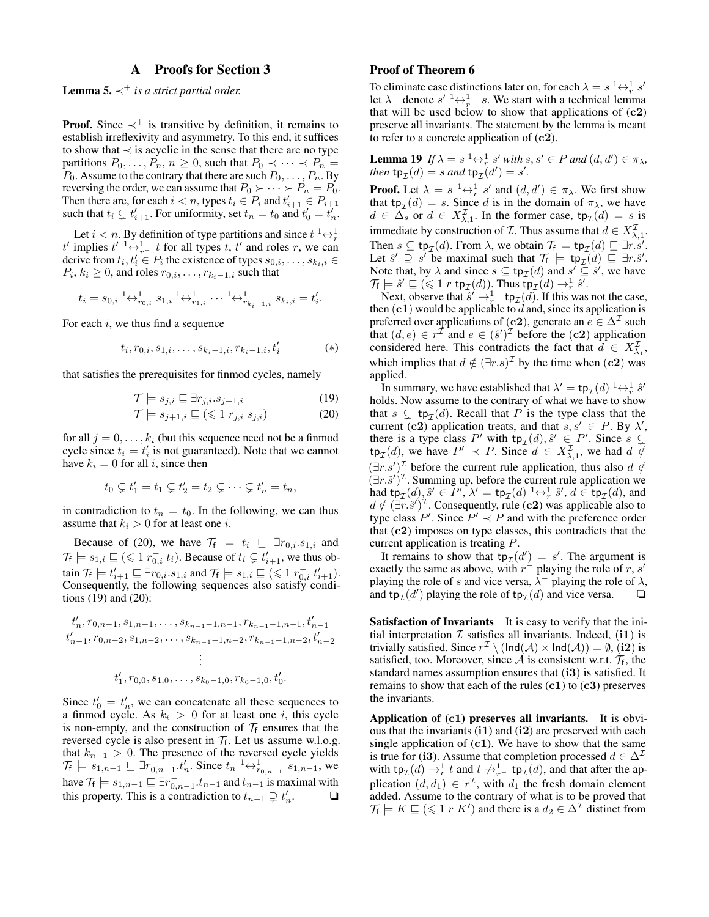## A Proofs for Section 3

**Lemma 5.** *$\prec^+$ is a strict partial order.*

**Proof.** Since $\prec^+$ is transitive by definition, it remains to establish irreflexivity and asymmetry. To this end, it suffices to show that $\prec$ is acyclic in the sense that there are no type partitions $P_0, \ldots, P_n$, $n \geq 0$, such that $P_0 \prec \cdots \prec P_n = P_0$. Assume to the contrary that there are such $P_0, \ldots, P_n$. By reversing the order, we can assume that $P_0 \succ \cdots \succ P_n = P_0$. Then there are, for each $i < n$, types $t_i \in P_i$ and $t'_{i+1} \in P_{i+1}$ such that $t_i \subsetneq t'_{i+1}$. For uniformity, set $t_n = t_0$ and $t'_0 = t'_n$.

Let $i < n$. By definition of type partitions and since $t \ {}^1\!\!\leftrightarrow^1_r \ t'$ implies $t' \ {}^1\!\!\leftrightarrow^1_{r^-} \ t$ for all types $t$, $t'$ and roles $r$, we can derive from $t_i, t'_i \in P_i$ the existence of types $s_{0,i}, \ldots, s_{k_i,i} \in P_i$, $k_i \geq 0$, and roles $r_{0,i}, \ldots, r_{k_i-1,i}$ such that

$$t_i = s_{0,i} \ {}^1\!\!\leftrightarrow^1_{r_{0,i}} \ s_{1,i} \ {}^1\!\!\leftrightarrow^1_{r_{1,i}} \ \cdots \ {}^1\!\!\leftrightarrow^1_{r_{k_i-1,i}} \ s_{k_i,i} = t'_i.$$

For each $i$, we thus find a sequence

$$t_i, r_{0,i}, s_{1,i}, \ldots, s_{k_i-1,i}, r_{k_i-1,i}, t'_i \qquad (*)$$

that satisfies the prerequisites for finmod cycles, namely

$$\mathcal{T} \models s_{j,i} \sqsubseteq \exists r_{j,i}.s_{j+1,i} \qquad (19)$$

$$\mathcal{T} \models s_{j+1,i} \sqsubseteq (\leqslant 1 \ r_{j,i} \ s_{j,i}) \qquad (20)$$

for all $j = 0, \ldots, k_i$ (but this sequence need not be a finmod cycle since $t_i = t'_i$ is not guaranteed). Note that we cannot have $k_i = 0$ for all $i$, since then

$$t_0 \subsetneq t'_1 = t_1 \subsetneq t'_2 = t_2 \subsetneq \cdots \subsetneq t'_n = t_n,$$

in contradiction to $t_n = t_0$. In the following, we can thus assume that $k_i > 0$ for at least one $i$.

Because of (20), we have $\mathcal{T}_\mathsf{f} \models t_i \sqsubseteq \exists r_{0,i}.s_{1,i}$ and $\mathcal{T}_\mathsf{f} \models s_{1,i} \sqsubseteq (\leqslant 1 \ r^-_{0,i} \ t_i)$. Because of $t_i \subsetneq t'_{i+1}$, we thus obtain $\mathcal{T}_\mathsf{f} \models t'_{i+1} \sqsubseteq \exists r_{0,i}.s_{1,i}$ and $\mathcal{T}_\mathsf{f} \models s_{1,i} \sqsubseteq (\leqslant 1 \ r^-_{0,i} \ t'_{i+1})$. Consequently, the following sequences also satisfy conditions (19) and (20):

$$t'_n, r_{0,n-1}, s_{1,n-1}, \ldots, s_{k_{n-1}-1,n-1}, r_{k_{n-1}-1,n-1}, t'_{n-1}$$
$$t'_{n-1}, r_{0,n-2}, s_{1,n-2}, \ldots, s_{k_{n-1}-1,n-2}, r_{k_{n-1}-1,n-2}, t'_{n-2}$$
$$\vdots$$
$$t'_1, r_{0,0}, s_{1,0}, \ldots, s_{k_0-1,0}, r_{k_0-1,0}, t'_0.$$

Since $t'_0 = t'_n$, we can concatenate all these sequences to a finmod cycle. As $k_i > 0$ for at least one $i$, this cycle is non-empty, and the construction of $\mathcal{T}_\mathsf{f}$ ensures that the reversed cycle is also present in $\mathcal{T}_\mathsf{f}$. Let us assume w.l.o.g. that $k_{n-1} > 0$. The presence of the reversed cycle yields $\mathcal{T}_\mathsf{f} \models s_{1,n-1} \sqsubseteq \exists r^-_{0,n-1}.t'_n$. Since $t_n \ {}^1\!\!\leftrightarrow^1_{r_{0,n-1}} \ s_{1,n-1}$, we have $\mathcal{T}_\mathsf{f} \models s_{1,n-1} \sqsubseteq \exists r^-_{0,n-1}.t_{n-1}$ and $t_{n-1}$ is maximal with this property. This is a contradiction to $t_{n-1} \supsetneq t'_n$. ❑

### Proof of Theorem 6

To eliminate case distinctions later on, for each $\lambda = s \ {}^1\!\!\leftrightarrow^1_r \ s'$ let $\lambda^-$ denote $s' \ {}^1\!\!\leftrightarrow^1_{r^-} \ s$. We start with a technical lemma that will be used below to show that applications of **(c2)** preserve all invariants. The statement by the lemma is meant to refer to a concrete application of **(c2)**.

**Lemma 19** *If $\lambda = s \ {}^1\!\!\leftrightarrow^1_r \ s'$ with $s, s' \in P$ and $(d, d') \in \pi_\lambda$, then $\mathsf{tp}_\mathcal{I}(d) = s$ and $\mathsf{tp}_\mathcal{I}(d') = s'$.*

**Proof.** Let $\lambda = s \ {}^1\!\!\leftrightarrow^1_r \ s'$ and $(d, d') \in \pi_\lambda$. We first show that $\mathsf{tp}_\mathcal{I}(d) = s$. Since $d$ is in the domain of $\pi_\lambda$, we have $d \in \Delta_s$ or $d \in X^\mathcal{I}_{\lambda,1}$. In the former case, $\mathsf{tp}_\mathcal{I}(d) = s$ is immediate by construction of $\mathcal{I}$. Thus assume that $d \in X^\mathcal{I}_{\lambda,1}$. Then $s \subseteq \mathsf{tp}_\mathcal{I}(d)$. From $\lambda$, we obtain $\mathcal{T}_\mathsf{f} \models \mathsf{tp}_\mathcal{I}(d) \sqsubseteq \exists r.s'$. Let $\hat{s}' \supseteq s'$ be maximal such that $\mathcal{T}_\mathsf{f} \models \mathsf{tp}_\mathcal{I}(d) \sqsubseteq \exists r.\hat{s}'$. Note that, by $\lambda$ and since $s \subseteq \mathsf{tp}_\mathcal{I}(d)$ and $s' \subseteq \hat{s}'$, we have $\mathcal{T}_\mathsf{f} \models \hat{s}' \sqsubseteq (\leqslant 1 \ r \ \mathsf{tp}_\mathcal{I}(d))$. Thus $\mathsf{tp}_\mathcal{I}(d) \rightarrow^1_r \hat{s}'$.

Next, observe that $\hat{s}' \rightarrow^1_{r^-} \mathsf{tp}_\mathcal{I}(d)$. If this was not the case, then **(c1)** would be applicable to $d$ and, since its application is preferred over applications of **(c2)**, generate an $e \in \Delta^\mathcal{I}$ such that $(d, e) \in r^\mathcal{I}$ and $e \in (\hat{s}')^\mathcal{I}$ before the **(c2)** application considered here. This contradicts the fact that $d \in X^\mathcal{I}_{\lambda_1}$, which implies that $d \notin (\exists r.s)^\mathcal{I}$ by the time when **(c2)** was applied.

In summary, we have established that $\lambda' = \mathsf{tp}_\mathcal{I}(d) \ {}^1\!\!\leftrightarrow^1_r \ \hat{s}'$ holds. Now assume to the contrary of what we have to show that $s \subsetneq \mathsf{tp}_\mathcal{I}(d)$. Recall that $P$ is the type class that the current **(c2)** application treats, and that $s, s' \in P$. By $\lambda'$, there is a type class $P'$ with $\mathsf{tp}_\mathcal{I}(d), \hat{s}' \in P'$. Since $s \subsetneq \mathsf{tp}_\mathcal{I}(d)$, we have $P' \prec P$. Since $d \in X^\mathcal{I}_{\lambda,1}$, we had $d \notin (\exists r.s')^\mathcal{I}$ before the current rule application, thus also $d \notin (\exists r.\hat{s}')^\mathcal{I}$. Summing up, before the current rule application we had $\mathsf{tp}_\mathcal{I}(d), \hat{s}' \in P'$, $\lambda' = \mathsf{tp}_\mathcal{I}(d) \ {}^1\!\!\leftrightarrow^1_r \ \hat{s}'$, $d \in \mathsf{tp}_\mathcal{I}(d)$, and $d \notin (\exists r.\hat{s}')^\mathcal{I}$. Consequently, rule **(c2)** was applicable also to type class $P'$. Since $P' \prec P$ and with the preference order that **(c2)** imposes on type classes, this contradicts that the current application is treating $P$.

It remains to show that $\mathsf{tp}_\mathcal{I}(d') = s'$. The argument is exactly the same as above, with $r^-$ playing the role of $r$, $s'$ playing the role of $s$ and vice versa, $\lambda^-$ playing the role of $\lambda$, and $\mathsf{tp}_\mathcal{I}(d')$ playing the role of $\mathsf{tp}_\mathcal{I}(d)$ and vice versa. ❑

**Satisfaction of Invariants** It is easy to verify that the initial interpretation $\mathcal{I}$ satisfies all invariants. Indeed, **(i1)** is trivially satisfied. Since $r^\mathcal{I} \setminus (\mathsf{Ind}(\mathcal{A}) \times \mathsf{Ind}(\mathcal{A})) = \emptyset$, **(i2)** is satisfied, too. Moreover, since $\mathcal{A}$ is consistent w.r.t. $\mathcal{T}_\mathsf{f}$, the standard names assumption ensures that **(i3)** is satisfied. It remains to show that each of the rules **(c1)** to **(c3)** preserves the invariants.

**Application of (c1) preserves all invariants.** It is obvious that the invariants **(i1)** and **(i2)** are preserved with each single application of **(c1)**. We have to show that the same is true for **(i3)**. Assume that completion processed $d \in \Delta^\mathcal{I}$ with $\mathsf{tp}_\mathcal{I}(d) \rightarrow^1_r t$ and $t \not\rightarrow^1_{r^-} \mathsf{tp}_\mathcal{I}(d)$, and that after the application $(d, d_1) \in r^\mathcal{I}$, with $d_1$ the fresh domain element added. Assume to the contrary of what is to be proved that $\mathcal{T}_\mathsf{f} \models K \sqsubseteq (\leqslant 1 \ r \ K')$ and there is a $d_2 \in \Delta^\mathcal{I}$ distinct from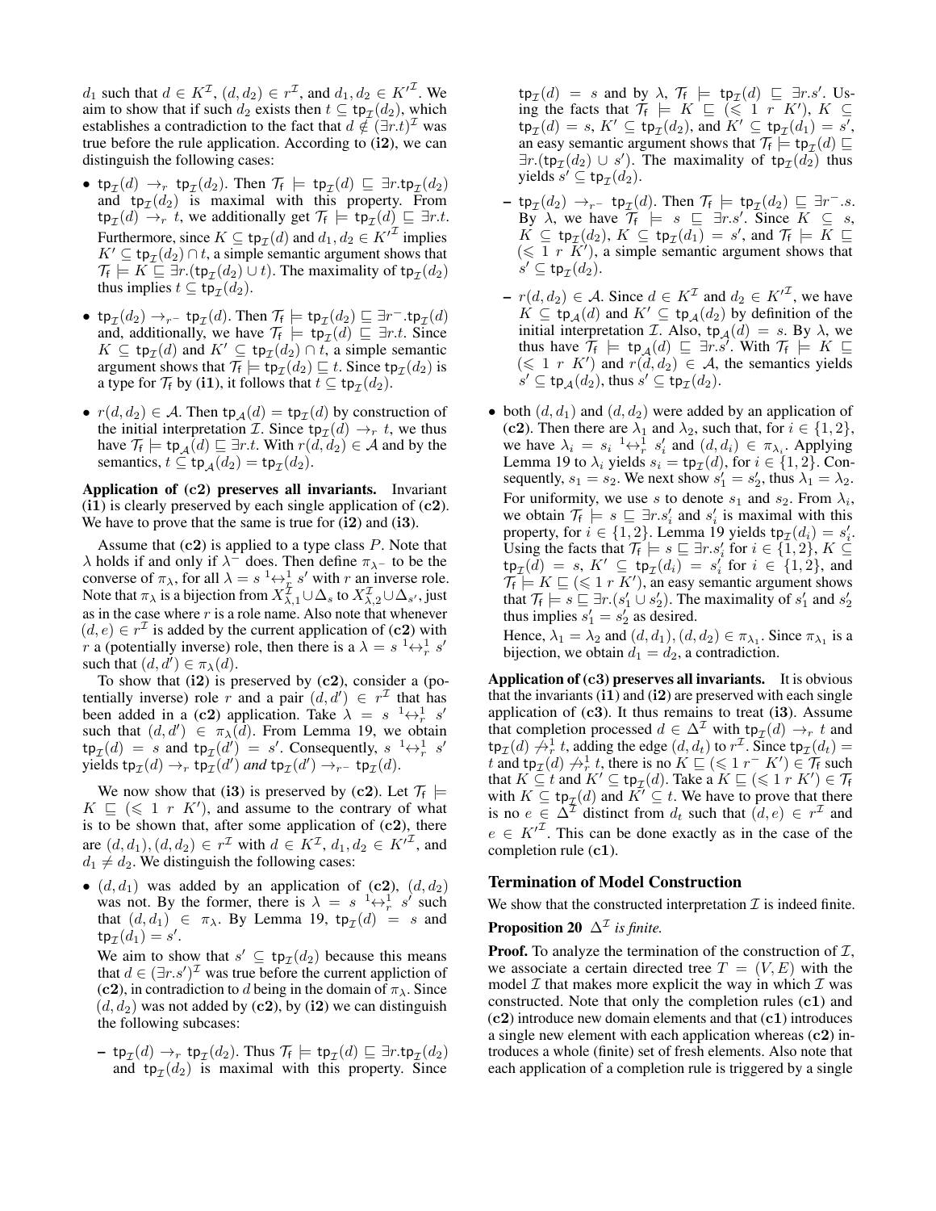$d_1$ such that $d \in K^{\mathcal{I}}$, $(d, d_2) \in r^{\mathcal{I}}$, and $d_1, d_2 \in K'^{\mathcal{I}}$. We aim to show that if such $d_2$ exists then $t \subseteq \mathsf{tp}_{\mathcal{I}}(d_2)$, which establishes a contradiction to the fact that $d \notin (\exists r.t)^{\mathcal{I}}$ was true before the rule application. According to **(i2)**, we can distinguish the following cases:

- $\mathsf{tp}_{\mathcal{I}}(d) \rightarrow_r \mathsf{tp}_{\mathcal{I}}(d_2)$. Then $\mathcal{T}_{\mathsf{f}} \models \mathsf{tp}_{\mathcal{I}}(d) \sqsubseteq \exists r.\mathsf{tp}_{\mathcal{I}}(d_2)$ and $\mathsf{tp}_{\mathcal{I}}(d_2)$ is maximal with this property. From $\mathsf{tp}_{\mathcal{I}}(d) \rightarrow_r t$, we additionally get $\mathcal{T}_{\mathsf{f}} \models \mathsf{tp}_{\mathcal{I}}(d) \sqsubseteq \exists r.t$. Furthermore, since $K \subseteq \mathsf{tp}_{\mathcal{I}}(d)$ and $d_1, d_2 \in K'^{\mathcal{I}}$ implies $K' \subseteq \mathsf{tp}_{\mathcal{I}}(d_2) \cap t$, a simple semantic argument shows that $\mathcal{T}_{\mathsf{f}} \models K \sqsubseteq \exists r.(\mathsf{tp}_{\mathcal{I}}(d_2) \cup t)$. The maximality of $\mathsf{tp}_{\mathcal{I}}(d_2)$ thus implies $t \subseteq \mathsf{tp}_{\mathcal{I}}(d_2)$.
- $\mathsf{tp}_{\mathcal{I}}(d_2) \rightarrow_{r^-} \mathsf{tp}_{\mathcal{I}}(d)$. Then $\mathcal{T}_{\mathsf{f}} \models \mathsf{tp}_{\mathcal{I}}(d_2) \sqsubseteq \exists r^-.\mathsf{tp}_{\mathcal{I}}(d)$ and, additionally, we have $\mathcal{T}_{\mathsf{f}} \models \mathsf{tp}_{\mathcal{I}}(d) \sqsubseteq \exists r.t$. Since $K \subseteq \mathsf{tp}_{\mathcal{I}}(d)$ and $K' \subseteq \mathsf{tp}_{\mathcal{I}}(d_2) \cap t$, a simple semantic argument shows that $\mathcal{T}_{\mathsf{f}} \models \mathsf{tp}_{\mathcal{I}}(d_2) \sqsubseteq t$. Since $\mathsf{tp}_{\mathcal{I}}(d_2)$ is a type for $\mathcal{T}_{\mathsf{f}}$ by **(i1)**, it follows that $t \subseteq \mathsf{tp}_{\mathcal{I}}(d_2)$.
- $r(d, d_2) \in \mathcal{A}$. Then $\mathsf{tp}_{\mathcal{A}}(d) = \mathsf{tp}_{\mathcal{I}}(d)$ by construction of the initial interpretation $\mathcal{I}$. Since $\mathsf{tp}_{\mathcal{I}}(d) \rightarrow_r t$, we thus have $\mathcal{T}_{\mathsf{f}} \models \mathsf{tp}_{\mathcal{A}}(d) \sqsubseteq \exists r.t$. With $r(d, d_2) \in \mathcal{A}$ and by the semantics, $t \subseteq \mathsf{tp}_{\mathcal{A}}(d_2) = \mathsf{tp}_{\mathcal{I}}(d_2)$.

**Application of (c2) preserves all invariants.** Invariant **(i1)** is clearly preserved by each single application of **(c2)**. We have to prove that the same is true for **(i2)** and **(i3)**.

Assume that **(c2)** is applied to a type class $P$. Note that $\lambda$ holds if and only if $\lambda^-$ does. Then define $\pi_{\lambda^-}$ to be the converse of $\pi_\lambda$, for all $\lambda = s \ {}^1\!\!\leftrightarrow^1_r\ s'$ with $r$ an inverse role. Note that $\pi_\lambda$ is a bijection from $X^{\mathcal{I}}_{\lambda,1} \cup \Delta_s$ to $X^{\mathcal{I}}_{\lambda,2} \cup \Delta_{s'}$, just as in the case where $r$ is a role name. Also note that whenever $(d, e) \in r^{\mathcal{I}}$ is added by the current application of **(c2)** with $r$ a (potentially inverse) role, then there is a $\lambda = s \ {}^1\!\!\leftrightarrow^1_r\ s'$ such that $(d, d') \in \pi_\lambda(d)$.

To show that **(i2)** is preserved by **(c2)**, consider a (potentially inverse) role $r$ and a pair $(d, d') \in r^{\mathcal{I}}$ that has been added in a **(c2)** application. Take $\lambda = s \ {}^1\!\!\leftrightarrow^1_r\ s'$ such that $(d, d') \in \pi_\lambda(d)$. From Lemma 19, we obtain $\mathsf{tp}_{\mathcal{I}}(d) = s$ and $\mathsf{tp}_{\mathcal{I}}(d') = s'$. Consequently, $s \ {}^1\!\!\leftrightarrow^1_r\ s'$ yields $\mathsf{tp}_{\mathcal{I}}(d) \rightarrow_r \mathsf{tp}_{\mathcal{I}}(d')$ *and* $\mathsf{tp}_{\mathcal{I}}(d') \rightarrow_{r^-} \mathsf{tp}_{\mathcal{I}}(d)$.

We now show that **(i3)** is preserved by **(c2)**. Let $\mathcal{T}_{\mathsf{f}} \models K \sqsubseteq (\leqslant 1\ r\ K')$, and assume to the contrary of what is to be shown that, after some application of **(c2)**, there are $(d, d_1), (d, d_2) \in r^{\mathcal{I}}$ with $d \in K^{\mathcal{I}}$, $d_1, d_2 \in K'^{\mathcal{I}}$, and $d_1 \neq d_2$. We distinguish the following cases:

- $(d, d_1)$ was added by an application of **(c2)**, $(d, d_2)$ was not. By the former, there is $\lambda = s \ {}^1\!\!\leftrightarrow^1_r\ s'$ such that $(d, d_1) \in \pi_\lambda$. By Lemma 19, $\mathsf{tp}_{\mathcal{I}}(d) = s$ and $\mathsf{tp}_{\mathcal{I}}(d_1) = s'$.

  We aim to show that $s' \subseteq \mathsf{tp}_{\mathcal{I}}(d_2)$ because this means that $d \in (\exists r.s')^{\mathcal{I}}$ was true before the current appliction of **(c2)**, in contradiction to $d$ being in the domain of $\pi_\lambda$. Since $(d, d_2)$ was not added by **(c2)**, by **(i2)** we can distinguish the following subcases:

  - $\mathsf{tp}_{\mathcal{I}}(d) \rightarrow_r \mathsf{tp}_{\mathcal{I}}(d_2)$. Thus $\mathcal{T}_{\mathsf{f}} \models \mathsf{tp}_{\mathcal{I}}(d) \sqsubseteq \exists r.\mathsf{tp}_{\mathcal{I}}(d_2)$ and $\mathsf{tp}_{\mathcal{I}}(d_2)$ is maximal with this property. Since $\mathsf{tp}_{\mathcal{I}}(d) = s$ and by $\lambda$, $\mathcal{T}_{\mathsf{f}} \models \mathsf{tp}_{\mathcal{I}}(d) \sqsubseteq \exists r.s'$. Using the facts that $\mathcal{T}_{\mathsf{f}} \models K \sqsubseteq (\leqslant 1\ r\ K')$, $K \subseteq \mathsf{tp}_{\mathcal{I}}(d) = s$, $K' \subseteq \mathsf{tp}_{\mathcal{I}}(d_2)$, and $K' \subseteq \mathsf{tp}_{\mathcal{I}}(d_1) = s'$, an easy semantic argument shows that $\mathcal{T}_{\mathsf{f}} \models \mathsf{tp}_{\mathcal{I}}(d) \sqsubseteq \exists r.(\mathsf{tp}_{\mathcal{I}}(d_2) \cup s')$. The maximality of $\mathsf{tp}_{\mathcal{I}}(d_2)$ thus yields $s' \subseteq \mathsf{tp}_{\mathcal{I}}(d_2)$.
  - $\mathsf{tp}_{\mathcal{I}}(d_2) \rightarrow_{r^-} \mathsf{tp}_{\mathcal{I}}(d)$. Then $\mathcal{T}_{\mathsf{f}} \models \mathsf{tp}_{\mathcal{I}}(d_2) \sqsubseteq \exists r^-.s$. By $\lambda$, we have $\mathcal{T}_{\mathsf{f}} \models s \sqsubseteq \exists r.s'$. Since $K \subseteq s$, $K \subseteq \mathsf{tp}_{\mathcal{I}}(d_2)$, $K \subseteq \mathsf{tp}_{\mathcal{I}}(d_1) = s'$, and $\mathcal{T}_{\mathsf{f}} \models K \sqsubseteq (\leqslant 1\ r\ K')$, a simple semantic argument shows that $s' \subseteq \mathsf{tp}_{\mathcal{I}}(d_2)$.
  - $r(d, d_2) \in \mathcal{A}$. Since $d \in K^{\mathcal{I}}$ and $d_2 \in K'^{\mathcal{I}}$, we have $K \subseteq \mathsf{tp}_{\mathcal{A}}(d)$ and $K' \subseteq \mathsf{tp}_{\mathcal{A}}(d_2)$ by definition of the initial interpretation $\mathcal{I}$. Also, $\mathsf{tp}_{\mathcal{A}}(d) = s$. By $\lambda$, we thus have $\mathcal{T}_{\mathsf{f}} \models \mathsf{tp}_{\mathcal{A}}(d) \sqsubseteq \exists r.s'$. With $\mathcal{T}_{\mathsf{f}} \models K \sqsubseteq (\leqslant 1\ r\ K')$ and $r(d, d_2) \in \mathcal{A}$, the semantics yields $s' \subseteq \mathsf{tp}_{\mathcal{A}}(d_2)$, thus $s' \subseteq \mathsf{tp}_{\mathcal{I}}(d_2)$.
- both $(d, d_1)$ and $(d, d_2)$ were added by an application of **(c2)**. Then there are $\lambda_1$ and $\lambda_2$, such that, for $i \in \{1, 2\}$, we have $\lambda_i = s_i \ {}^1\!\!\leftrightarrow^1_r\ s'_i$ and $(d, d_i) \in \pi_{\lambda_i}$. Applying Lemma 19 to $\lambda_i$ yields $s_i = \mathsf{tp}_{\mathcal{I}}(d)$, for $i \in \{1, 2\}$. Consequently, $s_1 = s_2$. We next show $s'_1 = s'_2$, thus $\lambda_1 = \lambda_2$.

  For uniformity, we use $s$ to denote $s_1$ and $s_2$. From $\lambda_i$, we obtain $\mathcal{T}_{\mathsf{f}} \models s \sqsubseteq \exists r.s'_i$ and $s'_i$ is maximal with this property, for $i \in \{1, 2\}$. Lemma 19 yields $\mathsf{tp}_{\mathcal{I}}(d_i) = s'_i$. Using the facts that $\mathcal{T}_{\mathsf{f}} \models s \sqsubseteq \exists r.s'_i$ for $i \in \{1, 2\}$, $K \subseteq \mathsf{tp}_{\mathcal{I}}(d) = s$, $K' \subseteq \mathsf{tp}_{\mathcal{I}}(d_i) = s'_i$ for $i \in \{1, 2\}$, and $\mathcal{T}_{\mathsf{f}} \models K \sqsubseteq (\leqslant 1\ r\ K')$, an easy semantic argument shows that $\mathcal{T}_{\mathsf{f}} \models s \sqsubseteq \exists r.(s'_1 \cup s'_2)$. The maximality of $s'_1$ and $s'_2$ thus implies $s'_1 = s'_2$ as desired.

  Hence, $\lambda_1 = \lambda_2$ and $(d, d_1), (d, d_2) \in \pi_{\lambda_1}$. Since $\pi_{\lambda_1}$ is a bijection, we obtain $d_1 = d_2$, a contradiction.

**Application of (c3) preserves all invariants.** It is obvious that the invariants **(i1)** and **(i2)** are preserved with each single application of **(c3)**. It thus remains to treat **(i3)**. Assume that completion processed $d \in \Delta^{\mathcal{I}}$ with $\mathsf{tp}_{\mathcal{I}}(d) \rightarrow_r t$ and $\mathsf{tp}_{\mathcal{I}}(d) \not\rightarrow^1_r t$, adding the edge $(d, d_t)$ to $r^{\mathcal{I}}$. Since $\mathsf{tp}_{\mathcal{I}}(d_t) = t$ and $\mathsf{tp}_{\mathcal{I}}(d) \not\rightarrow^1_r t$, there is no $K \sqsubseteq (\leqslant 1\ r^-\ K') \in \mathcal{T}_{\mathsf{f}}$ such that $K \subseteq t$ and $K' \subseteq \mathsf{tp}_{\mathcal{I}}(d)$. Take a $K \sqsubseteq (\leqslant 1\ r\ K') \in \mathcal{T}_{\mathsf{f}}$ with $K \subseteq \mathsf{tp}_{\mathcal{I}}(d)$ and $K' \subseteq t$. We have to prove that there is no $e \in \Delta^{\mathcal{I}}$ distinct from $d_t$ such that $(d, e) \in r^{\mathcal{I}}$ and $e \in K'^{\mathcal{I}}$. This can be done exactly as in the case of the completion rule **(c1)**.

### Termination of Model Construction

We show that the constructed interpretation $\mathcal{I}$ is indeed finite.

**Proposition 20** *$\Delta^{\mathcal{I}}$ is finite.*

**Proof.** To analyze the termination of the construction of $\mathcal{I}$, we associate a certain directed tree $T = (V, E)$ with the model $\mathcal{I}$ that makes more explicit the way in which $\mathcal{I}$ was constructed. Note that only the completion rules **(c1)** and **(c2)** introduce new domain elements and that **(c1)** introduces a single new element with each application whereas **(c2)** introduces a whole (finite) set of fresh elements. Also note that each application of a completion rule is triggered by a single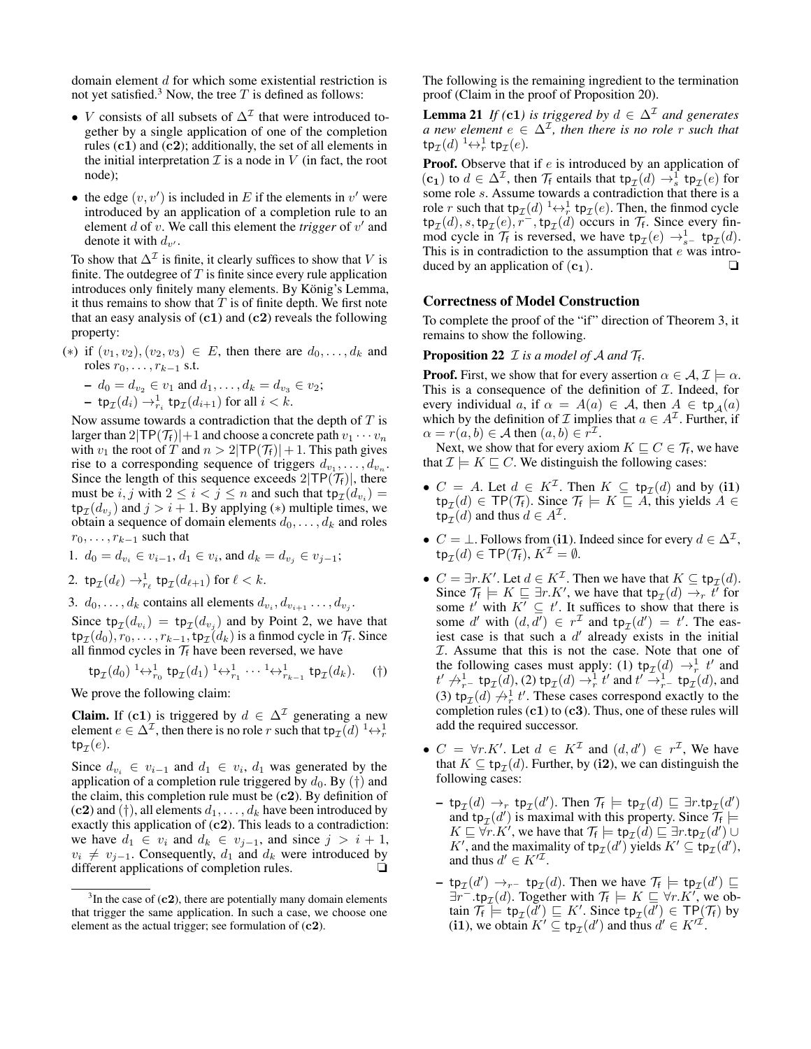domain element $d$ for which some existential restriction is not yet satisfied.[3] Now, the tree $T$ is defined as follows:

- $V$ consists of all subsets of $\Delta^{\mathcal{I}}$ that were introduced together by a single application of one of the completion rules (**c1**) and (**c2**); additionally, the set of all elements in the initial interpretation $\mathcal{I}$ is a node in $V$ (in fact, the root node);
- the edge $(v, v')$ is included in $E$ if the elements in $v'$ were introduced by an application of a completion rule to an element $d$ of $v$. We call this element the ***trigger*** of $v'$ and denote it with $d_{v'}$.

To show that $\Delta^{\mathcal{I}}$ is finite, it clearly suffices to show that $V$ is finite. The outdegree of $T$ is finite since every rule application introduces only finitely many elements. By König's Lemma, it thus remains to show that $T$ is of finite depth. We first note that an easy analysis of (**c1**) and (**c2**) reveals the following property:

($*$) if $(v_1, v_2), (v_2, v_3) \in E$, then there are $d_0, \ldots, d_k$ and roles $r_0, \ldots, r_{k-1}$ s.t.

- $d_0 = d_{v_2} \in v_1$ and $d_1, \ldots, d_k = d_{v_3} \in v_2$;
- $\mathsf{tp}_{\mathcal{I}}(d_i) \rightarrow^1_{r_i} \mathsf{tp}_{\mathcal{I}}(d_{i+1})$ for all $i < k$.

Now assume towards a contradiction that the depth of $T$ is larger than $2|\mathsf{TP}(\mathcal{T}_\mathsf{f})|+1$ and choose a concrete path $v_1 \cdots v_n$ with $v_1$ the root of $T$ and $n > 2|\mathsf{TP}(\mathcal{T}_\mathsf{f})| + 1$. This path gives rise to a corresponding sequence of triggers $d_{v_1}, \ldots, d_{v_n}$. Since the length of this sequence exceeds $2|\mathsf{TP}(\mathcal{T}_\mathsf{f})|$, there must be $i, j$ with $2 \leq i < j \leq n$ and such that $\mathsf{tp}_{\mathcal{I}}(d_{v_i}) = \mathsf{tp}_{\mathcal{I}}(d_{v_j})$ and $j > i + 1$. By applying ($*$) multiple times, we obtain a sequence of domain elements $d_0, \ldots, d_k$ and roles $r_0, \ldots, r_{k-1}$ such that

1. $d_0 = d_{v_i} \in v_{i-1}$, $d_1 \in v_i$, and $d_k = d_{v_j} \in v_{j-1}$;
2. $\mathsf{tp}_{\mathcal{I}}(d_\ell) \rightarrow^1_{r_\ell} \mathsf{tp}_{\mathcal{I}}(d_{\ell+1})$ for $\ell < k$.
3. $d_0, \ldots, d_k$ contains all elements $d_{v_i}, d_{v_{i+1}} \ldots, d_{v_j}$.

Since $\mathsf{tp}_{\mathcal{I}}(d_{v_i}) = \mathsf{tp}_{\mathcal{I}}(d_{v_j})$ and by Point 2, we have that $\mathsf{tp}_{\mathcal{I}}(d_0), r_0, \ldots, r_{k-1}, \mathsf{tp}_{\mathcal{I}}(d_k)$ is a finmod cycle in $\mathcal{T}_\mathsf{f}$. Since all finmod cycles in $\mathcal{T}_\mathsf{f}$ have been reversed, we have

$$\mathsf{tp}_{\mathcal{I}}(d_0) \,{}^1\!\!\leftrightarrow^1_{r_0} \mathsf{tp}_{\mathcal{I}}(d_1) \,{}^1\!\!\leftrightarrow^1_{r_1} \cdots {}^1\!\!\leftrightarrow^1_{r_{k-1}} \mathsf{tp}_{\mathcal{I}}(d_k). \quad (\dagger)$$

We prove the following claim:

**Claim.** If (**c1**) is triggered by $d \in \Delta^{\mathcal{I}}$ generating a new element $e \in \Delta^{\mathcal{I}}$, then there is no role $r$ such that $\mathsf{tp}_{\mathcal{I}}(d) \,{}^1\!\!\leftrightarrow^1_r \mathsf{tp}_{\mathcal{I}}(e)$.

Since $d_{v_i} \in v_{i-1}$ and $d_1 \in v_i$, $d_1$ was generated by the application of a completion rule triggered by $d_0$. By ($\dagger$) and the claim, this completion rule must be (**c2**). By definition of (**c2**) and ($\dagger$), all elements $d_1, \ldots, d_k$ have been introduced by exactly this application of (**c2**). This leads to a contradiction: we have $d_1 \in v_i$ and $d_k \in v_{j-1}$, and since $j > i + 1$, $v_i \neq v_{j-1}$. Consequently, $d_1$ and $d_k$ were introduced by different applications of completion rules. ❏

[3] In the case of (**c2**), there are potentially many domain elements that trigger the same application. In such a case, we choose one element as the actual trigger; see formulation of (**c2**).

The following is the remaining ingredient to the termination proof (Claim in the proof of Proposition 20).

**Lemma 21** *If (**c1**) is triggered by $d \in \Delta^{\mathcal{I}}$ and generates a new element $e \in \Delta^{\mathcal{I}}$, then there is no role $r$ such that $\mathsf{tp}_{\mathcal{I}}(d) \,{}^1\!\!\leftrightarrow^1_r \mathsf{tp}_{\mathcal{I}}(e)$.*

**Proof.** Observe that if $e$ is introduced by an application of ($\mathbf{c_1}$) to $d \in \Delta^{\mathcal{I}}$, then $\mathcal{T}_\mathsf{f}$ entails that $\mathsf{tp}_{\mathcal{I}}(d) \rightarrow^1_s \mathsf{tp}_{\mathcal{I}}(e)$ for some role $s$. Assume towards a contradiction that there is a role $r$ such that $\mathsf{tp}_{\mathcal{I}}(d) \,{}^1\!\!\leftrightarrow^1_r \mathsf{tp}_{\mathcal{I}}(e)$. Then, the finmod cycle $\mathsf{tp}_{\mathcal{I}}(d), s, \mathsf{tp}_{\mathcal{I}}(e), r^-, \mathsf{tp}_{\mathcal{I}}(d)$ occurs in $\mathcal{T}_\mathsf{f}$. Since every finmod cycle in $\mathcal{T}_\mathsf{f}$ is reversed, we have $\mathsf{tp}_{\mathcal{I}}(e) \rightarrow^1_{s^-} \mathsf{tp}_{\mathcal{I}}(d)$. This is in contradiction to the assumption that $e$ was introduced by an application of ($\mathbf{c_1}$). ❏

## Correctness of Model Construction

To complete the proof of the "if" direction of Theorem 3, it remains to show the following.

**Proposition 22** *$\mathcal{I}$ is a model of $\mathcal{A}$ and $\mathcal{T}_\mathsf{f}$.*

**Proof.** First, we show that for every assertion $\alpha \in \mathcal{A}$, $\mathcal{I} \models \alpha$. This is a consequence of the definition of $\mathcal{I}$. Indeed, for every individual $a$, if $\alpha = A(a) \in \mathcal{A}$, then $A \in \mathsf{tp}_{\mathcal{A}}(a)$ which by the definition of $\mathcal{I}$ implies that $a \in A^{\mathcal{I}}$. Further, if $\alpha = r(a, b) \in \mathcal{A}$ then $(a, b) \in r^{\mathcal{I}}$.

Next, we show that for every axiom $K \sqsubseteq C \in \mathcal{T}_\mathsf{f}$, we have that $\mathcal{I} \models K \sqsubseteq C$. We distinguish the following cases:

- $C = A$. Let $d \in K^{\mathcal{I}}$. Then $K \subseteq \mathsf{tp}_{\mathcal{I}}(d)$ and by (**i1**) $\mathsf{tp}_{\mathcal{I}}(d) \in \mathsf{TP}(\mathcal{T}_\mathsf{f})$. Since $\mathcal{T}_\mathsf{f} \models K \sqsubseteq A$, this yields $A \in \mathsf{tp}_{\mathcal{I}}(d)$ and thus $d \in A^{\mathcal{I}}$.
- $C = \bot$. Follows from (**i1**). Indeed since for every $d \in \Delta^{\mathcal{I}}$, $\mathsf{tp}_{\mathcal{I}}(d) \in \mathsf{TP}(\mathcal{T}_\mathsf{f})$, $K^{\mathcal{I}} = \emptyset$.
- $C = \exists r.K'$. Let $d \in K^{\mathcal{I}}$. Then we have that $K \subseteq \mathsf{tp}_{\mathcal{I}}(d)$. Since $\mathcal{T}_\mathsf{f} \models K \sqsubseteq \exists r.K'$, we have that $\mathsf{tp}_{\mathcal{I}}(d) \rightarrow_r t'$ for some $t'$ with $K' \subseteq t'$. It suffices to show that there is some $d'$ with $(d, d') \in r^{\mathcal{I}}$ and $\mathsf{tp}_{\mathcal{I}}(d') = t'$. The easiest case is that such a $d'$ already exists in the initial $\mathcal{I}$. Assume that this is not the case. Note that one of the following cases must apply: (1) $\mathsf{tp}_{\mathcal{I}}(d) \rightarrow^1_r t'$ and $t' \not\rightarrow^1_{r^-} \mathsf{tp}_{\mathcal{I}}(d)$, (2) $\mathsf{tp}_{\mathcal{I}}(d) \rightarrow^1_r t'$ and $t' \rightarrow^1_{r^-} \mathsf{tp}_{\mathcal{I}}(d)$, and (3) $\mathsf{tp}_{\mathcal{I}}(d) \not\rightarrow^1_r t'$. These cases correspond exactly to the completion rules (**c1**) to (**c3**). Thus, one of these rules will add the required successor.
- $C = \forall r.K'$. Let $d \in K^{\mathcal{I}}$ and $(d, d') \in r^{\mathcal{I}}$, We have that $K \subseteq \mathsf{tp}_{\mathcal{I}}(d)$. Further, by (**i2**), we can distinguish the following cases:
  - $\mathsf{tp}_{\mathcal{I}}(d) \rightarrow_r \mathsf{tp}_{\mathcal{I}}(d')$. Then $\mathcal{T}_\mathsf{f} \models \mathsf{tp}_{\mathcal{I}}(d) \sqsubseteq \exists r.\mathsf{tp}_{\mathcal{I}}(d')$ and $\mathsf{tp}_{\mathcal{I}}(d')$ is maximal with this property. Since $\mathcal{T}_\mathsf{f} \models K \sqsubseteq \forall r.K'$, we have that $\mathcal{T}_\mathsf{f} \models \mathsf{tp}_{\mathcal{I}}(d) \sqsubseteq \exists r.\mathsf{tp}_{\mathcal{I}}(d') \cup K'$, and the maximality of $\mathsf{tp}_{\mathcal{I}}(d')$ yields $K' \subseteq \mathsf{tp}_{\mathcal{I}}(d')$, and thus $d' \in K'^{\mathcal{I}}$.
  - $\mathsf{tp}_{\mathcal{I}}(d') \rightarrow_{r^-} \mathsf{tp}_{\mathcal{I}}(d)$. Then we have $\mathcal{T}_\mathsf{f} \models \mathsf{tp}_{\mathcal{I}}(d') \sqsubseteq \exists r^-.\mathsf{tp}_{\mathcal{I}}(d)$. Together with $\mathcal{T}_\mathsf{f} \models K \sqsubseteq \forall r.K'$, we obtain $\mathcal{T}_\mathsf{f} \models \mathsf{tp}_{\mathcal{I}}(d') \sqsubseteq K'$. Since $\mathsf{tp}_{\mathcal{I}}(d') \in \mathsf{TP}(\mathcal{T}_\mathsf{f})$ by (**i1**), we obtain $K' \subseteq \mathsf{tp}_{\mathcal{I}}(d')$ and thus $d' \in K'^{\mathcal{I}}$.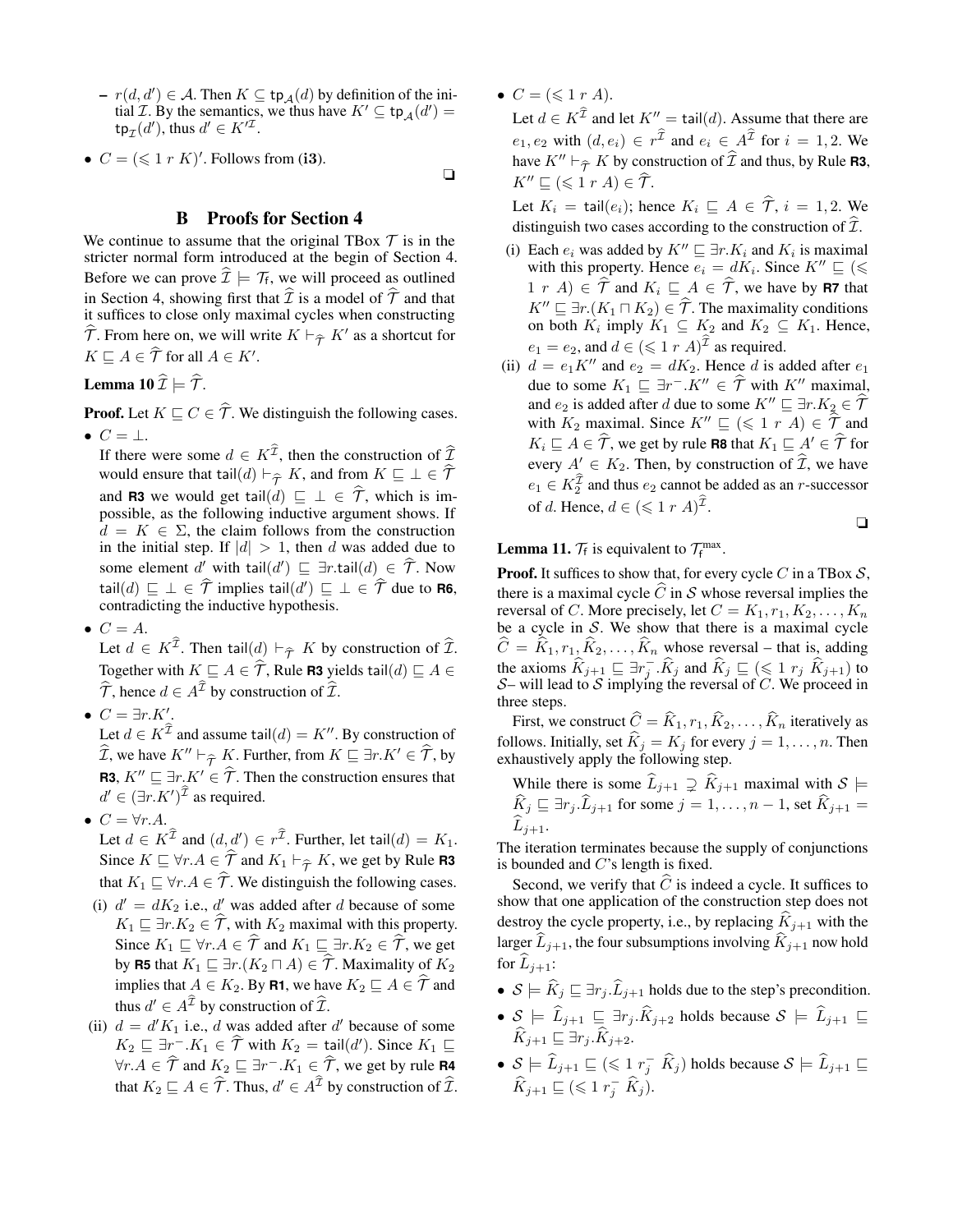– $r(d, d') \in \mathcal{A}$. Then $K \subseteq \mathsf{tp}_{\mathcal{A}}(d)$ by definition of the initial $\mathcal{I}$. By the semantics, we thus have $K' \subseteq \mathsf{tp}_{\mathcal{A}}(d') = \mathsf{tp}_{\mathcal{I}}(d')$, thus $d' \in K'^{\mathcal{I}}$.

- $C = (\leqslant 1\ r\ K)'$. Follows from (**i3**). ❏

## B Proofs for Section 4

We continue to assume that the original TBox $\mathcal{T}$ is in the stricter normal form introduced at the begin of Section 4. Before we can prove $\widehat{\mathcal{I}} \models \mathcal{T}_\mathsf{f}$, we will proceed as outlined in Section 4, showing first that $\widehat{\mathcal{I}}$ is a model of $\widehat{\mathcal{T}}$ and that it suffices to close only maximal cycles when constructing $\widehat{\mathcal{T}}$. From here on, we will write $K \vdash_{\widehat{\mathcal{T}}} K'$ as a shortcut for $K \sqsubseteq A \in \widehat{\mathcal{T}}$ for all $A \in K'$.

**Lemma 10** $\widehat{\mathcal{I}} \models \widehat{\mathcal{T}}$.

**Proof.** Let $K \sqsubseteq C \in \widehat{\mathcal{T}}$. We distinguish the following cases.

- $C = \bot$.
  If there were some $d \in K^{\widehat{\mathcal{I}}}$, then the construction of $\widehat{\mathcal{I}}$ would ensure that $\mathsf{tail}(d) \vdash_{\widehat{\mathcal{T}}} K$, and from $K \sqsubseteq \bot \in \widehat{\mathcal{T}}$ and **R3** we would get $\mathsf{tail}(d) \sqsubseteq \bot \in \widehat{\mathcal{T}}$, which is impossible, as the following inductive argument shows. If $d = K \in \Sigma$, the claim follows from the construction in the initial step. If $|d| > 1$, then $d$ was added due to some element $d'$ with $\mathsf{tail}(d') \sqsubseteq \exists r.\mathsf{tail}(d) \in \widehat{\mathcal{T}}$. Now $\mathsf{tail}(d) \sqsubseteq \bot \in \widehat{\mathcal{T}}$ implies $\mathsf{tail}(d') \sqsubseteq \bot \in \widehat{\mathcal{T}}$ due to **R6**, contradicting the inductive hypothesis.

- $C = A$.
  Let $d \in K^{\widehat{\mathcal{I}}}$. Then $\mathsf{tail}(d) \vdash_{\widehat{\mathcal{T}}} K$ by construction of $\widehat{\mathcal{I}}$. Together with $K \sqsubseteq A \in \widehat{\mathcal{T}}$, Rule **R3** yields $\mathsf{tail}(d) \sqsubseteq A \in \widehat{\mathcal{T}}$, hence $d \in A^{\widehat{\mathcal{I}}}$ by construction of $\widehat{\mathcal{I}}$.

- $C = \exists r.K'$.
  Let $d \in K^{\widehat{\mathcal{I}}}$ and assume $\mathsf{tail}(d) = K''$. By construction of $\widehat{\mathcal{I}}$, we have $K'' \vdash_{\widehat{\mathcal{T}}} K$. Further, from $K \sqsubseteq \exists r.K' \in \widehat{\mathcal{T}}$, by **R3**, $K'' \sqsubseteq \exists r.K' \in \widehat{\mathcal{T}}$. Then the construction ensures that $d' \in (\exists r.K')^{\widehat{\mathcal{I}}}$ as required.

- $C = \forall r.A$.
  Let $d \in K^{\widehat{\mathcal{I}}}$ and $(d, d') \in r^{\widehat{\mathcal{I}}}$. Further, let $\mathsf{tail}(d) = K_1$. Since $K \sqsubseteq \forall r.A \in \widehat{\mathcal{T}}$ and $K_1 \vdash_{\widehat{\mathcal{T}}} K$, we get by Rule **R3** that $K_1 \sqsubseteq \forall r.A \in \widehat{\mathcal{T}}$. We distinguish the following cases.

  (i) $d' = dK_2$ i.e., $d'$ was added after $d$ because of some $K_1 \sqsubseteq \exists r.K_2 \in \widehat{\mathcal{T}}$, with $K_2$ maximal with this property. Since $K_1 \sqsubseteq \forall r.A \in \widehat{\mathcal{T}}$ and $K_1 \sqsubseteq \exists r.K_2 \in \widehat{\mathcal{T}}$, we get by **R5** that $K_1 \sqsubseteq \exists r.(K_2 \sqcap A) \in \widehat{\mathcal{T}}$. Maximality of $K_2$ implies that $A \in K_2$. By **R1**, we have $K_2 \sqsubseteq A \in \widehat{\mathcal{T}}$ and thus $d' \in A^{\widehat{\mathcal{I}}}$ by construction of $\widehat{\mathcal{I}}$.

  (ii) $d = d'K_1$ i.e., $d$ was added after $d'$ because of some $K_2 \sqsubseteq \exists r^-.K_1 \in \widehat{\mathcal{T}}$ with $K_2 = \mathsf{tail}(d')$. Since $K_1 \sqsubseteq \forall r.A \in \widehat{\mathcal{T}}$ and $K_2 \sqsubseteq \exists r^-.K_1 \in \widehat{\mathcal{T}}$, we get by rule **R4** that $K_2 \sqsubseteq A \in \widehat{\mathcal{T}}$. Thus, $d' \in A^{\widehat{\mathcal{I}}}$ by construction of $\widehat{\mathcal{I}}$.

- $C = (\leqslant 1\ r\ A)$.
  Let $d \in K^{\widehat{\mathcal{I}}}$ and let $K'' = \mathsf{tail}(d)$. Assume that there are $e_1, e_2$ with $(d, e_i) \in r^{\widehat{\mathcal{I}}}$ and $e_i \in A^{\widehat{\mathcal{I}}}$ for $i = 1, 2$. We have $K'' \vdash_{\widehat{\mathcal{T}}} K$ by construction of $\widehat{\mathcal{I}}$ and thus, by Rule **R3**, $K'' \sqsubseteq (\leqslant 1\ r\ A) \in \widehat{\mathcal{T}}$.

  Let $K_i = \mathsf{tail}(e_i)$; hence $K_i \sqsubseteq A \in \widehat{\mathcal{T}}$, $i = 1, 2$. We distinguish two cases according to the construction of $\widehat{\mathcal{I}}$.

  (i) Each $e_i$ was added by $K'' \sqsubseteq \exists r.K_i$ and $K_i$ is maximal with this property. Hence $e_i = dK_i$. Since $K'' \sqsubseteq (\leqslant 1\ r\ A) \in \widehat{\mathcal{T}}$ and $K_i \sqsubseteq A \in \widehat{\mathcal{T}}$, we have by **R7** that $K'' \sqsubseteq \exists r.(K_1 \sqcap K_2) \in \widehat{\mathcal{T}}$. The maximality conditions on both $K_i$ imply $K_1 \subseteq K_2$ and $K_2 \subseteq K_1$. Hence, $e_1 = e_2$, and $d \in (\leqslant 1\ r\ A)^{\widehat{\mathcal{I}}}$ as required.

  (ii) $d = e_1K''$ and $e_2 = dK_2$. Hence $d$ is added after $e_1$ due to some $K_1 \sqsubseteq \exists r^-.K'' \in \widehat{\mathcal{T}}$ with $K''$ maximal, and $e_2$ is added after $d$ due to some $K'' \sqsubseteq \exists r.K_2 \in \widehat{\mathcal{T}}$ with $K_2$ maximal. Since $K'' \sqsubseteq (\leqslant 1\ r\ A) \in \widehat{\mathcal{T}}$ and $K_i \sqsubseteq A \in \widehat{\mathcal{T}}$, we get by rule **R8** that $K_1 \sqsubseteq A' \in \widehat{\mathcal{T}}$ for every $A' \in K_2$. Then, by construction of $\widehat{\mathcal{I}}$, we have $e_1 \in K_2^{\widehat{\mathcal{I}}}$ and thus $e_2$ cannot be added as an $r$-successor of $d$. Hence, $d \in (\leqslant 1\ r\ A)^{\widehat{\mathcal{I}}}$. ❏

**Lemma 11.** $\mathcal{T}_\mathsf{f}$ is equivalent to $\mathcal{T}_\mathsf{f}^{\max}$.

**Proof.** It suffices to show that, for every cycle $C$ in a TBox $\mathcal{S}$, there is a maximal cycle $\widehat{C}$ in $\mathcal{S}$ whose reversal implies the reversal of $C$. More precisely, let $C = K_1, r_1, K_2, \ldots, K_n$ be a cycle in $\mathcal{S}$. We show that there is a maximal cycle $\widehat{C} = \widehat{K}_1, r_1, \widehat{K}_2, \ldots, \widehat{K}_n$ whose reversal – that is, adding the axioms $\widehat{K}_{j+1} \sqsubseteq \exists r_j^-.\widehat{K}_j$ and $\widehat{K}_j \sqsubseteq (\leqslant 1\ r_j\ \widehat{K}_{j+1})$ to $\mathcal{S}$– will lead to $\mathcal{S}$ implying the reversal of $C$. We proceed in three steps.

First, we construct $\widehat{C} = \widehat{K}_1, r_1, \widehat{K}_2, \ldots, \widehat{K}_n$ iteratively as follows. Initially, set $\widehat{K}_j = K_j$ for every $j = 1, \ldots, n$. Then exhaustively apply the following step.

> While there is some $\widehat{L}_{j+1} \supsetneq \widehat{K}_{j+1}$ maximal with $\mathcal{S} \models \widehat{K}_j \sqsubseteq \exists r_j.\widehat{L}_{j+1}$ for some $j = 1, \ldots, n-1$, set $\widehat{K}_{j+1} = \widehat{L}_{j+1}$.

The iteration terminates because the supply of conjunctions is bounded and $C$'s length is fixed.

Second, we verify that $\widehat{C}$ is indeed a cycle. It suffices to show that one application of the construction step does not destroy the cycle property, i.e., by replacing $\widehat{K}_{j+1}$ with the larger $\widehat{L}_{j+1}$, the four subsumptions involving $\widehat{K}_{j+1}$ now hold for $\widehat{L}_{j+1}$:

- $\mathcal{S} \models \widehat{K}_j \sqsubseteq \exists r_j.\widehat{L}_{j+1}$ holds due to the step's precondition.
- $\mathcal{S} \models \widehat{L}_{j+1} \sqsubseteq \exists r_j.\widehat{K}_{j+2}$ holds because $\mathcal{S} \models \widehat{L}_{j+1} \sqsubseteq \widehat{K}_{j+1} \sqsubseteq \exists r_j.\widehat{K}_{j+2}$.
- $\mathcal{S} \models \widehat{L}_{j+1} \sqsubseteq (\leqslant 1\ r_j^-\ \widehat{K}_j)$ holds because $\mathcal{S} \models \widehat{L}_{j+1} \sqsubseteq \widehat{K}_{j+1} \sqsubseteq (\leqslant 1\ r_j^-\ \widehat{K}_j)$.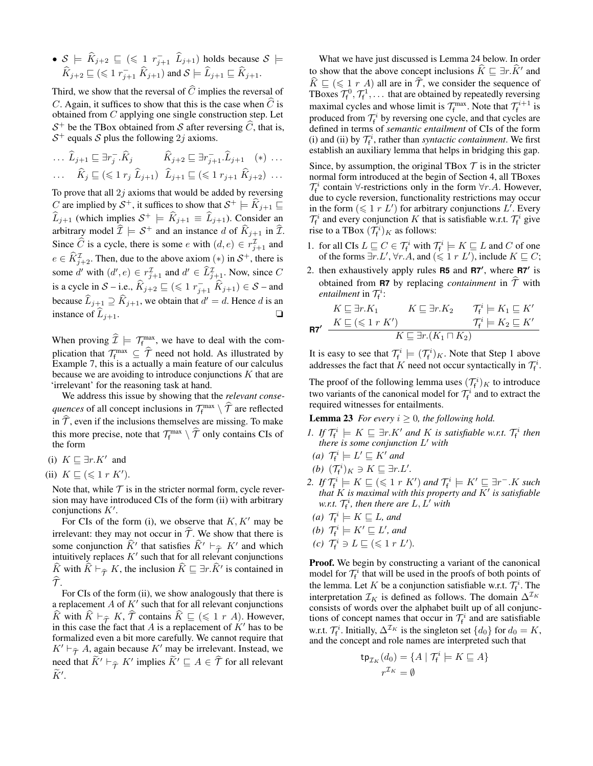- $\mathcal{S} \models \widehat{K}_{j+2} \sqsubseteq (\leqslant 1\ r_{j+1}^{-}\ \widehat{L}_{j+1})$ holds because $\mathcal{S} \models \widehat{K}_{j+2} \sqsubseteq (\leqslant 1\ r_{j+1}^{-}\ \widehat{K}_{j+1})$ and $\mathcal{S} \models \widehat{L}_{j+1} \sqsubseteq \widehat{K}_{j+1}$.

Third, we show that the reversal of $\widehat{C}$ implies the reversal of $C$. Again, it suffices to show that this is the case when $\widehat{C}$ is obtained from $C$ applying one single construction step. Let $\mathcal{S}^{+}$ be the TBox obtained from $\mathcal{S}$ after reversing $\widehat{C}$, that is, $\mathcal{S}^{+}$ equals $\mathcal{S}$ plus the following $2j$ axioms.

$$\begin{array}{llll} \ldots\ \widehat{L}_{j+1} \sqsubseteq \exists r_{j}^{-}.\widehat{K}_{j} & \widehat{K}_{j+2} \sqsubseteq \exists r_{j+1}^{-}.\widehat{L}_{j+1} & (*)\ \ldots \\ \ldots\ \ \widehat{K}_{j} \sqsubseteq (\leqslant 1\ r_{j}\ \widehat{L}_{j+1}) & \widehat{L}_{j+1} \sqsubseteq (\leqslant 1\ r_{j+1}\ \widehat{K}_{j+2}) & \ldots \end{array}$$

To prove that all $2j$ axioms that would be added by reversing $C$ are implied by $\mathcal{S}^{+}$, it suffices to show that $\mathcal{S}^{+} \models \widehat{K}_{j+1} \sqsubseteq \widehat{L}_{j+1}$ (which implies $\mathcal{S}^{+} \models \widehat{K}_{j+1} \equiv \widehat{L}_{j+1}$). Consider an arbitrary model $\widehat{\mathcal{I}} \models \mathcal{S}^{+}$ and an instance $d$ of $\widehat{K}_{j+1}$ in $\widehat{\mathcal{I}}$. Since $\widehat{C}$ is a cycle, there is some $e$ with $(d,e) \in r_{j+1}^{\mathcal{I}}$ and $e \in \widehat{K}_{j+2}^{\mathcal{I}}$. Then, due to the above axiom $(*)$ in $\mathcal{S}^{+}$, there is some $d'$ with $(d',e) \in r_{j+1}^{\mathcal{I}}$ and $d' \in \widehat{L}_{j+1}^{\mathcal{I}}$. Now, since $C$ is a cycle in $\mathcal{S}$ – i.e., $\widehat{K}_{j+2} \sqsubseteq (\leqslant 1\ r_{j+1}^{-}\ \widehat{K}_{j+1}) \in \mathcal{S}$ – and because $\widehat{L}_{j+1} \supseteq \widehat{K}_{j+1}$, we obtain that $d' = d$. Hence $d$ is an instance of $\widehat{L}_{j+1}$. ❏

When proving $\widehat{\mathcal{I}} \models \mathcal{T}_{\mathsf{f}}^{\max}$, we have to deal with the complication that $\mathcal{T}_{\mathsf{f}}^{\max} \subseteq \widehat{\mathcal{T}}$ need not hold. As illustrated by Example 7, this is a actually a main feature of our calculus because we are avoiding to introduce conjunctions $K$ that are 'irrelevant' for the reasoning task at hand.

We address this issue by showing that the *relevant consequences* of all concept inclusions in $\mathcal{T}_{\mathsf{f}}^{\max} \setminus \widehat{\mathcal{T}}$ are reflected in $\widehat{\mathcal{T}}$, even if the inclusions themselves are missing. To make this more precise, note that $\mathcal{T}_{\mathsf{f}}^{\max} \setminus \widehat{\mathcal{T}}$ only contains CIs of the form

(i) $K \sqsubseteq \exists r.K'$ and

(ii) $K \sqsubseteq (\leqslant 1\ r\ K')$.

Note that, while $\mathcal{T}$ is in the stricter normal form, cycle reversion may have introduced CIs of the form (ii) with arbitrary conjunctions $K'$.

For CIs of the form (i), we observe that $K, K'$ may be irrelevant: they may not occur in $\widehat{\mathcal{T}}$. We show that there is some conjunction $\widehat{K}'$ that satisfies $\widehat{K}' \vdash_{\widehat{\mathcal{T}}} K'$ and which intuitively replaces $K'$ such that for all relevant conjunctions $\widehat{K}$ with $\widehat{K} \vdash_{\widehat{\mathcal{T}}} K$, the inclusion $\widehat{K} \sqsubseteq \exists r.\widehat{K}'$ is contained in $\widehat{\mathcal{T}}$.

For CIs of the form (ii), we show analogously that there is a replacement $A$ of $K'$ such that for all relevant conjunctions $\widehat{K}$ with $\widehat{K} \vdash_{\widehat{\mathcal{T}}} K$, $\widehat{\mathcal{T}}$ contains $\widehat{K} \sqsubseteq (\leqslant 1\ r\ A)$. However, in this case the fact that $A$ is a replacement of $K'$ has to be formalized even a bit more carefully. We cannot require that $K' \vdash_{\widehat{\mathcal{T}}} A$, again because $K'$ may be irrelevant. Instead, we need that $\widetilde{K}' \vdash_{\widehat{\mathcal{T}}} K'$ implies $\widetilde{K}' \sqsubseteq A \in \widehat{\mathcal{T}}$ for all relevant $\widetilde{K}'$.

What we have just discussed is Lemma 24 below. In order to show that the above concept inclusions $\widehat{K} \sqsubseteq \exists r.\widehat{K}'$ and $\widehat{K} \sqsubseteq (\leqslant 1\ r\ A)$ all are in $\widehat{\mathcal{T}}$, we consider the sequence of TBoxes $\mathcal{T}_{\mathsf{f}}^{0}, \mathcal{T}_{\mathsf{f}}^{1}, \ldots$ that are obtained by repeatedly reversing maximal cycles and whose limit is $\mathcal{T}_{\mathsf{f}}^{\max}$. Note that $\mathcal{T}_{\mathsf{f}}^{i+1}$ is produced from $\mathcal{T}_{\mathsf{f}}^{i}$ by reversing one cycle, and that cycles are defined in terms of *semantic entailment* of CIs of the form (i) and (ii) by $\mathcal{T}_{\mathsf{f}}^{i}$, rather than *syntactic containment*. We first establish an auxiliary lemma that helps in bridging this gap.

Since, by assumption, the original TBox $\mathcal{T}$ is in the stricter normal form introduced at the begin of Section 4, all TBoxes $\mathcal{T}_{\mathsf{f}}^{i}$ contain $\forall$-restrictions only in the form $\forall r.A$. However, due to cycle reversion, functionality restrictions may occur in the form $(\leqslant 1\ r\ L')$ for arbitrary conjunctions $L'$. Every $\mathcal{T}_{\mathsf{f}}^{i}$ and every conjunction $K$ that is satisfiable w.r.t. $\mathcal{T}_{\mathsf{f}}^{i}$ give rise to a TBox $(\mathcal{T}_{\mathsf{f}}^{i})_{K}$ as follows:

1. for all CIs $L \sqsubseteq C \in \mathcal{T}_{\mathsf{f}}^{i}$ with $\mathcal{T}_{\mathsf{f}}^{i} \models K \sqsubseteq L$ and $C$ of one of the forms $\exists r.L'$, $\forall r.A$, and $(\leqslant 1\ r\ L')$, include $K \sqsubseteq C$;
2. then exhaustively apply rules **R5** and **R7′**, where **R7′** is obtained from **R7** by replacing *containment* in $\widehat{\mathcal{T}}$ with *entailment* in $\mathcal{T}_{\mathsf{f}}^{i}$:

$$\textbf{R7'}\ \frac{\begin{array}{lll} K \sqsubseteq \exists r.K_1 & K \sqsubseteq \exists r.K_2 & \mathcal{T}_{\mathsf{f}}^{i} \models K_1 \sqsubseteq K' \\ K \sqsubseteq (\leqslant 1\ r\ K') & & \mathcal{T}_{\mathsf{f}}^{i} \models K_2 \sqsubseteq K' \end{array}}{K \sqsubseteq \exists r.(K_1 \sqcap K_2)}$$

It is easy to see that $\mathcal{T}_{\mathsf{f}}^{i} \models (\mathcal{T}_{\mathsf{f}}^{i})_{K}$. Note that Step 1 above addresses the fact that $K$ need not occur syntactically in $\mathcal{T}_{\mathsf{f}}^{i}$.

The proof of the following lemma uses $(\mathcal{T}_{\mathsf{f}}^{i})_{K}$ to introduce two variants of the canonical model for $\mathcal{T}_{\mathsf{f}}^{i}$ and to extract the required witnesses for entailments.

**Lemma 23** *For every $i \geq 0$, the following hold.*

1. *If $\mathcal{T}_{\mathsf{f}}^{i} \models K \sqsubseteq \exists r.K'$ and $K$ is satisfiable w.r.t. $\mathcal{T}_{\mathsf{f}}^{i}$ then there is some conjunction $L'$ with*
   *(a) $\mathcal{T}_{\mathsf{f}}^{i} \models L' \sqsubseteq K'$ and*
   *(b) $(\mathcal{T}_{\mathsf{f}}^{i})_{K} \ni K \sqsubseteq \exists r.L'$.*
2. *If $\mathcal{T}_{\mathsf{f}}^{i} \models K \sqsubseteq (\leqslant 1\ r\ K')$ and $\mathcal{T}_{\mathsf{f}}^{i} \models K' \sqsubseteq \exists r^{-}.K$ such that $K$ is maximal with this property and $K'$ is satisfiable w.r.t. $\mathcal{T}_{\mathsf{f}}^{i}$, then there are $L, L'$ with*
   *(a) $\mathcal{T}_{\mathsf{f}}^{i} \models K \sqsubseteq L$, and*
   *(b) $\mathcal{T}_{\mathsf{f}}^{i} \models K' \sqsubseteq L'$, and*
   *(c) $\mathcal{T}_{\mathsf{f}}^{i} \ni L \sqsubseteq (\leqslant 1\ r\ L')$.*

**Proof.** We begin by constructing a variant of the canonical model for $\mathcal{T}_{\mathsf{f}}^{i}$ that will be used in the proofs of both points of the lemma. Let $K$ be a conjunction satisfiable w.r.t. $\mathcal{T}_{\mathsf{f}}^{i}$. The interpretation $\mathcal{I}_{K}$ is defined as follows. The domain $\Delta^{\mathcal{I}_{K}}$ consists of words over the alphabet built up of all conjunctions of concept names that occur in $\mathcal{T}_{\mathsf{f}}^{i}$ and are satisfiable w.r.t. $\mathcal{T}_{\mathsf{f}}^{i}$. Initially, $\Delta^{\mathcal{I}_{K}}$ is the singleton set $\{d_0\}$ for $d_0 = K$, and the concept and role names are interpreted such that

$$\begin{aligned} \mathsf{tp}_{\mathcal{I}_{K}}(d_0) &= \{A \mid \mathcal{T}_{\mathsf{f}}^{i} \models K \sqsubseteq A\} \\ r^{\mathcal{I}_{K}} &= \emptyset \end{aligned}$$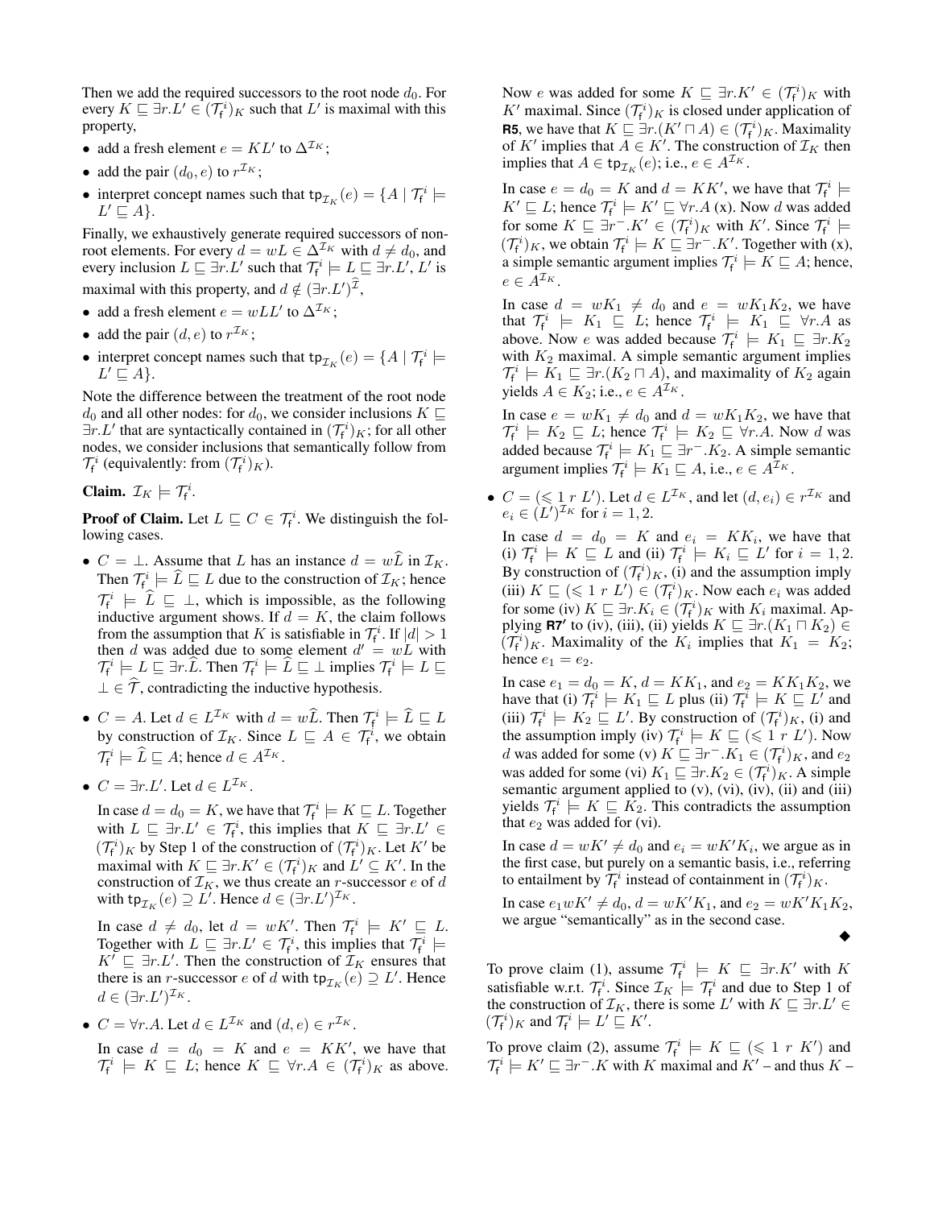Then we add the required successors to the root node $d_0$. For every $K \sqsubseteq \exists r.L' \in (\mathcal{T}^i_\mathsf{f})_K$ such that $L'$ is maximal with this property,

- add a fresh element $e = KL'$ to $\Delta^{\mathcal{I}_K}$;
- add the pair $(d_0, e)$ to $r^{\mathcal{I}_K}$;
- interpret concept names such that $\mathsf{tp}_{\mathcal{I}_K}(e) = \{A \mid \mathcal{T}^i_\mathsf{f} \models L' \sqsubseteq A\}$.

Finally, we exhaustively generate required successors of non-root elements. For every $d = wL \in \Delta^{\mathcal{I}_K}$ with $d \neq d_0$, and every inclusion $L \sqsubseteq \exists r.L'$ such that $\mathcal{T}^i_\mathsf{f} \models L \sqsubseteq \exists r.L'$, $L'$ is maximal with this property, and $d \notin (\exists r.L')^{\widehat{\mathcal{I}}}$,

- add a fresh element $e = wLL'$ to $\Delta^{\mathcal{I}_K}$;
- add the pair $(d, e)$ to $r^{\mathcal{I}_K}$;
- interpret concept names such that $\mathsf{tp}_{\mathcal{I}_K}(e) = \{A \mid \mathcal{T}^i_\mathsf{f} \models L' \sqsubseteq A\}$.

Note the difference between the treatment of the root node $d_0$ and all other nodes: for $d_0$, we consider inclusions $K \sqsubseteq \exists r.L'$ that are syntactically contained in $(\mathcal{T}^i_\mathsf{f})_K$; for all other nodes, we consider inclusions that semantically follow from $\mathcal{T}^i_\mathsf{f}$ (equivalently: from $(\mathcal{T}^i_\mathsf{f})_K$).

**Claim.** $\mathcal{I}_K \models \mathcal{T}^i_\mathsf{f}$.

**Proof of Claim.** Let $L \sqsubseteq C \in \mathcal{T}^i_\mathsf{f}$. We distinguish the following cases.

- $C = \bot$. Assume that $L$ has an instance $d = w\widehat{L}$ in $\mathcal{I}_K$. Then $\mathcal{T}^i_\mathsf{f} \models \widehat{L} \sqsubseteq L$ due to the construction of $\mathcal{I}_K$; hence $\mathcal{T}^i_\mathsf{f} \models \widehat{L} \sqsubseteq \bot$, which is impossible, as the following inductive argument shows. If $d = K$, the claim follows from the assumption that $K$ is satisfiable in $\mathcal{T}^i_\mathsf{f}$. If $|d| > 1$ then $d$ was added due to some element $d' = wL$ with $\mathcal{T}^i_\mathsf{f} \models L \sqsubseteq \exists r.\widehat{L}$. Then $\mathcal{T}^i_\mathsf{f} \models \widehat{L} \sqsubseteq \bot$ implies $\mathcal{T}^i_\mathsf{f} \models L \sqsubseteq \bot \in \widehat{\mathcal{T}}$, contradicting the inductive hypothesis.

- $C = A$. Let $d \in L^{\mathcal{I}_K}$ with $d = w\widehat{L}$. Then $\mathcal{T}^i_\mathsf{f} \models \widehat{L} \sqsubseteq L$ by construction of $\mathcal{I}_K$. Since $L \sqsubseteq A \in \mathcal{T}^i_\mathsf{f}$, we obtain $\mathcal{T}^i_\mathsf{f} \models \widehat{L} \sqsubseteq A$; hence $d \in A^{\mathcal{I}_K}$.

- $C = \exists r.L'$. Let $d \in L^{\mathcal{I}_K}$.

  In case $d = d_0 = K$, we have that $\mathcal{T}^i_\mathsf{f} \models K \sqsubseteq L$. Together with $L \sqsubseteq \exists r.L' \in \mathcal{T}^i_\mathsf{f}$, this implies that $K \sqsubseteq \exists r.L' \in (\mathcal{T}^i_\mathsf{f})_K$ by Step 1 of the construction of $(\mathcal{T}^i_\mathsf{f})_K$. Let $K'$ be maximal with $K \sqsubseteq \exists r.K' \in (\mathcal{T}^i_\mathsf{f})_K$ and $L' \subseteq K'$. In the construction of $\mathcal{I}_K$, we thus create an $r$-successor $e$ of $d$ with $\mathsf{tp}_{\mathcal{I}_K}(e) \supseteq L'$. Hence $d \in (\exists r.L')^{\mathcal{I}_K}$.

  In case $d \neq d_0$, let $d = wK'$. Then $\mathcal{T}^i_\mathsf{f} \models K' \sqsubseteq L$. Together with $L \sqsubseteq \exists r.L' \in \mathcal{T}^i_\mathsf{f}$, this implies that $\mathcal{T}^i_\mathsf{f} \models K' \sqsubseteq \exists r.L'$. Then the construction of $\mathcal{I}_K$ ensures that there is an $r$-successor $e$ of $d$ with $\mathsf{tp}_{\mathcal{I}_K}(e) \supseteq L'$. Hence $d \in (\exists r.L')^{\mathcal{I}_K}$.

- $C = \forall r.A$. Let $d \in L^{\mathcal{I}_K}$ and $(d, e) \in r^{\mathcal{I}_K}$.

  In case $d = d_0 = K$ and $e = KK'$, we have that $\mathcal{T}^i_\mathsf{f} \models K \sqsubseteq L$; hence $K \sqsubseteq \forall r.A \in (\mathcal{T}^i_\mathsf{f})_K$ as above. Now $e$ was added for some $K \sqsubseteq \exists r.K' \in (\mathcal{T}^i_\mathsf{f})_K$ with $K'$ maximal. Since $(\mathcal{T}^i_\mathsf{f})_K$ is closed under application of **R5**, we have that $K \sqsubseteq \exists r.(K' \sqcap A) \in (\mathcal{T}^i_\mathsf{f})_K$. Maximality of $K'$ implies that $A \in K'$. The construction of $\mathcal{I}_K$ then implies that $A \in \mathsf{tp}_{\mathcal{I}_K}(e)$; i.e., $e \in A^{\mathcal{I}_K}$.

  In case $e = d_0 = K$ and $d = KK'$, we have that $\mathcal{T}^i_\mathsf{f} \models K' \sqsubseteq L$; hence $\mathcal{T}^i_\mathsf{f} \models K' \sqsubseteq \forall r.A$ (x). Now $d$ was added for some $K \sqsubseteq \exists r^-.K' \in (\mathcal{T}^i_\mathsf{f})_K$ with $K'$. Since $\mathcal{T}^i_\mathsf{f} \models (\mathcal{T}^i_\mathsf{f})_K$, we obtain $\mathcal{T}^i_\mathsf{f} \models K \sqsubseteq \exists r^-.K'$. Together with (x), a simple semantic argument implies $\mathcal{T}^i_\mathsf{f} \models K \sqsubseteq A$; hence, $e \in A^{\mathcal{I}_K}$.

  In case $d = wK_1 \neq d_0$ and $e = wK_1K_2$, we have that $\mathcal{T}^i_\mathsf{f} \models K_1 \sqsubseteq L$; hence $\mathcal{T}^i_\mathsf{f} \models K_1 \sqsubseteq \forall r.A$ as above. Now $e$ was added because $\mathcal{T}^i_\mathsf{f} \models K_1 \sqsubseteq \exists r.K_2$ with $K_2$ maximal. A simple semantic argument implies $\mathcal{T}^i_\mathsf{f} \models K_1 \sqsubseteq \exists r.(K_2 \sqcap A)$, and maximality of $K_2$ again yields $A \in K_2$; i.e., $e \in A^{\mathcal{I}_K}$.

  In case $e = wK_1 \neq d_0$ and $d = wK_1K_2$, we have that $\mathcal{T}^i_\mathsf{f} \models K_2 \sqsubseteq L$; hence $\mathcal{T}^i_\mathsf{f} \models K_2 \sqsubseteq \forall r.A$. Now $d$ was added because $\mathcal{T}^i_\mathsf{f} \models K_1 \sqsubseteq \exists r^-.K_2$. A simple semantic argument implies $\mathcal{T}^i_\mathsf{f} \models K_1 \sqsubseteq A$, i.e., $e \in A^{\mathcal{I}_K}$.

- $C = (\leqslant 1\ r\ L')$. Let $d \in L^{\mathcal{I}_K}$, and let $(d, e_i) \in r^{\mathcal{I}_K}$ and $e_i \in (L')^{\mathcal{I}_K}$ for $i = 1, 2$.

  In case $d = d_0 = K$ and $e_i = KK_i$, we have that (i) $\mathcal{T}^i_\mathsf{f} \models K \sqsubseteq L$ and (ii) $\mathcal{T}^i_\mathsf{f} \models K_i \sqsubseteq L'$ for $i = 1, 2$. By construction of $(\mathcal{T}^i_\mathsf{f})_K$, (i) and the assumption imply (iii) $K \sqsubseteq (\leqslant 1\ r\ L') \in (\mathcal{T}^i_\mathsf{f})_K$. Now each $e_i$ was added for some (iv) $K \sqsubseteq \exists r.K_i \in (\mathcal{T}^i_\mathsf{f})_K$ with $K_i$ maximal. Applying **R7'** to (iv), (iii), (ii) yields $K \sqsubseteq \exists r.(K_1 \sqcap K_2) \in (\mathcal{T}^i_\mathsf{f})_K$. Maximality of the $K_i$ implies that $K_1 = K_2$; hence $e_1 = e_2$.

  In case $e_1 = d_0 = K$, $d = KK_1$, and $e_2 = KK_1K_2$, we have that (i) $\mathcal{T}^i_\mathsf{f} \models K_1 \sqsubseteq L$ plus (ii) $\mathcal{T}^i_\mathsf{f} \models K \sqsubseteq L'$ and (iii) $\mathcal{T}^i_\mathsf{f} \models K_2 \sqsubseteq L'$. By construction of $(\mathcal{T}^i_\mathsf{f})_K$, (i) and the assumption imply (iv) $\mathcal{T}^i_\mathsf{f} \models K \sqsubseteq (\leqslant 1\ r\ L')$. Now $d$ was added for some (v) $K \sqsubseteq \exists r^-.K_1 \in (\mathcal{T}^i_\mathsf{f})_K$, and $e_2$ was added for some (vi) $K_1 \sqsubseteq \exists r.K_2 \in (\mathcal{T}^i_\mathsf{f})_K$. A simple semantic argument applied to (v), (vi), (iv), (ii) and (iii) yields $\mathcal{T}^i_\mathsf{f} \models K \sqsubseteq K_2$. This contradicts the assumption that $e_2$ was added for (vi).

  In case $d = wK' \neq d_0$ and $e_i = wK'K_i$, we argue as in the first case, but purely on a semantic basis, i.e., referring to entailment by $\mathcal{T}^i_\mathsf{f}$ instead of containment in $(\mathcal{T}^i_\mathsf{f})_K$.

  In case $e_1 wK' \neq d_0$, $d = wK'K_1$, and $e_2 = wK'K_1K_2$, we argue "semantically" as in the second case.

◆

To prove claim (1), assume $\mathcal{T}^i_\mathsf{f} \models K \sqsubseteq \exists r.K'$ with $K$ satisfiable w.r.t. $\mathcal{T}^i_\mathsf{f}$. Since $\mathcal{I}_K \models \mathcal{T}^i_\mathsf{f}$ and due to Step 1 of the construction of $\mathcal{I}_K$, there is some $L'$ with $K \sqsubseteq \exists r.L' \in (\mathcal{T}^i_\mathsf{f})_K$ and $\mathcal{T}^i_\mathsf{f} \models L' \sqsubseteq K'$.

To prove claim (2), assume $\mathcal{T}^i_\mathsf{f} \models K \sqsubseteq (\leqslant 1\ r\ K')$ and $\mathcal{T}^i_\mathsf{f} \models K' \sqsubseteq \exists r^-.K$ with $K$ maximal and $K'$ – and thus $K$ –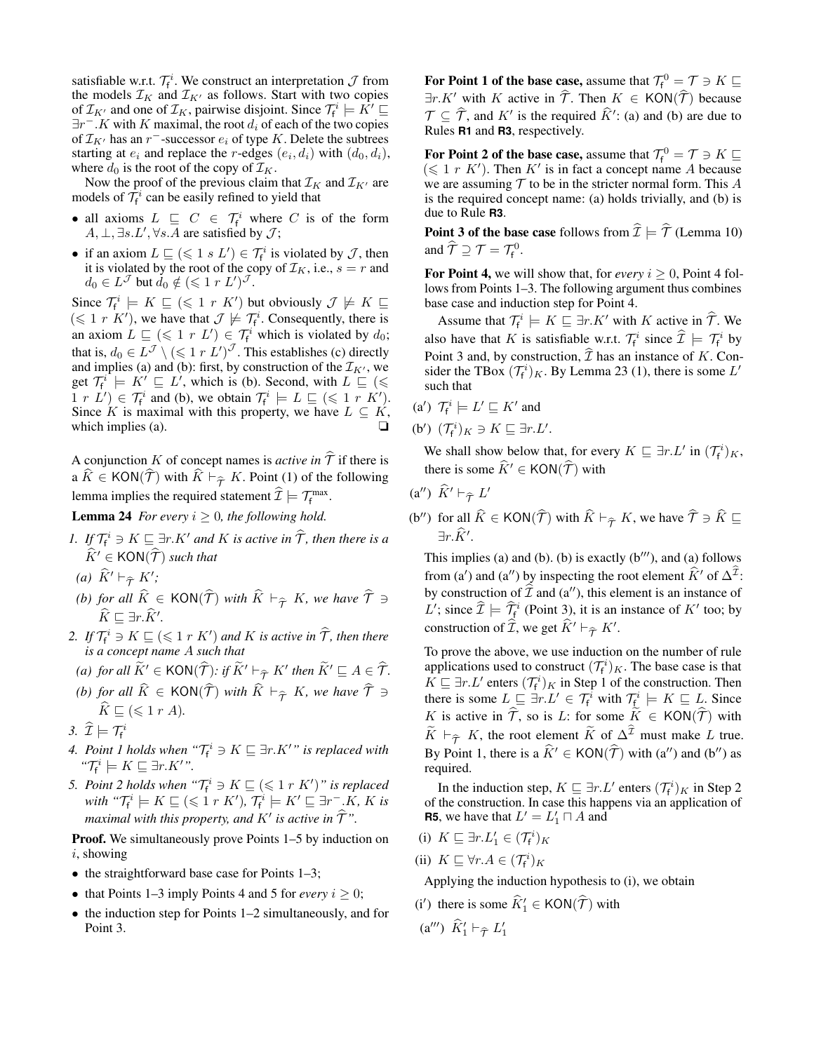satisfiable w.r.t. $\mathcal{T}_\mathsf{f}^i$. We construct an interpretation $\mathcal{J}$ from the models $\mathcal{I}_K$ and $\mathcal{I}_{K'}$ as follows. Start with two copies of $\mathcal{I}_{K'}$ and one of $\mathcal{I}_K$, pairwise disjoint. Since $\mathcal{T}_\mathsf{f}^i \models K' \sqsubseteq \exists r^-.K$ with $K$ maximal, the root $d_i$ of each of the two copies of $\mathcal{I}_{K'}$ has an $r^-$-successor $e_i$ of type $K$. Delete the subtrees starting at $e_i$ and replace the $r$-edges $(e_i, d_i)$ with $(d_0, d_i)$, where $d_0$ is the root of the copy of $\mathcal{I}_K$.

Now the proof of the previous claim that $\mathcal{I}_K$ and $\mathcal{I}_{K'}$ are models of $\mathcal{T}_\mathsf{f}^i$ can be easily refined to yield that

- all axioms $L \sqsubseteq C \in \mathcal{T}_\mathsf{f}^i$ where $C$ is of the form $A, \bot, \exists s.L', \forall s.A$ are satisfied by $\mathcal{J}$;
- if an axiom $L \sqsubseteq (\leqslant 1\ s\ L') \in \mathcal{T}_\mathsf{f}^i$ is violated by $\mathcal{J}$, then it is violated by the root of the copy of $\mathcal{I}_K$, i.e., $s = r$ and $d_0 \in L^\mathcal{J}$ but $d_0 \notin (\leqslant 1\ r\ L')^\mathcal{J}$.

Since $\mathcal{T}_\mathsf{f}^i \models K \sqsubseteq (\leqslant 1\ r\ K')$ but obviously $\mathcal{J} \not\models K \sqsubseteq (\leqslant 1\ r\ K')$, we have that $\mathcal{J} \not\models \mathcal{T}_\mathsf{f}^i$. Consequently, there is an axiom $L \sqsubseteq (\leqslant 1\ r\ L') \in \mathcal{T}_\mathsf{f}^i$ which is violated by $d_0$; that is, $d_0 \in L^\mathcal{J} \setminus (\leqslant 1\ r\ L')^\mathcal{J}$. This establishes (c) directly and implies (a) and (b): first, by construction of the $\mathcal{I}_{K'}$, we get $\mathcal{T}_\mathsf{f}^i \models K' \sqsubseteq L'$, which is (b). Second, with $L \sqsubseteq (\leqslant 1\ r\ L') \in \mathcal{T}_\mathsf{f}^i$ and (b), we obtain $\mathcal{T}_\mathsf{f}^i \models L \sqsubseteq (\leqslant 1\ r\ K')$. Since $K$ is maximal with this property, we have $L \subseteq K$, which implies (a). ❑

A conjunction $K$ of concept names is *active in* $\widehat{\mathcal{T}}$ if there is a $\widehat{K} \in \mathsf{KON}(\widehat{\mathcal{T}})$ with $\widehat{K} \vdash_{\widehat{\mathcal{T}}} K$. Point (1) of the following lemma implies the required statement $\widehat{\mathcal{I}} \models \mathcal{T}_\mathsf{f}^{\max}$.

**Lemma 24** *For every $i \geq 0$, the following hold.*

1. *If $\mathcal{T}_\mathsf{f}^i \ni K \sqsubseteq \exists r.K'$ and $K$ is active in $\widehat{\mathcal{T}}$, then there is a $\widehat{K}' \in \mathsf{KON}(\widehat{\mathcal{T}})$ such that*
   - *(a) $\widehat{K}' \vdash_{\widehat{\mathcal{T}}} K'$;*
   - *(b) for all $\widehat{K} \in \mathsf{KON}(\widehat{\mathcal{T}})$ with $\widehat{K} \vdash_{\widehat{\mathcal{T}}} K$, we have $\widehat{\mathcal{T}} \ni \widehat{K} \sqsubseteq \exists r.\widehat{K}'$.*
2. *If $\mathcal{T}_\mathsf{f}^i \ni K \sqsubseteq (\leqslant 1\ r\ K')$ and $K$ is active in $\widehat{\mathcal{T}}$, then there is a concept name $A$ such that*
   - *(a) for all $\widetilde{K}' \in \mathsf{KON}(\widehat{\mathcal{T}})$: if $\widetilde{K}' \vdash_{\widehat{\mathcal{T}}} K'$ then $\widetilde{K}' \sqsubseteq A \in \widehat{\mathcal{T}}$.*
   - *(b) for all $\widehat{K} \in \mathsf{KON}(\widehat{\mathcal{T}})$ with $\widehat{K} \vdash_{\widehat{\mathcal{T}}} K$, we have $\widehat{\mathcal{T}} \ni \widehat{K} \sqsubseteq (\leqslant 1\ r\ A)$.*
3. *$\widehat{\mathcal{I}} \models \mathcal{T}_\mathsf{f}^i$*
4. *Point 1 holds when "$\mathcal{T}_\mathsf{f}^i \ni K \sqsubseteq \exists r.K'$" is replaced with "$\mathcal{T}_\mathsf{f}^i \models K \sqsubseteq \exists r.K'$".*
5. *Point 2 holds when "$\mathcal{T}_\mathsf{f}^i \ni K \sqsubseteq (\leqslant 1\ r\ K')$" is replaced with "$\mathcal{T}_\mathsf{f}^i \models K \sqsubseteq (\leqslant 1\ r\ K')$, $\mathcal{T}_\mathsf{f}^i \models K' \sqsubseteq \exists r^-.K$, $K$ is maximal with this property, and $K'$ is active in $\widehat{\mathcal{T}}$".*

**Proof.** We simultaneously prove Points 1–5 by induction on $i$, showing

- the straightforward base case for Points 1–3;
- that Points 1–3 imply Points 4 and 5 for *every* $i \geq 0$;
- the induction step for Points 1–2 simultaneously, and for Point 3.

**For Point 1 of the base case,** assume that $\mathcal{T}_\mathsf{f}^0 = \mathcal{T} \ni K \sqsubseteq \exists r.K'$ with $K$ active in $\widehat{\mathcal{T}}$. Then $K \in \mathsf{KON}(\widehat{\mathcal{T}})$ because $\mathcal{T} \subseteq \widehat{\mathcal{T}}$, and $K'$ is the required $\widehat{K}'$: (a) and (b) are due to Rules **R1** and **R3**, respectively.

**For Point 2 of the base case,** assume that $\mathcal{T}_\mathsf{f}^0 = \mathcal{T} \ni K \sqsubseteq (\leqslant 1\ r\ K')$. Then $K'$ is in fact a concept name $A$ because we are assuming $\mathcal{T}$ to be in the stricter normal form. This $A$ is the required concept name: (a) holds trivially, and (b) is due to Rule **R3**.

**Point 3 of the base case** follows from $\widehat{\mathcal{I}} \models \widehat{\mathcal{T}}$ (Lemma 10) and $\widehat{\mathcal{T}} \supseteq \mathcal{T} = \mathcal{T}_\mathsf{f}^0$.

**For Point 4,** we will show that, for *every* $i \geq 0$, Point 4 follows from Points 1–3. The following argument thus combines base case and induction step for Point 4.

Assume that $\mathcal{T}_\mathsf{f}^i \models K \sqsubseteq \exists r.K'$ with $K$ active in $\widehat{\mathcal{T}}$. We also have that $K$ is satisfiable w.r.t. $\mathcal{T}_\mathsf{f}^i$ since $\widehat{\mathcal{I}} \models \mathcal{T}_\mathsf{f}^i$ by Point 3 and, by construction, $\widehat{\mathcal{I}}$ has an instance of $K$. Consider the TBox $(\mathcal{T}_\mathsf{f}^i)_K$. By Lemma 23 (1), there is some $L'$ such that

- (a′) $\mathcal{T}_\mathsf{f}^i \models L' \sqsubseteq K'$ and
- (b′) $(\mathcal{T}_\mathsf{f}^i)_K \ni K \sqsubseteq \exists r.L'$.

We shall show below that, for every $K \sqsubseteq \exists r.L'$ in $(\mathcal{T}_\mathsf{f}^i)_K$, there is some $\widehat{K}' \in \mathsf{KON}(\widehat{\mathcal{T}})$ with

- (a″) $\widehat{K}' \vdash_{\widehat{\mathcal{T}}} L'$
- (b″) for all $\widehat{K} \in \mathsf{KON}(\widehat{\mathcal{T}})$ with $\widehat{K} \vdash_{\widehat{\mathcal{T}}} K$, we have $\widehat{\mathcal{T}} \ni \widehat{K} \sqsubseteq \exists r.\widehat{K}'$.

This implies (a) and (b). (b) is exactly (b‴), and (a) follows from (a′) and (a″) by inspecting the root element $\widehat{K}'$ of $\Delta^{\widehat{\mathcal{I}}}$: by construction of $\widehat{\mathcal{I}}$ and (a″), this element is an instance of $L'$; since $\widehat{\mathcal{I}} \models \widehat{\mathcal{T}}_\mathsf{f}^i$ (Point 3), it is an instance of $K'$ too; by construction of $\widehat{\mathcal{I}}$, we get $\widehat{K}' \vdash_{\widehat{\mathcal{T}}} K'$.

To prove the above, we use induction on the number of rule applications used to construct $(\mathcal{T}_\mathsf{f}^i)_K$. The base case is that $K \sqsubseteq \exists r.L'$ enters $(\mathcal{T}_\mathsf{f}^i)_K$ in Step 1 of the construction. Then there is some $L \sqsubseteq \exists r.L' \in \mathcal{T}_\mathsf{f}^i$ with $\mathcal{T}_\mathsf{f}^i \models K \sqsubseteq L$. Since $K$ is active in $\widehat{\mathcal{T}}$, so is $L$: for some $\widetilde{K} \in \mathsf{KON}(\widehat{\mathcal{T}})$ with $\widetilde{K} \vdash_{\widehat{\mathcal{T}}} K$, the root element $\widetilde{K}$ of $\Delta^{\widehat{\mathcal{I}}}$ must make $L$ true. By Point 1, there is a $\widehat{K}' \in \mathsf{KON}(\widehat{\mathcal{T}})$ with (a″) and (b″) as required.

In the induction step, $K \sqsubseteq \exists r.L'$ enters $(\mathcal{T}_\mathsf{f}^i)_K$ in Step 2 of the construction. In case this happens via an application of **R5**, we have that $L' = L_1' \sqcap A$ and

- (i) $K \sqsubseteq \exists r.L_1' \in (\mathcal{T}_\mathsf{f}^i)_K$
- (ii) $K \sqsubseteq \forall r.A \in (\mathcal{T}_\mathsf{f}^i)_K$

Applying the induction hypothesis to (i), we obtain

- (i′) there is some $\widehat{K}_1' \in \mathsf{KON}(\widehat{\mathcal{T}})$ with
- (a‴) $\widehat{K}_1' \vdash_{\widehat{\mathcal{T}}} L_1'$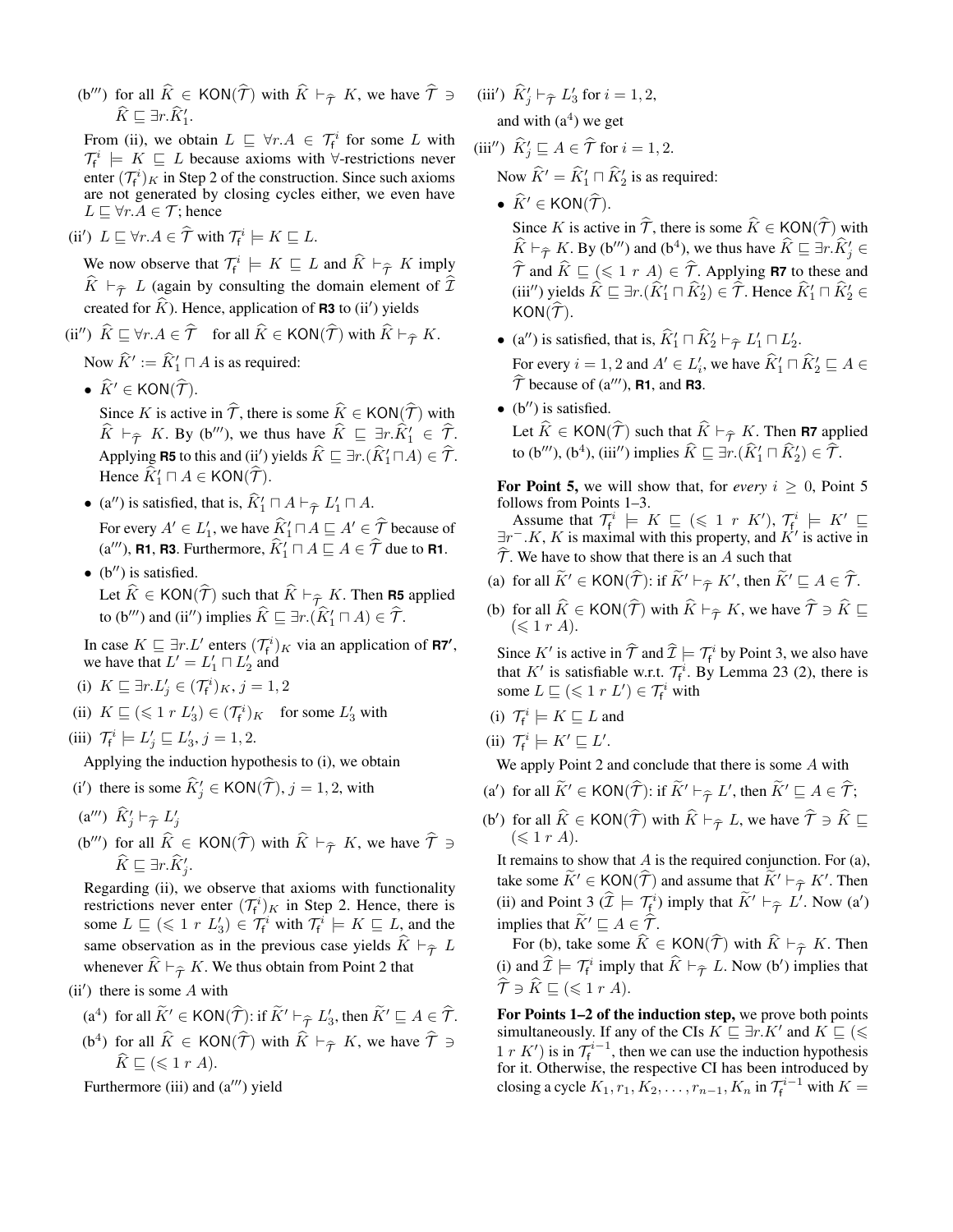(b‴) for all $\widehat{K} \in \mathsf{KON}(\widehat{\mathcal{T}})$ with $\widehat{K} \vdash_{\widehat{\mathcal{T}}} K$, we have $\widehat{\mathcal{T}} \ni \widehat{K} \sqsubseteq \exists r.\widehat{K}_1'$.

From (ii), we obtain $L \sqsubseteq \forall r.A \in \mathcal{T}_{\mathsf{f}}^i$ for some $L$ with $\mathcal{T}_{\mathsf{f}}^i \models K \sqsubseteq L$ because axioms with $\forall$-restrictions never enter $(\mathcal{T}_{\mathsf{f}}^i)_K$ in Step 2 of the construction. Since such axioms are not generated by closing cycles either, we even have $L \sqsubseteq \forall r.A \in \mathcal{T}$; hence

(ii′) $L \sqsubseteq \forall r.A \in \widehat{\mathcal{T}}$ with $\mathcal{T}_{\mathsf{f}}^i \models K \sqsubseteq L$.

We now observe that $\mathcal{T}_{\mathsf{f}}^i \models K \sqsubseteq L$ and $\widehat{K} \vdash_{\widehat{\mathcal{T}}} K$ imply $\widehat{K} \vdash_{\widehat{\mathcal{T}}} L$ (again by consulting the domain element of $\widehat{\mathcal{I}}$ created for $\widehat{K}$). Hence, application of **R3** to (ii′) yields

(ii″) $\widehat{K} \sqsubseteq \forall r.A \in \widehat{\mathcal{T}}$ for all $\widehat{K} \in \mathsf{KON}(\widehat{\mathcal{T}})$ with $\widehat{K} \vdash_{\widehat{\mathcal{T}}} K$.

Now $\widehat{K}' := \widehat{K}_1' \sqcap A$ is as required:

- $\widehat{K}' \in \mathsf{KON}(\widehat{\mathcal{T}})$.

  Since $K$ is active in $\widehat{\mathcal{T}}$, there is some $\widehat{K} \in \mathsf{KON}(\widehat{\mathcal{T}})$ with $\widehat{K} \vdash_{\widehat{\mathcal{T}}} K$. By (b‴), we thus have $\widehat{K} \sqsubseteq \exists r.\widehat{K}_1' \in \widehat{\mathcal{T}}$. Applying **R5** to this and (ii′) yields $\widehat{K} \sqsubseteq \exists r.(\widehat{K}_1' \sqcap A) \in \widehat{\mathcal{T}}$. Hence $\widehat{K}_1' \sqcap A \in \mathsf{KON}(\widehat{\mathcal{T}})$.

- (a″) is satisfied, that is, $\widehat{K}_1' \sqcap A \vdash_{\widehat{\mathcal{T}}} L_1' \sqcap A$.

  For every $A' \in L_1'$, we have $\widehat{K}_1' \sqcap A \sqsubseteq A' \in \widehat{\mathcal{T}}$ because of (a‴), **R1**, **R3**. Furthermore, $\widehat{K}_1' \sqcap A \sqsubseteq A \in \widehat{\mathcal{T}}$ due to **R1**.

- (b″) is satisfied.

  Let $\widehat{K} \in \mathsf{KON}(\widehat{\mathcal{T}})$ such that $\widehat{K} \vdash_{\widehat{\mathcal{T}}} K$. Then **R5** applied to (b‴) and (ii″) implies $\widehat{K} \sqsubseteq \exists r.(\widehat{K}_1' \sqcap A) \in \widehat{\mathcal{T}}$.

In case $K \sqsubseteq \exists r.L'$ enters $(\mathcal{T}_{\mathsf{f}}^i)_K$ via an application of **R7′**, we have that $L' = L_1' \sqcap L_2'$ and

(i) $K \sqsubseteq \exists r.L_j' \in (\mathcal{T}_{\mathsf{f}}^i)_K$, $j = 1, 2$

(ii) $K \sqsubseteq (\leqslant 1\ r\ L_3') \in (\mathcal{T}_{\mathsf{f}}^i)_K$ for some $L_3'$ with

(iii) $\mathcal{T}_{\mathsf{f}}^i \models L_j' \sqsubseteq L_3'$, $j = 1, 2$.

Applying the induction hypothesis to (i), we obtain

(i′) there is some $\widehat{K}_j' \in \mathsf{KON}(\widehat{\mathcal{T}})$, $j = 1, 2$, with

(a‴) $\widehat{K}_j' \vdash_{\widehat{\mathcal{T}}} L_j'$

(b‴) for all $\widehat{K} \in \mathsf{KON}(\widehat{\mathcal{T}})$ with $\widehat{K} \vdash_{\widehat{\mathcal{T}}} K$, we have $\widehat{\mathcal{T}} \ni \widehat{K} \sqsubseteq \exists r.\widehat{K}_j'$.

Regarding (ii), we observe that axioms with functionality restrictions never enter $(\mathcal{T}_{\mathsf{f}}^i)_K$ in Step 2. Hence, there is some $L \sqsubseteq (\leqslant 1\ r\ L_3') \in \mathcal{T}_{\mathsf{f}}^i$ with $\mathcal{T}_{\mathsf{f}}^i \models K \sqsubseteq L$, and the same observation as in the previous case yields $\widehat{K} \vdash_{\widehat{\mathcal{T}}} L$ whenever $\widehat{K} \vdash_{\widehat{\mathcal{T}}} K$. We thus obtain from Point 2 that

(ii′) there is some $A$ with

(a[4]) for all $\widetilde{K}' \in \mathsf{KON}(\widehat{\mathcal{T}})$: if $\widetilde{K}' \vdash_{\widehat{\mathcal{T}}} L_3'$, then $\widetilde{K}' \sqsubseteq A \in \widehat{\mathcal{T}}$.

(b[4]) for all $\widehat{K} \in \mathsf{KON}(\widehat{\mathcal{T}})$ with $\widehat{K} \vdash_{\widehat{\mathcal{T}}} K$, we have $\widehat{\mathcal{T}} \ni \widehat{K} \sqsubseteq (\leqslant 1\ r\ A)$.

Furthermore (iii) and (a‴) yield

(iii′) $\widehat{K}_j' \vdash_{\widehat{\mathcal{T}}} L_3'$ for $i = 1, 2$,

and with (a[4]) we get

(iii″) $\widehat{K}_j' \sqsubseteq A \in \widehat{\mathcal{T}}$ for $i = 1, 2$.

Now $\widehat{K}' = \widehat{K}_1' \sqcap \widehat{K}_2'$ is as required:

- $\widehat{K}' \in \mathsf{KON}(\widehat{\mathcal{T}})$.

  Since $K$ is active in $\widehat{\mathcal{T}}$, there is some $\widehat{K} \in \mathsf{KON}(\widehat{\mathcal{T}})$ with $\widehat{K} \vdash_{\widehat{\mathcal{T}}} K$. By (b‴) and (b[4]), we thus have $\widehat{K} \sqsubseteq \exists r.\widehat{K}_j' \in \widehat{\mathcal{T}}$ and $\widehat{K} \sqsubseteq (\leqslant 1\ r\ A) \in \widehat{\mathcal{T}}$. Applying **R7** to these and (iii″) yields $\widehat{K} \sqsubseteq \exists r.(\widehat{K}_1' \sqcap \widehat{K}_2') \in \widehat{\mathcal{T}}$. Hence $\widehat{K}_1' \sqcap \widehat{K}_2' \in \mathsf{KON}(\widehat{\mathcal{T}})$.

- (a″) is satisfied, that is, $\widehat{K}_1' \sqcap \widehat{K}_2' \vdash_{\widehat{\mathcal{T}}} L_1' \sqcap L_2'$.

  For every $i = 1, 2$ and $A' \in L_i'$, we have $\widehat{K}_1' \sqcap \widehat{K}_2' \sqsubseteq A \in \widehat{\mathcal{T}}$ because of (a‴), **R1**, and **R3**.

- (b″) is satisfied.

  Let $\widehat{K} \in \mathsf{KON}(\widehat{\mathcal{T}})$ such that $\widehat{K} \vdash_{\widehat{\mathcal{T}}} K$. Then **R7** applied to (b‴), (b[4]), (iii″) implies $\widehat{K} \sqsubseteq \exists r.(\widehat{K}_1' \sqcap \widehat{K}_2') \in \widehat{\mathcal{T}}$.

**For Point 5,** we will show that, for *every* $i \geq 0$, Point 5 follows from Points 1–3.

Assume that $\mathcal{T}_{\mathsf{f}}^i \models K \sqsubseteq (\leqslant 1\ r\ K')$, $\mathcal{T}_{\mathsf{f}}^i \models K' \sqsubseteq \exists r^-.K$, $K$ is maximal with this property, and $K'$ is active in $\widehat{\mathcal{T}}$. We have to show that there is an $A$ such that

(a) for all $\widetilde{K}' \in \mathsf{KON}(\widehat{\mathcal{T}})$: if $\widetilde{K}' \vdash_{\widehat{\mathcal{T}}} K'$, then $\widetilde{K}' \sqsubseteq A \in \widehat{\mathcal{T}}$.

(b) for all $\widehat{K} \in \mathsf{KON}(\widehat{\mathcal{T}})$ with $\widehat{K} \vdash_{\widehat{\mathcal{T}}} K$, we have $\widehat{\mathcal{T}} \ni \widehat{K} \sqsubseteq (\leqslant 1\ r\ A)$.

Since $K'$ is active in $\widehat{\mathcal{T}}$ and $\widehat{\mathcal{I}} \models \mathcal{T}_{\mathsf{f}}^i$ by Point 3, we also have that $K'$ is satisfiable w.r.t. $\mathcal{T}_{\mathsf{f}}^i$. By Lemma 23 (2), there is some $L \sqsubseteq (\leqslant 1\ r\ L') \in \mathcal{T}_{\mathsf{f}}^i$ with

(i) $\mathcal{T}_{\mathsf{f}}^i \models K \sqsubseteq L$ and

(ii) $\mathcal{T}_{\mathsf{f}}^i \models K' \sqsubseteq L'$.

We apply Point 2 and conclude that there is some $A$ with

(a′) for all $\widetilde{K}' \in \mathsf{KON}(\widehat{\mathcal{T}})$: if $\widetilde{K}' \vdash_{\widehat{\mathcal{T}}} L'$, then $\widetilde{K}' \sqsubseteq A \in \widehat{\mathcal{T}}$;

(b′) for all $\widehat{K} \in \mathsf{KON}(\widehat{\mathcal{T}})$ with $\widehat{K} \vdash_{\widehat{\mathcal{T}}} L$, we have $\widehat{\mathcal{T}} \ni \widehat{K} \sqsubseteq (\leqslant 1\ r\ A)$.

It remains to show that $A$ is the required conjunction. For (a), take some $\widetilde{K}' \in \mathsf{KON}(\widehat{\mathcal{T}})$ and assume that $\widetilde{K}' \vdash_{\widehat{\mathcal{T}}} K'$. Then (ii) and Point 3 ($\widehat{\mathcal{I}} \models \mathcal{T}_{\mathsf{f}}^i$) imply that $\widetilde{K}' \vdash_{\widehat{\mathcal{T}}} L'$. Now (a′) implies that $\widetilde{K}' \sqsubseteq A \in \widehat{\mathcal{T}}$.

For (b), take some $\widehat{K} \in \mathsf{KON}(\widehat{\mathcal{T}})$ with $\widehat{K} \vdash_{\widehat{\mathcal{T}}} K$. Then (i) and $\widehat{\mathcal{I}} \models \mathcal{T}_{\mathsf{f}}^i$ imply that $\widehat{K} \vdash_{\widehat{\mathcal{T}}} L$. Now (b′) implies that $\widehat{\mathcal{T}} \ni \widehat{K} \sqsubseteq (\leqslant 1\ r\ A)$.

**For Points 1–2 of the induction step,** we prove both points simultaneously. If any of the CIs $K \sqsubseteq \exists r.K'$ and $K \sqsubseteq (\leqslant 1\ r\ K')$ is in $\mathcal{T}_{\mathsf{f}}^{i-1}$, then we can use the induction hypothesis for it. Otherwise, the respective CI has been introduced by closing a cycle $K_1, r_1, K_2, \ldots, r_{n-1}, K_n$ in $\mathcal{T}_{\mathsf{f}}^{i-1}$ with $K =$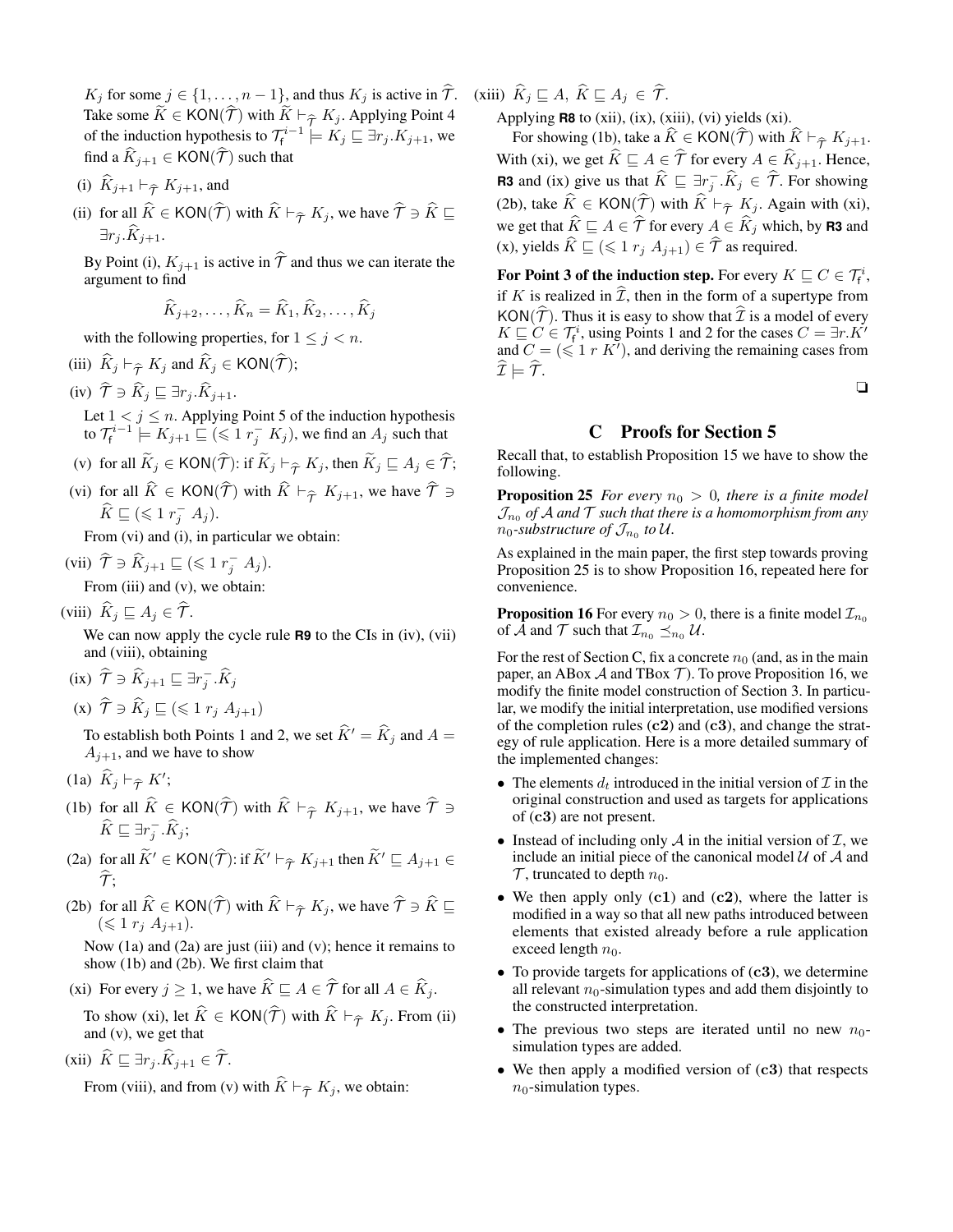$K_j$ for some $j \in \{1, \ldots, n-1\}$, and thus $K_j$ is active in $\widehat{\mathcal{T}}$. Take some $\widetilde{K} \in \mathsf{KON}(\widehat{\mathcal{T}})$ with $\widetilde{K} \vdash_{\widehat{\mathcal{T}}} K_j$. Applying Point 4 of the induction hypothesis to $\mathcal{T}_\mathsf{f}^{i-1} \models K_j \sqsubseteq \exists r_j.K_{j+1}$, we find a $\widehat{K}_{j+1} \in \mathsf{KON}(\widehat{\mathcal{T}})$ such that

(i) $\widehat{K}_{j+1} \vdash_{\widehat{\mathcal{T}}} K_{j+1}$, and

(ii) for all $\widehat{K} \in \mathsf{KON}(\widehat{\mathcal{T}})$ with $\widehat{K} \vdash_{\widehat{\mathcal{T}}} K_j$, we have $\widehat{\mathcal{T}} \ni \widehat{K} \sqsubseteq \exists r_j.\widehat{K}_{j+1}$.

By Point (i), $K_{j+1}$ is active in $\widehat{\mathcal{T}}$ and thus we can iterate the argument to find

$$\widehat{K}_{j+2}, \ldots, \widehat{K}_n = \widehat{K}_1, \widehat{K}_2, \ldots, \widehat{K}_j$$

with the following properties, for $1 \leq j < n$.

(iii) $\widehat{K}_j \vdash_{\widehat{\mathcal{T}}} K_j$ and $\widehat{K}_j \in \mathsf{KON}(\widehat{\mathcal{T}})$;

(iv) $\widehat{\mathcal{T}} \ni \widehat{K}_j \sqsubseteq \exists r_j.\widehat{K}_{j+1}$.

Let $1 < j \leq n$. Applying Point 5 of the induction hypothesis to $\mathcal{T}_\mathsf{f}^{i-1} \models K_{j+1} \sqsubseteq (\leqslant 1\ r_j^-\ K_j)$, we find an $A_j$ such that

(v) for all $\widetilde{K}_j \in \mathsf{KON}(\widehat{\mathcal{T}})$: if $\widetilde{K}_j \vdash_{\widehat{\mathcal{T}}} K_j$, then $\widetilde{K}_j \sqsubseteq A_j \in \widehat{\mathcal{T}}$;

(vi) for all $\widehat{K} \in \mathsf{KON}(\widehat{\mathcal{T}})$ with $\widehat{K} \vdash_{\widehat{\mathcal{T}}} K_{j+1}$, we have $\widehat{\mathcal{T}} \ni \widehat{K} \sqsubseteq (\leqslant 1\ r_j^-\ A_j)$.

From (vi) and (i), in particular we obtain:

(vii) $\widehat{\mathcal{T}} \ni \widehat{K}_{j+1} \sqsubseteq (\leqslant 1\ r_j^-\ A_j)$.

From (iii) and (v), we obtain:

(viii) $\widehat{K}_j \sqsubseteq A_j \in \widehat{\mathcal{T}}$.

We can now apply the cycle rule **R9** to the CIs in (iv), (vii) and (viii), obtaining

(ix) $\widehat{\mathcal{T}} \ni \widehat{K}_{j+1} \sqsubseteq \exists r_j^-.\widehat{K}_j$

(x) $\widehat{\mathcal{T}} \ni \widehat{K}_j \sqsubseteq (\leqslant 1\ r_j\ A_{j+1})$

To establish both Points 1 and 2, we set $\widehat{K}' = \widehat{K}_j$ and $A = A_{j+1}$, and we have to show

(1a) $\widehat{K}_j \vdash_{\widehat{\mathcal{T}}} K'$;

(1b) for all $\widehat{K} \in \mathsf{KON}(\widehat{\mathcal{T}})$ with $\widehat{K} \vdash_{\widehat{\mathcal{T}}} K_{j+1}$, we have $\widehat{\mathcal{T}} \ni \widehat{K} \sqsubseteq \exists r_j^-.\widehat{K}_j$;

(2a) for all $\widetilde{K}' \in \mathsf{KON}(\widehat{\mathcal{T}})$: if $\widetilde{K}' \vdash_{\widehat{\mathcal{T}}} K_{j+1}$ then $\widetilde{K}' \sqsubseteq A_{j+1} \in \widehat{\mathcal{T}}$;

(2b) for all $\widehat{K} \in \mathsf{KON}(\widehat{\mathcal{T}})$ with $\widehat{K} \vdash_{\widehat{\mathcal{T}}} K_j$, we have $\widehat{\mathcal{T}} \ni \widehat{K} \sqsubseteq (\leqslant 1\ r_j\ A_{j+1})$.

Now (1a) and (2a) are just (iii) and (v); hence it remains to show (1b) and (2b). We first claim that

(xi) For every $j \geq 1$, we have $\widehat{K} \sqsubseteq A \in \widehat{\mathcal{T}}$ for all $A \in \widehat{K}_j$.

To show (xi), let $\widehat{K} \in \mathsf{KON}(\widehat{\mathcal{T}})$ with $\widehat{K} \vdash_{\widehat{\mathcal{T}}} K_j$. From (ii) and (v), we get that

(xii) $\widehat{K} \sqsubseteq \exists r_j.\widehat{K}_{j+1} \in \widehat{\mathcal{T}}$.

From (viii), and from (v) with $\widehat{K} \vdash_{\widehat{\mathcal{T}}} K_j$, we obtain:

(xiii) $\widehat{K}_j \sqsubseteq A,\ \widehat{K} \sqsubseteq A_j \in \widehat{\mathcal{T}}$.

Applying **R8** to (xii), (ix), (xiii), (vi) yields (xi).

For showing (1b), take a $\widehat{K} \in \mathsf{KON}(\widehat{\mathcal{T}})$ with $\widehat{K} \vdash_{\widehat{\mathcal{T}}} K_{j+1}$. With (xi), we get $\widehat{K} \sqsubseteq A \in \widehat{\mathcal{T}}$ for every $A \in \widehat{K}_{j+1}$. Hence, **R3** and (ix) give us that $\widehat{K} \sqsubseteq \exists r_j^-.\widehat{K}_j \in \widehat{\mathcal{T}}$. For showing (2b), take $\widehat{K} \in \mathsf{KON}(\widehat{\mathcal{T}})$ with $\widehat{K} \vdash_{\widehat{\mathcal{T}}} K_j$. Again with (xi), we get that $\widehat{K} \sqsubseteq A \in \widehat{\mathcal{T}}$ for every $A \in \widehat{K}_j$ which, by **R3** and (x), yields $\widehat{K} \sqsubseteq (\leqslant 1\ r_j\ A_{j+1}) \in \widehat{\mathcal{T}}$ as required.

**For Point 3 of the induction step.** For every $K \sqsubseteq C \in \mathcal{T}_\mathsf{f}^i$, if $K$ is realized in $\widehat{\mathcal{I}}$, then in the form of a supertype from $\mathsf{KON}(\widehat{\mathcal{T}})$. Thus it is easy to show that $\widehat{\mathcal{I}}$ is a model of every $K \sqsubseteq C \in \mathcal{T}_\mathsf{f}^i$, using Points 1 and 2 for the cases $C = \exists r.K'$ and $C = (\leqslant 1\ r\ K')$, and deriving the remaining cases from $\widehat{\mathcal{I}} \models \widehat{\mathcal{T}}$.

❏

## C Proofs for Section 5

Recall that, to establish Proposition 15 we have to show the following.

**Proposition 25** *For every $n_0 > 0$, there is a finite model $\mathcal{J}_{n_0}$ of $\mathcal{A}$ and $\mathcal{T}$ such that there is a homomorphism from any $n_0$-substructure of $\mathcal{J}_{n_0}$ to $\mathcal{U}$.*

As explained in the main paper, the first step towards proving Proposition 25 is to show Proposition 16, repeated here for convenience.

**Proposition 16** For every $n_0 > 0$, there is a finite model $\mathcal{I}_{n_0}$ of $\mathcal{A}$ and $\mathcal{T}$ such that $\mathcal{I}_{n_0} \preceq_{n_0} \mathcal{U}$.

For the rest of Section C, fix a concrete $n_0$ (and, as in the main paper, an ABox $\mathcal{A}$ and TBox $\mathcal{T}$). To prove Proposition 16, we modify the finite model construction of Section 3. In particular, we modify the initial interpretation, use modified versions of the completion rules (**c2**) and (**c3**), and change the strategy of rule application. Here is a more detailed summary of the implemented changes:

- The elements $d_t$ introduced in the initial version of $\mathcal{I}$ in the original construction and used as targets for applications of (**c3**) are not present.
- Instead of including only $\mathcal{A}$ in the initial version of $\mathcal{I}$, we include an initial piece of the canonical model $\mathcal{U}$ of $\mathcal{A}$ and $\mathcal{T}$, truncated to depth $n_0$.
- We then apply only (**c1**) and (**c2**), where the latter is modified in a way so that all new paths introduced between elements that existed already before a rule application exceed length $n_0$.
- To provide targets for applications of (**c3**), we determine all relevant $n_0$-simulation types and add them disjointly to the constructed interpretation.
- The previous two steps are iterated until no new $n_0$-simulation types are added.
- We then apply a modified version of (**c3**) that respects $n_0$-simulation types.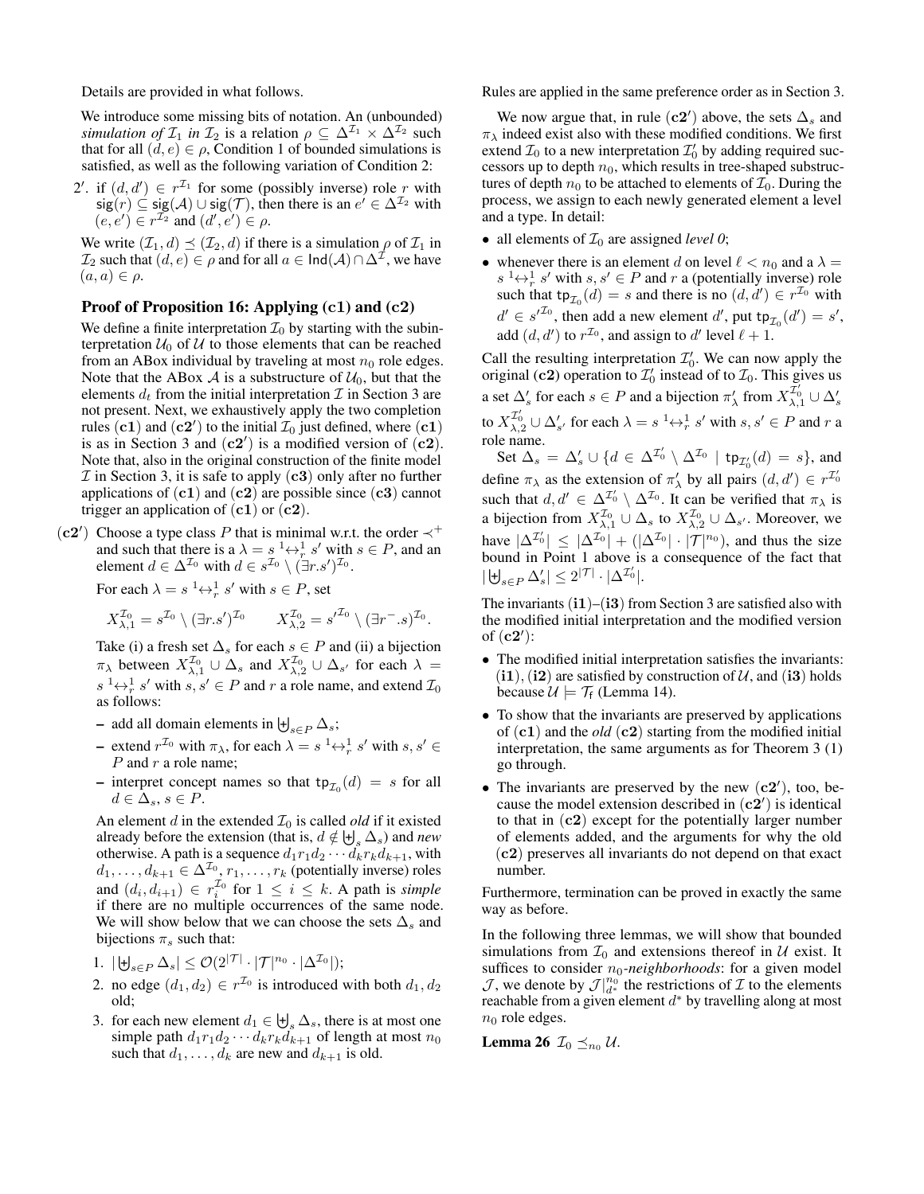Details are provided in what follows.

We introduce some missing bits of notation. An (unbounded) *simulation of* $\mathcal{I}_1$ *in* $\mathcal{I}_2$ is a relation $\rho \subseteq \Delta^{\mathcal{I}_1} \times \Delta^{\mathcal{I}_2}$ such that for all $(d, e) \in \rho$, Condition 1 of bounded simulations is satisfied, as well as the following variation of Condition 2:

2′. if $(d, d') \in r^{\mathcal{I}_1}$ for some (possibly inverse) role $r$ with $\mathsf{sig}(r) \subseteq \mathsf{sig}(\mathcal{A}) \cup \mathsf{sig}(\mathcal{T})$, then there is an $e' \in \Delta^{\mathcal{I}_2}$ with $(e, e') \in r^{\mathcal{I}_2}$ and $(d', e') \in \rho$.

We write $(\mathcal{I}_1, d) \preceq (\mathcal{I}_2, d)$ if there is a simulation $\rho$ of $\mathcal{I}_1$ in $\mathcal{I}_2$ such that $(d, e) \in \rho$ and for all $a \in \mathsf{Ind}(\mathcal{A}) \cap \Delta^{\mathcal{I}}$, we have $(a, a) \in \rho$.

### Proof of Proposition 16: Applying (c1) and (c2)

We define a finite interpretation $\mathcal{I}_0$ by starting with the subinterpretation $\mathcal{U}_0$ of $\mathcal{U}$ to those elements that can be reached from an ABox individual by traveling at most $n_0$ role edges. Note that the ABox $\mathcal{A}$ is a substructure of $\mathcal{U}_0$, but that the elements $d_t$ from the initial interpretation $\mathcal{I}$ in Section 3 are not present. Next, we exhaustively apply the two completion rules $(\mathbf{c1})$ and $(\mathbf{c2'})$ to the initial $\mathcal{I}_0$ just defined, where $(\mathbf{c1})$ is as in Section 3 and $(\mathbf{c2'})$ is a modified version of $(\mathbf{c2})$. Note that, also in the original construction of the finite model $\mathcal{I}$ in Section 3, it is safe to apply $(\mathbf{c3})$ only after no further applications of $(\mathbf{c1})$ and $(\mathbf{c2})$ are possible since $(\mathbf{c3})$ cannot trigger an application of $(\mathbf{c1})$ or $(\mathbf{c2})$.

$(\mathbf{c2'})$ Choose a type class $P$ that is minimal w.r.t. the order $\prec^+$ and such that there is a $\lambda = s \,{}^1\!\!\leftrightarrow^1_r\, s'$ with $s \in P$, and an element $d \in \Delta^{\mathcal{I}_0}$ with $d \in s^{\mathcal{I}_0} \setminus (\exists r.s')^{\mathcal{I}_0}$.

For each $\lambda = s \,{}^1\!\!\leftrightarrow^1_r\, s'$ with $s \in P$, set

$$X^{\mathcal{I}_0}_{\lambda,1} = s^{\mathcal{I}_0} \setminus (\exists r.s')^{\mathcal{I}_0} \qquad X^{\mathcal{I}_0}_{\lambda,2} = s'^{\mathcal{I}_0} \setminus (\exists r^-.s)^{\mathcal{I}_0}.$$

Take (i) a fresh set $\Delta_s$ for each $s \in P$ and (ii) a bijection $\pi_\lambda$ between $X^{\mathcal{I}_0}_{\lambda,1} \cup \Delta_s$ and $X^{\mathcal{I}_0}_{\lambda,2} \cup \Delta_{s'}$ for each $\lambda = s \,{}^1\!\!\leftrightarrow^1_r\, s'$ with $s, s' \in P$ and $r$ a role name, and extend $\mathcal{I}_0$ as follows:

- add all domain elements in $\biguplus_{s \in P} \Delta_s$;
- extend $r^{\mathcal{I}_0}$ with $\pi_\lambda$, for each $\lambda = s \,{}^1\!\!\leftrightarrow^1_r\, s'$ with $s, s' \in P$ and $r$ a role name;
- interpret concept names so that $\mathsf{tp}_{\mathcal{I}_0}(d) = s$ for all $d \in \Delta_s$, $s \in P$.

An element $d$ in the extended $\mathcal{I}_0$ is called *old* if it existed already before the extension (that is, $d \notin \biguplus_s \Delta_s$) and *new* otherwise. A path is a sequence $d_1 r_1 d_2 \cdots d_k r_k d_{k+1}$, with $d_1, \ldots, d_{k+1} \in \Delta^{\mathcal{I}_0}$, $r_1, \ldots, r_k$ (potentially inverse) roles and $(d_i, d_{i+1}) \in r_i^{\mathcal{I}_0}$ for $1 \leq i \leq k$. A path is *simple* if there are no multiple occurrences of the same node. We will show below that we can choose the sets $\Delta_s$ and bijections $\pi_s$ such that:

1. $|\biguplus_{s \in P} \Delta_s| \leq \mathcal{O}(2^{|\mathcal{T}|} \cdot |\mathcal{T}|^{n_0} \cdot |\Delta^{\mathcal{I}_0}|)$;
2. no edge $(d_1, d_2) \in r^{\mathcal{I}_0}$ is introduced with both $d_1, d_2$ old;
3. for each new element $d_1 \in \biguplus_s \Delta_s$, there is at most one simple path $d_1 r_1 d_2 \cdots d_k r_k d_{k+1}$ of length at most $n_0$ such that $d_1, \ldots, d_k$ are new and $d_{k+1}$ is old.

Rules are applied in the same preference order as in Section 3.

We now argue that, in rule $(\mathbf{c2'})$ above, the sets $\Delta_s$ and $\pi_\lambda$ indeed exist also with these modified conditions. We first extend $\mathcal{I}_0$ to a new interpretation $\mathcal{I}_0'$ by adding required successors up to depth $n_0$, which results in tree-shaped substructures of depth $n_0$ to be attached to elements of $\mathcal{I}_0$. During the process, we assign to each newly generated element a level and a type. In detail:

- all elements of $\mathcal{I}_0$ are assigned *level 0*;
- whenever there is an element $d$ on level $\ell < n_0$ and a $\lambda = s \,{}^1\!\!\leftrightarrow^1_r\, s'$ with $s, s' \in P$ and $r$ a (potentially inverse) role such that $\mathsf{tp}_{\mathcal{I}_0}(d) = s$ and there is no $(d, d') \in r^{\mathcal{I}_0}$ with $d' \in s'^{\mathcal{I}_0}$, then add a new element $d'$, put $\mathsf{tp}_{\mathcal{I}_0}(d') = s'$, add $(d, d')$ to $r^{\mathcal{I}_0}$, and assign to $d'$ level $\ell + 1$.

Call the resulting interpretation $\mathcal{I}_0'$. We can now apply the original $(\mathbf{c2})$ operation to $\mathcal{I}_0'$ instead of to $\mathcal{I}_0$. This gives us a set $\Delta'_s$ for each $s \in P$ and a bijection $\pi'_\lambda$ from $X^{\mathcal{I}_0'}_{\lambda,1} \cup \Delta'_s$ to $X^{\mathcal{I}_0'}_{\lambda,2} \cup \Delta'_{s'}$ for each $\lambda = s \,{}^1\!\!\leftrightarrow^1_r\, s'$ with $s, s' \in P$ and $r$ a role name.

Set $\Delta_s = \Delta'_s \cup \{d \in \Delta^{\mathcal{I}_0'} \setminus \Delta^{\mathcal{I}_0} \mid \mathsf{tp}_{\mathcal{I}_0'}(d) = s\}$, and define $\pi_\lambda$ as the extension of $\pi'_\lambda$ by all pairs $(d, d') \in r^{\mathcal{I}_0'}$ such that $d, d' \in \Delta^{\mathcal{I}_0'} \setminus \Delta^{\mathcal{I}_0}$. It can be verified that $\pi_\lambda$ is a bijection from $X^{\mathcal{I}_0}_{\lambda,1} \cup \Delta_s$ to $X^{\mathcal{I}_0}_{\lambda,2} \cup \Delta_{s'}$. Moreover, we have $|\Delta^{\mathcal{I}_0'}| \leq |\Delta^{\mathcal{I}_0}| + (|\Delta^{\mathcal{I}_0}| \cdot |\mathcal{T}|^{n_0})$, and thus the size bound in Point 1 above is a consequence of the fact that $|\biguplus_{s \in P} \Delta'_s| \leq 2^{|\mathcal{T}|} \cdot |\Delta^{\mathcal{I}_0'}|$.

The invariants $(\mathbf{i1})$–$(\mathbf{i3})$ from Section 3 are satisfied also with the modified initial interpretation and the modified version of $(\mathbf{c2'})$:

- The modified initial interpretation satisfies the invariants: $(\mathbf{i1})$, $(\mathbf{i2})$ are satisfied by construction of $\mathcal{U}$, and $(\mathbf{i3})$ holds because $\mathcal{U} \models \mathcal{T}_\mathsf{f}$ (Lemma 14).
- To show that the invariants are preserved by applications of $(\mathbf{c1})$ and the *old* $(\mathbf{c2})$ starting from the modified initial interpretation, the same arguments as for Theorem 3 (1) go through.
- The invariants are preserved by the new $(\mathbf{c2'})$, too, because the model extension described in $(\mathbf{c2'})$ is identical to that in $(\mathbf{c2})$ except for the potentially larger number of elements added, and the arguments for why the old $(\mathbf{c2})$ preserves all invariants do not depend on that exact number.

Furthermore, termination can be proved in exactly the same way as before.

In the following three lemmas, we will show that bounded simulations from $\mathcal{I}_0$ and extensions thereof in $\mathcal{U}$ exist. It suffices to consider $n_0$-*neighborhoods*: for a given model $\mathcal{J}$, we denote by $\mathcal{J}|^{n_0}_{d^*}$ the restrictions of $\mathcal{I}$ to the elements reachable from a given element $d^*$ by travelling along at most $n_0$ role edges.

**Lemma 26** $\mathcal{I}_0 \preceq_{n_0} \mathcal{U}$.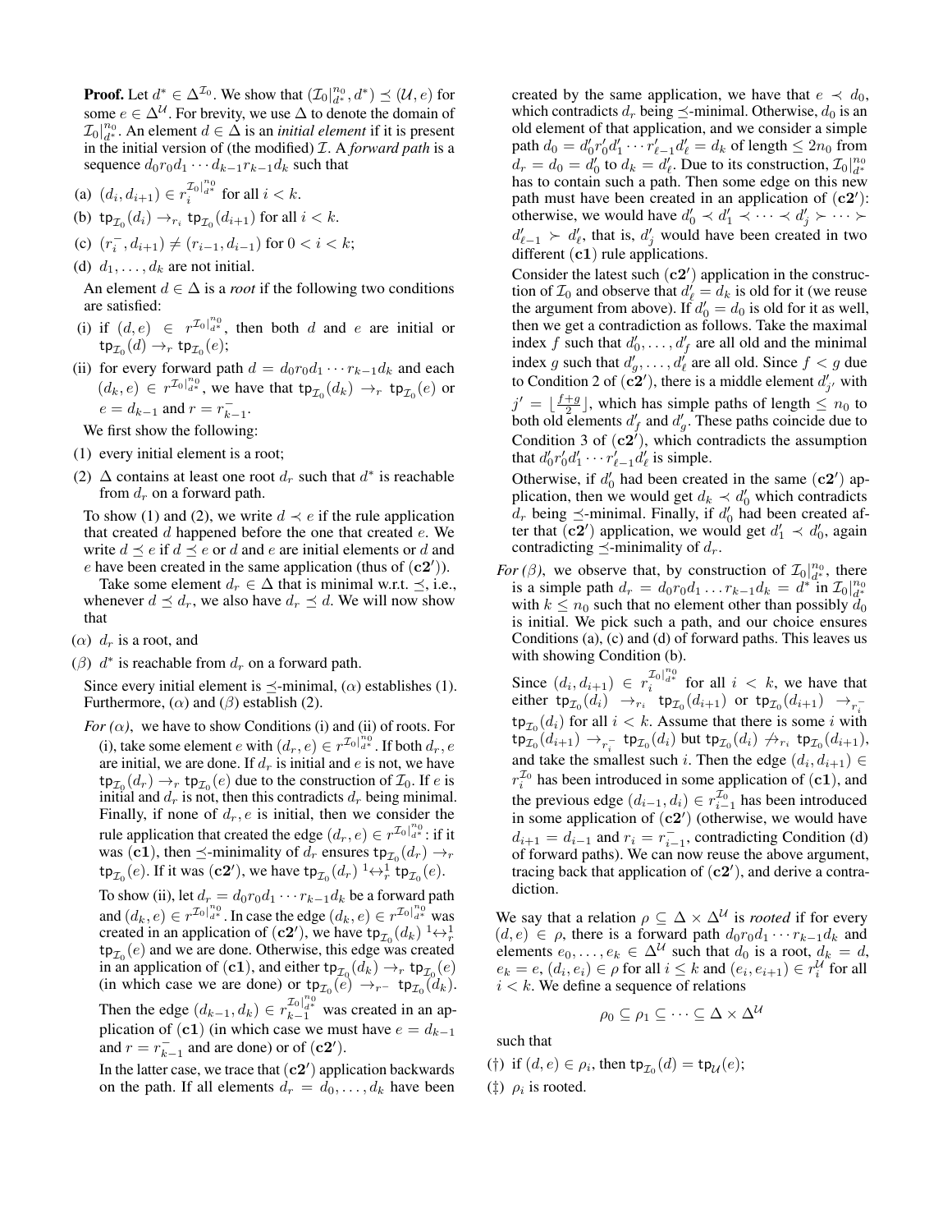**Proof.** Let $d^* \in \Delta^{\mathcal{I}_0}$. We show that $(\mathcal{I}_0|^{n_0}_{d^*}, d^*) \preceq (\mathcal{U}, e)$ for some $e \in \Delta^{\mathcal{U}}$. For brevity, we use $\Delta$ to denote the domain of $\mathcal{I}_0|^{n_0}_{d^*}$. An element $d \in \Delta$ is an *initial element* if it is present in the initial version of (the modified) $\mathcal{I}$. A *forward path* is a sequence $d_0 r_0 d_1 \cdots d_{k-1} r_{k-1} d_k$ such that

(a) $(d_i, d_{i+1}) \in r_i^{\mathcal{I}_0|^{n_0}_{d^*}}$ for all $i < k$.

(b) $\mathsf{tp}_{\mathcal{I}_0}(d_i) \to_{r_i} \mathsf{tp}_{\mathcal{I}_0}(d_{i+1})$ for all $i < k$.

(c) $(r_i^-, d_{i+1}) \neq (r_{i-1}, d_{i-1})$ for $0 < i < k$;

(d) $d_1, \ldots, d_k$ are not initial.

An element $d \in \Delta$ is a *root* if the following two conditions are satisfied:

(i) if $(d, e) \in r^{\mathcal{I}_0|^{n_0}_{d^*}}$, then both $d$ and $e$ are initial or $\mathsf{tp}_{\mathcal{I}_0}(d) \to_r \mathsf{tp}_{\mathcal{I}_0}(e)$;

(ii) for every forward path $d = d_0 r_0 d_1 \cdots r_{k-1} d_k$ and each $(d_k, e) \in r^{\mathcal{I}_0|^{n_0}_{d^*}}$, we have that $\mathsf{tp}_{\mathcal{I}_0}(d_k) \to_r \mathsf{tp}_{\mathcal{I}_0}(e)$ or $e = d_{k-1}$ and $r = r_{k-1}^-$.

We first show the following:

(1) every initial element is a root;

(2) $\Delta$ contains at least one root $d_r$ such that $d^*$ is reachable from $d_r$ on a forward path.

To show (1) and (2), we write $d \prec e$ if the rule application that created $d$ happened before the one that created $e$. We write $d \preceq e$ if $d \preceq e$ or $d$ and $e$ are initial elements or $d$ and $e$ have been created in the same application (thus of $(\mathbf{c2'})$).

Take some element $d_r \in \Delta$ that is minimal w.r.t. $\preceq$, i.e., whenever $d \preceq d_r$, we also have $d_r \preceq d$. We will now show that

($\alpha$) $d_r$ is a root, and

($\beta$) $d^*$ is reachable from $d_r$ on a forward path.

Since every initial element is $\preceq$-minimal, ($\alpha$) establishes (1). Furthermore, ($\alpha$) and ($\beta$) establish (2).

*For ($\alpha$),* we have to show Conditions (i) and (ii) of roots. For (i), take some element $e$ with $(d_r, e) \in r^{\mathcal{I}_0|^{n_0}_{d^*}}$. If both $d_r, e$ are initial, we are done. If $d_r$ is initial and $e$ is not, we have $\mathsf{tp}_{\mathcal{I}_0}(d_r) \to_r \mathsf{tp}_{\mathcal{I}_0}(e)$ due to the construction of $\mathcal{I}_0$. If $e$ is initial and $d_r$ is not, then this contradicts $d_r$ being minimal. Finally, if none of $d_r, e$ is initial, then we consider the rule application that created the edge $(d_r, e) \in r^{\mathcal{I}_0|^{n_0}_{d^*}}$: if it was $(\mathbf{c1})$, then $\preceq$-minimality of $d_r$ ensures $\mathsf{tp}_{\mathcal{I}_0}(d_r) \to_r \mathsf{tp}_{\mathcal{I}_0}(e)$. If it was $(\mathbf{c2'})$, we have $\mathsf{tp}_{\mathcal{I}_0}(d_r) \,{}^1{\leftrightarrow}_r^1\, \mathsf{tp}_{\mathcal{I}_0}(e)$.

To show (ii), let $d_r = d_0 r_0 d_1 \cdots r_{k-1} d_k$ be a forward path and $(d_k, e) \in r^{\mathcal{I}_0|^{n_0}_{d^*}}$. In case the edge $(d_k, e) \in r^{\mathcal{I}_0|^{n_0}_{d^*}}$ was created in an application of $(\mathbf{c2'})$, we have $\mathsf{tp}_{\mathcal{I}_0}(d_k) \,{}^1{\leftrightarrow}_r^1\, \mathsf{tp}_{\mathcal{I}_0}(e)$ and we are done. Otherwise, this edge was created in an application of $(\mathbf{c1})$, and either $\mathsf{tp}_{\mathcal{I}_0}(d_k) \to_r \mathsf{tp}_{\mathcal{I}_0}(e)$ (in which case we are done) or $\mathsf{tp}_{\mathcal{I}_0}(e) \to_{r^-} \mathsf{tp}_{\mathcal{I}_0}(d_k)$.

Then the edge $(d_{k-1}, d_k) \in r_{k-1}^{\mathcal{I}_0|^{n_0}_{d^*}}$ was created in an application of $(\mathbf{c1})$ (in which case we must have $e = d_{k-1}$ and $r = r_{k-1}^-$ and are done) or of $(\mathbf{c2'})$.

In the latter case, we trace that $(\mathbf{c2'})$ application backwards on the path. If all elements $d_r = d_0, \ldots, d_k$ have been created by the same application, we have that $e \prec d_0$, which contradicts $d_r$ being $\preceq$-minimal. Otherwise, $d_0$ is an old element of that application, and we consider a simple path $d_0 = d'_0 r'_0 d'_1 \cdots r'_{\ell-1} d'_\ell = d_k$ of length $\leq 2n_0$ from $d_r = d_0 = d'_0$ to $d_k = d'_\ell$. Due to its construction, $\mathcal{I}_0|^{n_0}_{d^*}$ has to contain such a path. Then some edge on this new path must have been created in an application of $(\mathbf{c2'})$: otherwise, we would have $d'_0 \prec d'_1 \prec \cdots \prec d'_j \succ \cdots \succ d'_{\ell-1} \succ d'_\ell$, that is, $d'_j$ would have been created in two different $(\mathbf{c1})$ rule applications.

Consider the latest such $(\mathbf{c2'})$ application in the construction of $\mathcal{I}_0$ and observe that $d'_\ell = d_k$ is old for it (we reuse the argument from above). If $d'_0 = d_0$ is old for it as well, then we get a contradiction as follows. Take the maximal index $f$ such that $d'_0, \ldots, d'_f$ are all old and the minimal index $g$ such that $d'_g, \ldots, d'_\ell$ are all old. Since $f < g$ due to Condition 2 of $(\mathbf{c2'})$, there is a middle element $d'_{j'}$ with $j' = \lfloor \frac{f+g}{2} \rfloor$, which has simple paths of length $\leq n_0$ to both old elements $d'_f$ and $d'_g$. These paths coincide due to Condition 3 of $(\mathbf{c2'})$, which contradicts the assumption that $d'_0 r'_0 d'_1 \cdots r'_{\ell-1} d'_\ell$ is simple.

Otherwise, if $d'_0$ had been created in the same $(\mathbf{c2'})$ application, then we would get $d_k \prec d'_0$ which contradicts $d_r$ being $\preceq$-minimal. Finally, if $d'_0$ had been created after that $(\mathbf{c2'})$ application, we would get $d'_1 \prec d'_0$, again contradicting $\preceq$-minimality of $d_r$.

*For ($\beta$),* we observe that, by construction of $\mathcal{I}_0|^{n_0}_{d^*}$, there is a simple path $d_r = d_0 r_0 d_1 \ldots r_{k-1} d_k = d^*$ in $\mathcal{I}_0|^{n_0}_{d^*}$ with $k \leq n_0$ such that no element other than possibly $d_0$ is initial. We pick such a path, and our choice ensures Conditions (a), (c) and (d) of forward paths. This leaves us with showing Condition (b).

Since $(d_i, d_{i+1}) \in r_i^{\mathcal{I}_0|^{n_0}_{d^*}}$ for all $i < k$, we have that either $\mathsf{tp}_{\mathcal{I}_0}(d_i) \to_{r_i} \mathsf{tp}_{\mathcal{I}_0}(d_{i+1})$ or $\mathsf{tp}_{\mathcal{I}_0}(d_{i+1}) \to_{r_i^-} \mathsf{tp}_{\mathcal{I}_0}(d_i)$ for all $i < k$. Assume that there is some $i$ with $\mathsf{tp}_{\mathcal{I}_0}(d_{i+1}) \to_{r_i^-} \mathsf{tp}_{\mathcal{I}_0}(d_i)$ but $\mathsf{tp}_{\mathcal{I}_0}(d_i) \not\to_{r_i} \mathsf{tp}_{\mathcal{I}_0}(d_{i+1})$, and take the smallest such $i$. Then the edge $(d_i, d_{i+1}) \in r_i^{\mathcal{I}_0}$ has been introduced in some application of $(\mathbf{c1})$, and the previous edge $(d_{i-1}, d_i) \in r_{i-1}^{\mathcal{I}_0}$ has been introduced in some application of $(\mathbf{c2'})$ (otherwise, we would have $d_{i+1} = d_{i-1}$ and $r_i = r_{i-1}^-$, contradicting Condition (d) of forward paths). We can now reuse the above argument, tracing back that application of $(\mathbf{c2'})$, and derive a contradiction.

We say that a relation $\rho \subseteq \Delta \times \Delta^{\mathcal{U}}$ is *rooted* if for every $(d, e) \in \rho$, there is a forward path $d_0 r_0 d_1 \cdots r_{k-1} d_k$ and elements $e_0, \ldots, e_k \in \Delta^{\mathcal{U}}$ such that $d_0$ is a root, $d_k = d$, $e_k = e$, $(d_i, e_i) \in \rho$ for all $i \leq k$ and $(e_i, e_{i+1}) \in r_i^{\mathcal{U}}$ for all $i < k$. We define a sequence of relations

$$\rho_0 \subseteq \rho_1 \subseteq \cdots \subseteq \Delta \times \Delta^{\mathcal{U}}$$

such that

(†) if $(d, e) \in \rho_i$, then $\mathsf{tp}_{\mathcal{I}_0}(d) = \mathsf{tp}_{\mathcal{U}}(e)$;

(‡) $\rho_i$ is rooted.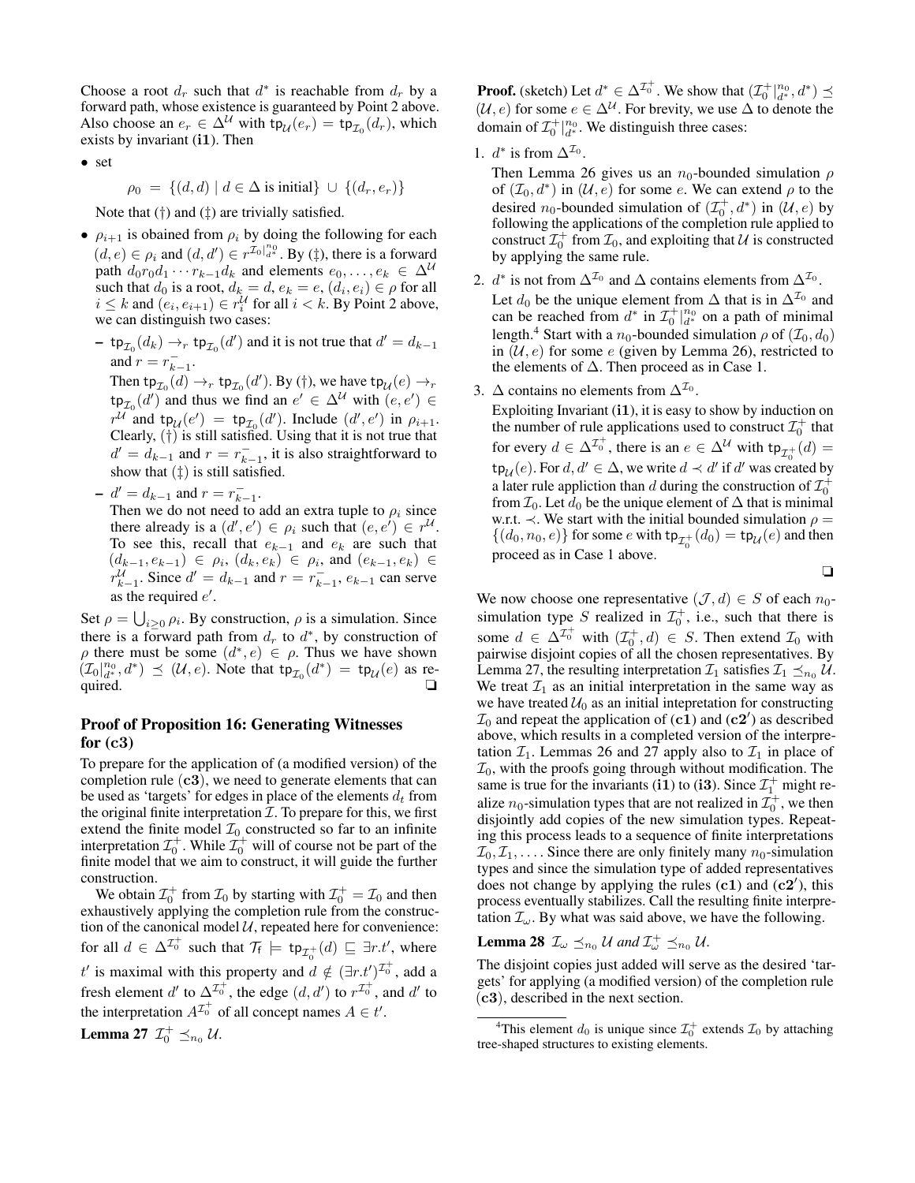Choose a root $d_r$ such that $d^*$ is reachable from $d_r$ by a forward path, whose existence is guaranteed by Point 2 above. Also choose an $e_r \in \Delta^{\mathcal{U}}$ with $\mathsf{tp}_{\mathcal{U}}(e_r) = \mathsf{tp}_{\mathcal{I}_0}(d_r)$, which exists by invariant (**i1**). Then

- set

$$\rho_0 \;=\; \{(d,d) \mid d \in \Delta \text{ is initial}\} \;\cup\; \{(d_r, e_r)\}$$

  Note that (†) and (‡) are trivially satisfied.

- $\rho_{i+1}$ is obained from $\rho_i$ by doing the following for each $(d,e) \in \rho_i$ and $(d,d') \in r^{\mathcal{I}_0|^{n_0}_{d^*}}$. By (‡), there is a forward path $d_0 r_0 d_1 \cdots r_{k-1} d_k$ and elements $e_0, \ldots, e_k \in \Delta^{\mathcal{U}}$ such that $d_0$ is a root, $d_k = d$, $e_k = e$, $(d_i, e_i) \in \rho$ for all $i \leq k$ and $(e_i, e_{i+1}) \in r_i^{\mathcal{U}}$ for all $i < k$. By Point 2 above, we can distinguish two cases:

  - $\mathsf{tp}_{\mathcal{I}_0}(d_k) \rightarrow_r \mathsf{tp}_{\mathcal{I}_0}(d')$ and it is not true that $d' = d_{k-1}$ and $r = r^-_{k-1}$.
    Then $\mathsf{tp}_{\mathcal{I}_0}(d) \rightarrow_r \mathsf{tp}_{\mathcal{I}_0}(d')$. By (†), we have $\mathsf{tp}_{\mathcal{U}}(e) \rightarrow_r \mathsf{tp}_{\mathcal{I}_0}(d')$ and thus we find an $e' \in \Delta^{\mathcal{U}}$ with $(e,e') \in r^{\mathcal{U}}$ and $\mathsf{tp}_{\mathcal{U}}(e') = \mathsf{tp}_{\mathcal{I}_0}(d')$. Include $(d',e')$ in $\rho_{i+1}$. Clearly, (†) is still satisfied. Using that it is not true that $d' = d_{k-1}$ and $r = r^-_{k-1}$, it is also straightforward to show that (‡) is still satisfied.

  - $d' = d_{k-1}$ and $r = r^-_{k-1}$.
    Then we do not need to add an extra tuple to $\rho_i$ since there already is a $(d',e') \in \rho_i$ such that $(e,e') \in r^{\mathcal{U}}$. To see this, recall that $e_{k-1}$ and $e_k$ are such that $(d_{k-1}, e_{k-1}) \in \rho_i$, $(d_k, e_k) \in \rho_i$, and $(e_{k-1}, e_k) \in r^{\mathcal{U}}_{k-1}$. Since $d' = d_{k-1}$ and $r = r^-_{k-1}$, $e_{k-1}$ can serve as the required $e'$.

Set $\rho = \bigcup_{i \geq 0} \rho_i$. By construction, $\rho$ is a simulation. Since there is a forward path from $d_r$ to $d^*$, by construction of $\rho$ there must be some $(d^*, e) \in \rho$. Thus we have shown $(\mathcal{I}_0|^{n_0}_{d^*}, d^*) \preceq (\mathcal{U}, e)$. Note that $\mathsf{tp}_{\mathcal{I}_0}(d^*) = \mathsf{tp}_{\mathcal{U}}(e)$ as required. ❑

## Proof of Proposition 16: Generating Witnesses for (c3)

To prepare for the application of (a modified version) of the completion rule (**c3**), we need to generate elements that can be used as 'targets' for edges in place of the elements $d_t$ from the original finite interpretation $\mathcal{I}$. To prepare for this, we first extend the finite model $\mathcal{I}_0$ constructed so far to an infinite interpretation $\mathcal{I}_0^+$. While $\mathcal{I}_0^+$ will of course not be part of the finite model that we aim to construct, it will guide the further construction.

We obtain $\mathcal{I}_0^+$ from $\mathcal{I}_0$ by starting with $\mathcal{I}_0^+ = \mathcal{I}_0$ and then exhaustively applying the completion rule from the construction of the canonical model $\mathcal{U}$, repeated here for convenience: for all $d \in \Delta^{\mathcal{I}_0^+}$ such that $\mathcal{T}_{\mathsf{f}} \models \mathsf{tp}_{\mathcal{I}_0^+}(d) \sqsubseteq \exists r.t'$, where $t'$ is maximal with this property and $d \notin (\exists r.t')^{\mathcal{I}_0^+}$, add a fresh element $d'$ to $\Delta^{\mathcal{I}_0^+}$, the edge $(d,d')$ to $r^{\mathcal{I}_0^+}$, and $d'$ to the interpretation $A^{\mathcal{I}_0^+}$ of all concept names $A \in t'$.

**Lemma 27** $\mathcal{I}_0^+ \preceq_{n_0} \mathcal{U}$.

**Proof.** (sketch) Let $d^* \in \Delta^{\mathcal{I}_0^+}$. We show that $(\mathcal{I}_0^+|^{n_0}_{d^*}, d^*) \preceq (\mathcal{U}, e)$ for some $e \in \Delta^{\mathcal{U}}$. For brevity, we use $\Delta$ to denote the domain of $\mathcal{I}_0^+|^{n_0}_{d^*}$. We distinguish three cases:

1. $d^*$ is from $\Delta^{\mathcal{I}_0}$.
   Then Lemma 26 gives us an $n_0$-bounded simulation $\rho$ of $(\mathcal{I}_0, d^*)$ in $(\mathcal{U}, e)$ for some $e$. We can extend $\rho$ to the desired $n_0$-bounded simulation of $(\mathcal{I}_0^+, d^*)$ in $(\mathcal{U}, e)$ by following the applications of the completion rule applied to construct $\mathcal{I}_0^+$ from $\mathcal{I}_0$, and exploiting that $\mathcal{U}$ is constructed by applying the same rule.

2. $d^*$ is not from $\Delta^{\mathcal{I}_0}$ and $\Delta$ contains elements from $\Delta^{\mathcal{I}_0}$.
   Let $d_0$ be the unique element from $\Delta$ that is in $\Delta^{\mathcal{I}_0}$ and can be reached from $d^*$ in $\mathcal{I}_0^+|^{n_0}_{d^*}$ on a path of minimal length.[4] Start with a $n_0$-bounded simulation $\rho$ of $(\mathcal{I}_0, d_0)$ in $(\mathcal{U}, e)$ for some $e$ (given by Lemma 26), restricted to the elements of $\Delta$. Then proceed as in Case 1.

3. $\Delta$ contains no elements from $\Delta^{\mathcal{I}_0}$.
   Exploiting Invariant (**i1**), it is easy to show by induction on the number of rule applications used to construct $\mathcal{I}_0^+$ that for every $d \in \Delta^{\mathcal{I}_0^+}$, there is an $e \in \Delta^{\mathcal{U}}$ with $\mathsf{tp}_{\mathcal{I}_0^+}(d) = \mathsf{tp}_{\mathcal{U}}(e)$. For $d, d' \in \Delta$, we write $d \prec d'$ if $d'$ was created by a later rule appliction than $d$ during the construction of $\mathcal{I}_0^+$ from $\mathcal{I}_0$. Let $d_0$ be the unique element of $\Delta$ that is minimal w.r.t. $\prec$. We start with the initial bounded simulation $\rho = \{(d_0, n_0, e)\}$ for some $e$ with $\mathsf{tp}_{\mathcal{I}_0^+}(d_0) = \mathsf{tp}_{\mathcal{U}}(e)$ and then proceed as in Case 1 above.

❑

We now choose one representative $(\mathcal{J}, d) \in S$ of each $n_0$-simulation type $S$ realized in $\mathcal{I}_0^+$, i.e., such that there is some $d \in \Delta^{\mathcal{I}_0^+}$ with $(\mathcal{I}_0^+, d) \in S$. Then extend $\mathcal{I}_0$ with pairwise disjoint copies of all the chosen representatives. By Lemma 27, the resulting interpretation $\mathcal{I}_1$ satisfies $\mathcal{I}_1 \preceq_{n_0} \mathcal{U}$. We treat $\mathcal{I}_1$ as an initial interpretation in the same way as we have treated $\mathcal{U}_0$ as an initial intepretation for constructing $\mathcal{I}_0$ and repeat the application of (**c1**) and (**c2′**) as described above, which results in a completed version of the interpretation $\mathcal{I}_1$. Lemmas 26 and 27 apply also to $\mathcal{I}_1$ in place of $\mathcal{I}_0$, with the proofs going through without modification. The same is true for the invariants (**i1**) to (**i3**). Since $\mathcal{I}_1^+$ might realize $n_0$-simulation types that are not realized in $\mathcal{I}_0^+$, we then disjointly add copies of the new simulation types. Repeating this process leads to a sequence of finite interpretations $\mathcal{I}_0, \mathcal{I}_1, \ldots$. Since there are only finitely many $n_0$-simulation types and since the simulation type of added representatives does not change by applying the rules (**c1**) and (**c2′**), this process eventually stabilizes. Call the resulting finite interpretation $\mathcal{I}_\omega$. By what was said above, we have the following.

**Lemma 28** $\mathcal{I}_\omega \preceq_{n_0} \mathcal{U}$ *and* $\mathcal{I}_\omega^+ \preceq_{n_0} \mathcal{U}$.

The disjoint copies just added will serve as the desired 'targets' for applying (a modified version) of the completion rule (**c3**), described in the next section.

[4] This element $d_0$ is unique since $\mathcal{I}_0^+$ extends $\mathcal{I}_0$ by attaching tree-shaped structures to existing elements.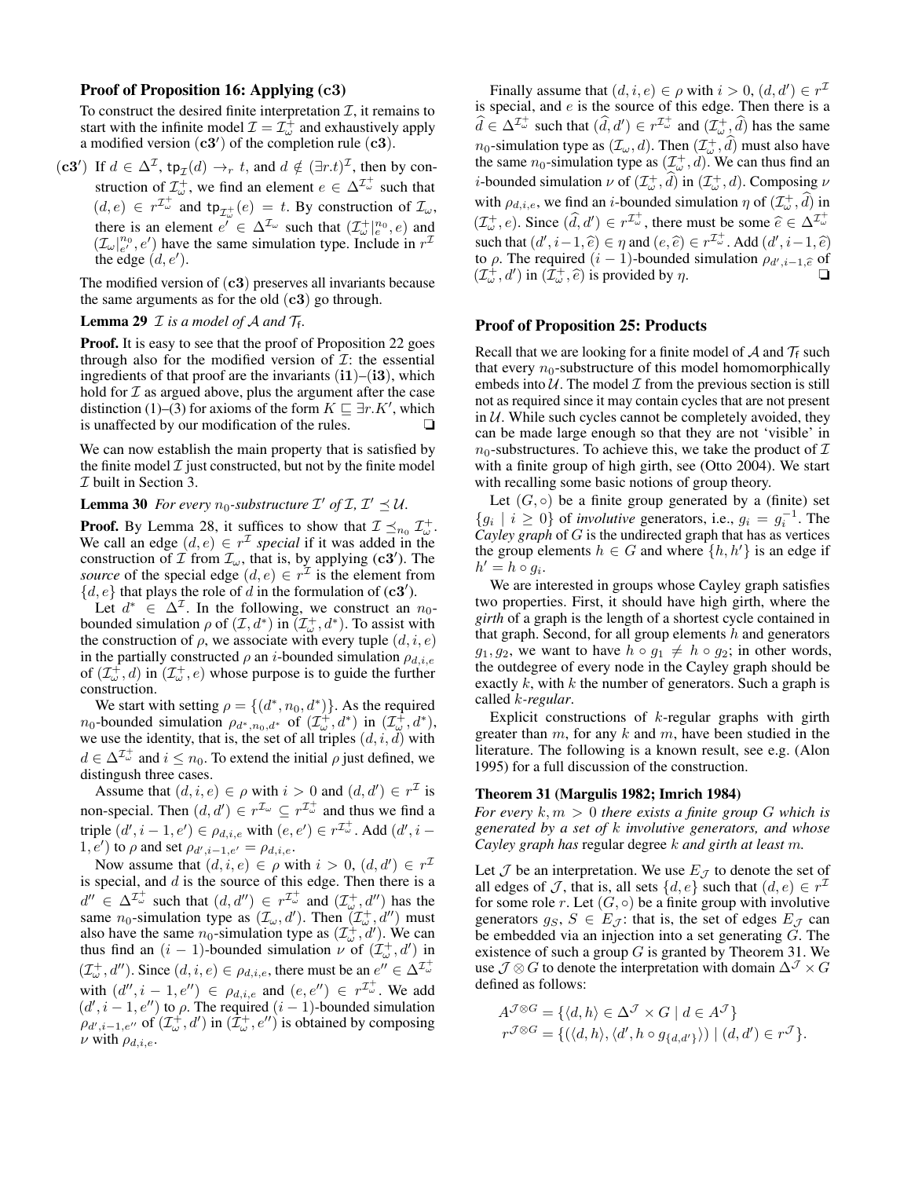### Proof of Proposition 16: Applying (c3)

To construct the desired finite interpretation $\mathcal{I}$, it remains to start with the infinite model $\mathcal{I} = \mathcal{I}_\omega^+$ and exhaustively apply a modified version $(\mathbf{c3'})$ of the completion rule $(\mathbf{c3})$.

$(\mathbf{c3'})$ If $d \in \Delta^\mathcal{I}$, $\mathsf{tp}_\mathcal{I}(d) \to_r t$, and $d \notin (\exists r.t)^\mathcal{I}$, then by construction of $\mathcal{I}_\omega^+$, we find an element $e \in \Delta^{\mathcal{I}_\omega^+}$ such that $(d,e) \in r^{\mathcal{I}_\omega^+}$ and $\mathsf{tp}_{\mathcal{I}_\omega^+}(e) = t$. By construction of $\mathcal{I}_\omega$, there is an element $e' \in \Delta^{\mathcal{I}_\omega}$ such that $(\mathcal{I}_\omega^+|_e^{n_0}, e)$ and $(\mathcal{I}_\omega|_{e'}^{n_0}, e')$ have the same simulation type. Include in $r^\mathcal{I}$ the edge $(d, e')$.

The modified version of $(\mathbf{c3})$ preserves all invariants because the same arguments as for the old $(\mathbf{c3})$ go through.

**Lemma 29** *$\mathcal{I}$ is a model of $\mathcal{A}$ and $\mathcal{T}_\mathsf{f}$.*

**Proof.** It is easy to see that the proof of Proposition 22 goes through also for the modified version of $\mathcal{I}$: the essential ingredients of that proof are the invariants $(\mathbf{i1})$–$(\mathbf{i3})$, which hold for $\mathcal{I}$ as argued above, plus the argument after the case distinction (1)–(3) for axioms of the form $K \sqsubseteq \exists r.K'$, which is unaffected by our modification of the rules. ❑

We can now establish the main property that is satisfied by the finite model $\mathcal{I}$ just constructed, but not by the finite model $\mathcal{I}$ built in Section 3.

**Lemma 30** *For every $n_0$-substructure $\mathcal{I}'$ of $\mathcal{I}$, $\mathcal{I}' \preceq \mathcal{U}$.*

**Proof.** By Lemma 28, it suffices to show that $\mathcal{I} \preceq_{n_0} \mathcal{I}_\omega^+$. We call an edge $(d,e) \in r^\mathcal{I}$ *special* if it was added in the construction of $\mathcal{I}$ from $\mathcal{I}_\omega$, that is, by applying $(\mathbf{c3'})$. The *source* of the special edge $(d,e) \in r^\mathcal{I}$ is the element from $\{d,e\}$ that plays the role of $d$ in the formulation of $(\mathbf{c3'})$.

Let $d^* \in \Delta^\mathcal{I}$. In the following, we construct an $n_0$-bounded simulation $\rho$ of $(\mathcal{I}, d^*)$ in $(\mathcal{I}_\omega^+, d^*)$. To assist with the construction of $\rho$, we associate with every tuple $(d,i,e)$ in the partially constructed $\rho$ an $i$-bounded simulation $\rho_{d,i,e}$ of $(\mathcal{I}_\omega^+, d)$ in $(\mathcal{I}_\omega^+, e)$ whose purpose is to guide the further construction.

We start with setting $\rho = \{(d^*, n_0, d^*)\}$. As the required $n_0$-bounded simulation $\rho_{d^*,n_0,d^*}$ of $(\mathcal{I}_\omega^+, d^*)$ in $(\mathcal{I}_\omega^+, d^*)$, we use the identity, that is, the set of all triples $(d,i,d)$ with $d \in \Delta^{\mathcal{I}_\omega^+}$ and $i \leq n_0$. To extend the initial $\rho$ just defined, we distingush three cases.

Assume that $(d,i,e) \in \rho$ with $i > 0$ and $(d,d') \in r^\mathcal{I}$ is non-special. Then $(d,d') \in r^{\mathcal{I}_\omega} \subseteq r^{\mathcal{I}_\omega^+}$ and thus we find a triple $(d', i-1, e') \in \rho_{d,i,e}$ with $(e,e') \in r^{\mathcal{I}_\omega^+}$. Add $(d', i-1, e')$ to $\rho$ and set $\rho_{d',i-1,e'} = \rho_{d,i,e}$.

Now assume that $(d,i,e) \in \rho$ with $i > 0$, $(d,d') \in r^\mathcal{I}$ is special, and $d$ is the source of this edge. Then there is a $d'' \in \Delta^{\mathcal{I}_\omega^+}$ such that $(d,d'') \in r^{\mathcal{I}_\omega^+}$ and $(\mathcal{I}_\omega^+, d'')$ has the same $n_0$-simulation type as $(\mathcal{I}_\omega, d')$. Then $(\mathcal{I}_\omega^+, d'')$ must also have the same $n_0$-simulation type as $(\mathcal{I}_\omega^+, d')$. We can thus find an $(i-1)$-bounded simulation $\nu$ of $(\mathcal{I}_\omega^+, d'')$ in $(\mathcal{I}_\omega^+, d'')$. Since $(d,i,e) \in \rho_{d,i,e}$, there must be an $e'' \in \Delta^{\mathcal{I}_\omega^+}$ with $(d'', i-1, e'') \in \rho_{d,i,e}$ and $(e,e'') \in r^{\mathcal{I}_\omega^+}$. We add $(d', i-1, e'')$ to $\rho$. The required $(i-1)$-bounded simulation $\rho_{d',i-1,e''}$ of $(\mathcal{I}_\omega^+, d')$ in $(\mathcal{I}_\omega^+, e'')$ is obtained by composing $\nu$ with $\rho_{d,i,e}$.

Finally assume that $(d,i,e) \in \rho$ with $i > 0$, $(d,d') \in r^\mathcal{I}$ is special, and $e$ is the source of this edge. Then there is a $\widehat{d} \in \Delta^{\mathcal{I}_\omega^+}$ such that $(\widehat{d}, d') \in r^{\mathcal{I}_\omega^+}$ and $(\mathcal{I}_\omega^+, \widehat{d})$ has the same $n_0$-simulation type as $(\mathcal{I}_\omega, d)$. Then $(\mathcal{I}_\omega^+, \widehat{d})$ must also have the same $n_0$-simulation type as $(\mathcal{I}_\omega^+, d)$. We can thus find an $i$-bounded simulation $\nu$ of $(\mathcal{I}_\omega^+, \widehat{d})$ in $(\mathcal{I}_\omega^+, d)$. Composing $\nu$ with $\rho_{d,i,e}$, we find an $i$-bounded simulation $\eta$ of $(\mathcal{I}_\omega^+, \widehat{d})$ in $(\mathcal{I}_\omega^+, e)$. Since $(\widehat{d}, d') \in r^{\mathcal{I}_\omega^+}$, there must be some $\widehat{e} \in \Delta^{\mathcal{I}_\omega^+}$ such that $(d', i-1, \widehat{e}) \in \eta$ and $(e, \widehat{e}) \in r^{\mathcal{I}_\omega^+}$. Add $(d', i-1, \widehat{e})$ to $\rho$. The required $(i-1)$-bounded simulation $\rho_{d',i-1,\widehat{e}}$ of $(\mathcal{I}_\omega^+, d')$ in $(\mathcal{I}_\omega^+, \widehat{e})$ is provided by $\eta$. ❑

### Proof of Proposition 25: Products

Recall that we are looking for a finite model of $\mathcal{A}$ and $\mathcal{T}_\mathsf{f}$ such that every $n_0$-substructure of this model homomorphically embeds into $\mathcal{U}$. The model $\mathcal{I}$ from the previous section is still not as required since it may contain cycles that are not present in $\mathcal{U}$. While such cycles cannot be completely avoided, they can be made large enough so that they are not 'visible' in $n_0$-substructures. To achieve this, we take the product of $\mathcal{I}$ with a finite group of high girth, see (Otto 2004). We start with recalling some basic notions of group theory.

Let $(G, \circ)$ be a finite group generated by a (finite) set $\{g_i \mid i \geq 0\}$ of *involutive* generators, i.e., $g_i = g_i^{-1}$. The *Cayley graph* of $G$ is the undirected graph that has as vertices the group elements $h \in G$ and where $\{h, h'\}$ is an edge if $h' = h \circ g_i$.

We are interested in groups whose Cayley graph satisfies two properties. First, it should have high girth, where the *girth* of a graph is the length of a shortest cycle contained in that graph. Second, for all group elements $h$ and generators $g_1, g_2$, we want to have $h \circ g_1 \neq h \circ g_2$; in other words, the outdegree of every node in the Cayley graph should be exactly $k$, with $k$ the number of generators. Such a graph is called $k$*-regular*.

Explicit constructions of $k$-regular graphs with girth greater than $m$, for any $k$ and $m$, have been studied in the literature. The following is a known result, see e.g. (Alon 1995) for a full discussion of the construction.

**Theorem 31 (Margulis 1982; Imrich 1984)**
*For every $k, m > 0$ there exists a finite group $G$ which is generated by a set of $k$ involutive generators, and whose Cayley graph has regular degree $k$ and girth at least $m$.*

Let $\mathcal{J}$ be an interpretation. We use $E_\mathcal{J}$ to denote the set of all edges of $\mathcal{J}$, that is, all sets $\{d,e\}$ such that $(d,e) \in r^\mathcal{I}$ for some role $r$. Let $(G, \circ)$ be a finite group with involutive generators $g_S$, $S \in E_\mathcal{J}$: that is, the set of edges $E_\mathcal{J}$ can be embedded via an injection into a set generating $G$. The existence of such a group $G$ is granted by Theorem 31. We use $\mathcal{J} \otimes G$ to denote the interpretation with domain $\Delta^\mathcal{J} \times G$ defined as follows:

$$
\begin{aligned}
A^{\mathcal{J} \otimes G} &= \{\langle d, h \rangle \in \Delta^\mathcal{J} \times G \mid d \in A^\mathcal{J}\} \\
r^{\mathcal{J} \otimes G} &= \{(\langle d, h \rangle, \langle d', h \circ g_{\{d,d'\}} \rangle) \mid (d,d') \in r^\mathcal{J}\}.
\end{aligned}
$$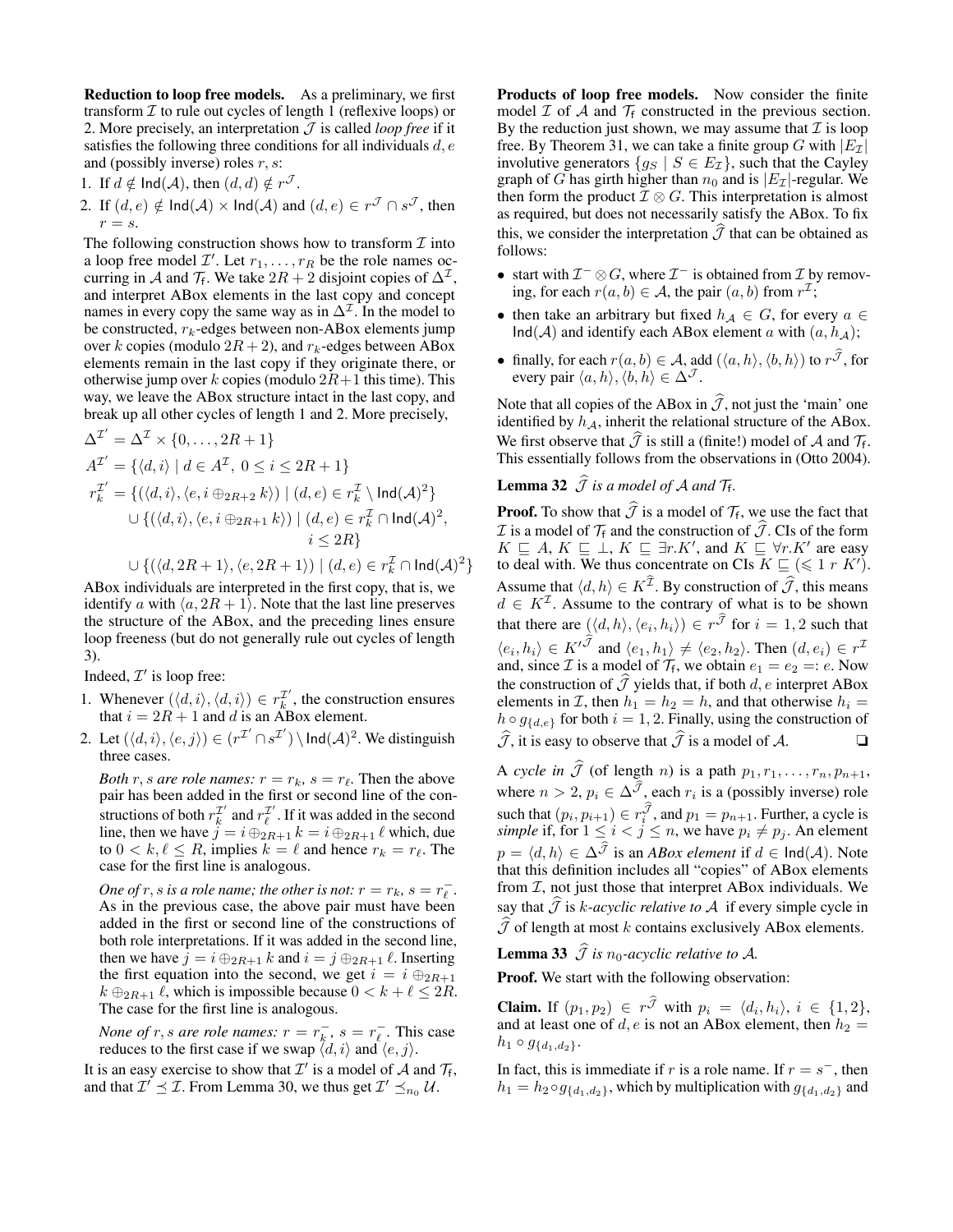**Reduction to loop free models.** As a preliminary, we first transform $\mathcal{I}$ to rule out cycles of length 1 (reflexive loops) or 2. More precisely, an interpretation $\mathcal{J}$ is called *loop free* if it satisfies the following three conditions for all individuals $d, e$ and (possibly inverse) roles $r, s$:

1. If $d \notin \mathsf{Ind}(\mathcal{A})$, then $(d, d) \notin r^{\mathcal{J}}$.
2. If $(d, e) \notin \mathsf{Ind}(\mathcal{A}) \times \mathsf{Ind}(\mathcal{A})$ and $(d, e) \in r^{\mathcal{J}} \cap s^{\mathcal{J}}$, then $r = s$.

The following construction shows how to transform $\mathcal{I}$ into a loop free model $\mathcal{I}'$. Let $r_1, \ldots, r_R$ be the role names occurring in $\mathcal{A}$ and $\mathcal{T}_\mathsf{f}$. We take $2R + 2$ disjoint copies of $\Delta^{\mathcal{I}}$, and interpret ABox elements in the last copy and concept names in every copy the same way as in $\Delta^{\mathcal{I}}$. In the model to be constructed, $r_k$-edges between non-ABox elements jump over $k$ copies (modulo $2R + 2$), and $r_k$-edges between ABox elements remain in the last copy if they originate there, or otherwise jump over $k$ copies (modulo $2R+1$ this time). This way, we leave the ABox structure intact in the last copy, and break up all other cycles of length 1 and 2. More precisely,

$$
\begin{aligned}
\Delta^{\mathcal{I}'} &= \Delta^{\mathcal{I}} \times \{0, \ldots, 2R + 1\} \\
A^{\mathcal{I}'} &= \{\langle d, i\rangle \mid d \in A^{\mathcal{I}},\ 0 \leq i \leq 2R + 1\} \\
r_k^{\mathcal{I}'} &= \{(\langle d, i\rangle, \langle e, i \oplus_{2R+2} k\rangle) \mid (d, e) \in r_k^{\mathcal{I}} \setminus \mathsf{Ind}(\mathcal{A})^2\} \\
&\quad \cup \{(\langle d, i\rangle, \langle e, i \oplus_{2R+1} k\rangle) \mid (d, e) \in r_k^{\mathcal{I}} \cap \mathsf{Ind}(\mathcal{A})^2, \\
&\qquad\qquad i \leq 2R\} \\
&\quad \cup \{(\langle d, 2R + 1\rangle, \langle e, 2R + 1\rangle) \mid (d, e) \in r_k^{\mathcal{I}} \cap \mathsf{Ind}(\mathcal{A})^2\}
\end{aligned}
$$

ABox individuals are interpreted in the first copy, that is, we identify $a$ with $\langle a, 2R + 1\rangle$. Note that the last line preserves the structure of the ABox, and the preceding lines ensure loop freeness (but do not generally rule out cycles of length 3).

Indeed, $\mathcal{I}'$ is loop free:

1. Whenever $(\langle d, i\rangle, \langle d, i\rangle) \in r_k^{\mathcal{I}'}$, the construction ensures that $i = 2R + 1$ and $d$ is an ABox element.
2. Let $(\langle d, i\rangle, \langle e, j\rangle) \in (r^{\mathcal{I}'} \cap s^{\mathcal{I}'}) \setminus \mathsf{Ind}(\mathcal{A})^2$. We distinguish three cases.

   *Both $r, s$ are role names:* $r = r_k$, $s = r_\ell$. Then the above pair has been added in the first or second line of the constructions of both $r_k^{\mathcal{I}'}$ and $r_\ell^{\mathcal{I}'}$. If it was added in the second line, then we have $j = i \oplus_{2R+1} k = i \oplus_{2R+1} \ell$ which, due to $0 < k, \ell \leq R$, implies $k = \ell$ and hence $r_k = r_\ell$. The case for the first line is analogous.

   *One of $r, s$ is a role name; the other is not:* $r = r_k$, $s = r_\ell^-$. As in the previous case, the above pair must have been added in the first or second line of the constructions of both role interpretations. If it was added in the second line, then we have $j = i \oplus_{2R+1} k$ and $i = j \oplus_{2R+1} \ell$. Inserting the first equation into the second, we get $i = i \oplus_{2R+1} k \oplus_{2R+1} \ell$, which is impossible because $0 < k + \ell \leq 2R$. The case for the first line is analogous.

   *None of $r, s$ are role names:* $r = r_k^-$, $s = r_\ell^-$. This case reduces to the first case if we swap $\langle d, i\rangle$ and $\langle e, j\rangle$.

It is an easy exercise to show that $\mathcal{I}'$ is a model of $\mathcal{A}$ and $\mathcal{T}_\mathsf{f}$, and that $\mathcal{I}' \preceq \mathcal{I}$. From Lemma 30, we thus get $\mathcal{I}' \preceq_{n_0} \mathcal{U}$.

**Products of loop free models.** Now consider the finite model $\mathcal{I}$ of $\mathcal{A}$ and $\mathcal{T}_\mathsf{f}$ constructed in the previous section. By the reduction just shown, we may assume that $\mathcal{I}$ is loop free. By Theorem 31, we can take a finite group $G$ with $|E_{\mathcal{I}}|$ involutive generators $\{g_S \mid S \in E_{\mathcal{I}}\}$, such that the Cayley graph of $G$ has girth higher than $n_0$ and is $|E_{\mathcal{I}}|$-regular. We then form the product $\mathcal{I} \otimes G$. This interpretation is almost as required, but does not necessarily satisfy the ABox. To fix this, we consider the interpretation $\widehat{\mathcal{J}}$ that can be obtained as follows:

- start with $\mathcal{I}^- \otimes G$, where $\mathcal{I}^-$ is obtained from $\mathcal{I}$ by removing, for each $r(a, b) \in \mathcal{A}$, the pair $(a, b)$ from $r^{\mathcal{I}}$;
- then take an arbitrary but fixed $h_{\mathcal{A}} \in G$, for every $a \in \mathsf{Ind}(\mathcal{A})$ and identify each ABox element $a$ with $(a, h_{\mathcal{A}})$;
- finally, for each $r(a, b) \in \mathcal{A}$, add $(\langle a, h\rangle, \langle b, h\rangle)$ to $r^{\widehat{\mathcal{J}}}$, for every pair $\langle a, h\rangle, \langle b, h\rangle \in \Delta^{\mathcal{J}}$.

Note that all copies of the ABox in $\widehat{\mathcal{J}}$, not just the 'main' one identified by $h_{\mathcal{A}}$, inherit the relational structure of the ABox. We first observe that $\widehat{\mathcal{J}}$ is still a (finite!) model of $\mathcal{A}$ and $\mathcal{T}_\mathsf{f}$. This essentially follows from the observations in (Otto 2004).

**Lemma 32** *$\widehat{\mathcal{J}}$ is a model of $\mathcal{A}$ and $\mathcal{T}_\mathsf{f}$.*

**Proof.** To show that $\widehat{\mathcal{J}}$ is a model of $\mathcal{T}_\mathsf{f}$, we use the fact that $\mathcal{I}$ is a model of $\mathcal{T}_\mathsf{f}$ and the construction of $\widehat{\mathcal{J}}$. CIs of the form $K \sqsubseteq A$, $K \sqsubseteq \bot$, $K \sqsubseteq \exists r.K'$, and $K \sqsubseteq \forall r.K'$ are easy to deal with. We thus concentrate on CIs $K \sqsubseteq (\leqslant 1\ r\ K')$. Assume that $\langle d, h\rangle \in K^{\widehat{\mathcal{J}}}$. By construction of $\widehat{\mathcal{J}}$, this means $d \in K^{\mathcal{I}}$. Assume to the contrary of what is to be shown that there are $(\langle d, h\rangle, \langle e_i, h_i\rangle) \in r^{\widehat{\mathcal{J}}}$ for $i = 1, 2$ such that $\langle e_i, h_i\rangle \in K'^{\widehat{\mathcal{J}}}$ and $\langle e_1, h_1\rangle \neq \langle e_2, h_2\rangle$. Then $(d, e_i) \in r^{\mathcal{I}}$ and, since $\mathcal{I}$ is a model of $\mathcal{T}_\mathsf{f}$, we obtain $e_1 = e_2 =: e$. Now the construction of $\widehat{\mathcal{J}}$ yields that, if both $d, e$ interpret ABox elements in $\mathcal{I}$, then $h_1 = h_2 = h$, and that otherwise $h_i = h \circ g_{\{d,e\}}$ for both $i = 1, 2$. Finally, using the construction of $\widehat{\mathcal{J}}$, it is easy to observe that $\widehat{\mathcal{J}}$ is a model of $\mathcal{A}$. ❑

A *cycle in* $\widehat{\mathcal{J}}$ (of length $n$) is a path $p_1, r_1, \ldots, r_n, p_{n+1}$, where $n > 2$, $p_i \in \Delta^{\widehat{\mathcal{J}}}$, each $r_i$ is a (possibly inverse) role such that $(p_i, p_{i+1}) \in r_i^{\widehat{\mathcal{J}}}$, and $p_1 = p_{n+1}$. Further, a cycle is *simple* if, for $1 \leq i < j \leq n$, we have $p_i \neq p_j$. An element $p = \langle d, h\rangle \in \Delta^{\widehat{\mathcal{J}}}$ is an *ABox element* if $d \in \mathsf{Ind}(\mathcal{A})$. Note that this definition includes all "copies" of ABox elements from $\mathcal{I}$, not just those that interpret ABox individuals. We say that $\widehat{\mathcal{J}}$ is *$k$-acyclic relative to $\mathcal{A}$* if every simple cycle in $\widehat{\mathcal{J}}$ of length at most $k$ contains exclusively ABox elements.

**Lemma 33** *$\widehat{\mathcal{J}}$ is $n_0$-acyclic relative to $\mathcal{A}$.*

**Proof.** We start with the following observation:

**Claim.** If $(p_1, p_2) \in r^{\widehat{\mathcal{J}}}$ with $p_i = \langle d_i, h_i\rangle$, $i \in \{1, 2\}$, and at least one of $d, e$ is not an ABox element, then $h_2 = h_1 \circ g_{\{d_1, d_2\}}$.

In fact, this is immediate if $r$ is a role name. If $r = s^-$, then $h_1 = h_2 \circ g_{\{d_1, d_2\}}$, which by multiplication with $g_{\{d_1, d_2\}}$ and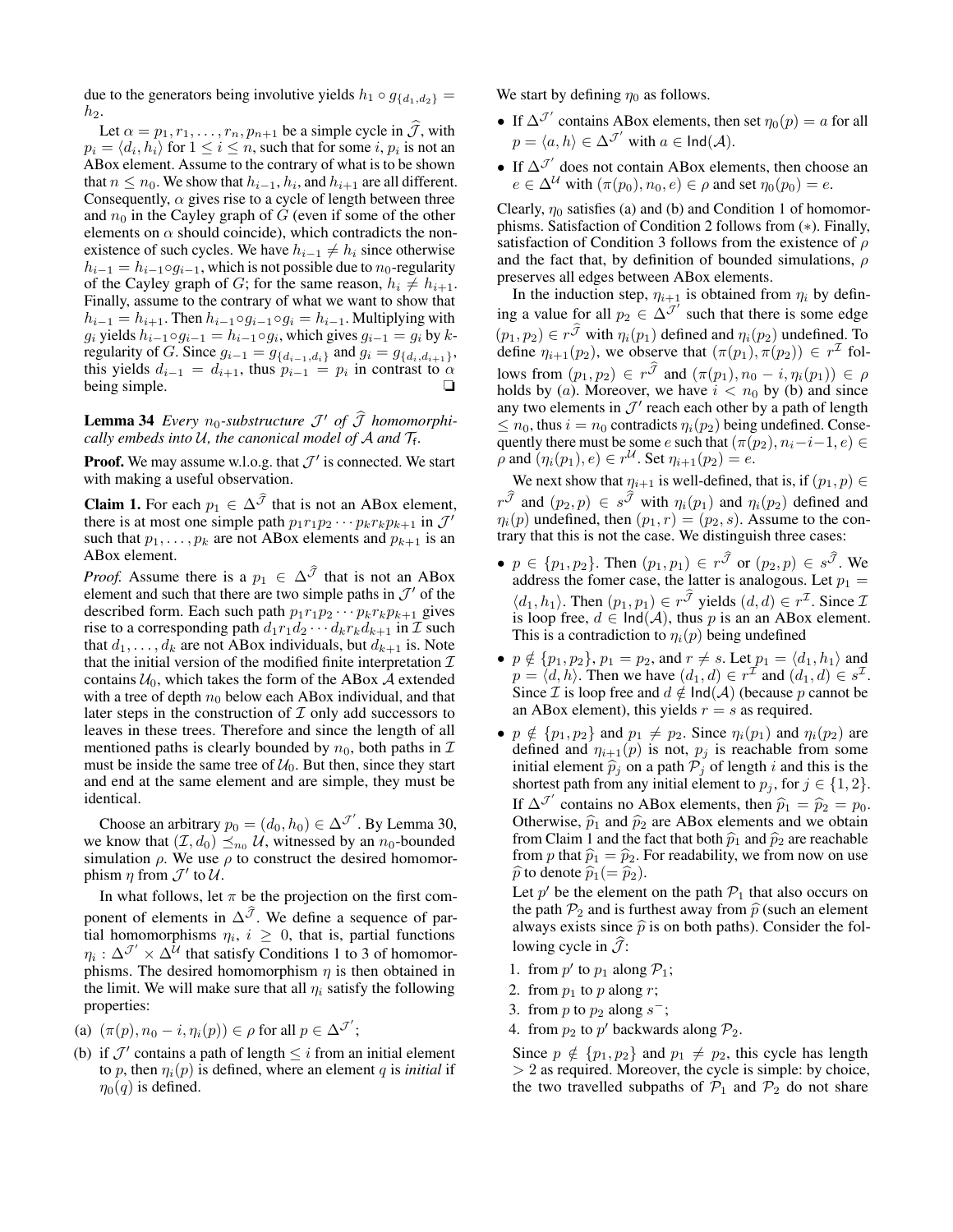due to the generators being involutive yields $h_1 \circ g_{\{d_1,d_2\}} = h_2$.

Let $\alpha = p_1, r_1, \ldots, r_n, p_{n+1}$ be a simple cycle in $\widehat{\mathcal{J}}$, with $p_i = \langle d_i, h_i \rangle$ for $1 \leq i \leq n$, such that for some $i$, $p_i$ is not an ABox element. Assume to the contrary of what is to be shown that $n \leq n_0$. We show that $h_{i-1}$, $h_i$, and $h_{i+1}$ are all different. Consequently, $\alpha$ gives rise to a cycle of length between three and $n_0$ in the Cayley graph of $G$ (even if some of the other elements on $\alpha$ should coincide), which contradicts the non-existence of such cycles. We have $h_{i-1} \neq h_i$ since otherwise $h_{i-1} = h_{i-1} \circ g_{i-1}$, which is not possible due to $n_0$-regularity of the Cayley graph of $G$; for the same reason, $h_i \neq h_{i+1}$. Finally, assume to the contrary of what we want to show that $h_{i-1} = h_{i+1}$. Then $h_{i-1} \circ g_{i-1} \circ g_i = h_{i-1}$. Multiplying with $g_i$ yields $h_{i-1} \circ g_{i-1} = h_{i-1} \circ g_i$, which gives $g_{i-1} = g_i$ by $k$-regularity of $G$. Since $g_{i-1} = g_{\{d_{i-1},d_i\}}$ and $g_i = g_{\{d_i,d_{i+1}\}}$, this yields $d_{i-1} = d_{i+1}$, thus $p_{i-1} = p_i$ in contrast to $\alpha$ being simple. ❑

**Lemma 34** *Every $n_0$-substructure $\mathcal{J}'$ of $\widehat{\mathcal{J}}$ homomorphically embeds into $\mathcal{U}$, the canonical model of $\mathcal{A}$ and $\mathcal{T}_f$.*

**Proof.** We may assume w.l.o.g. that $\mathcal{J}'$ is connected. We start with making a useful observation.

**Claim 1.** For each $p_1 \in \Delta^{\widehat{\mathcal{J}}}$ that is not an ABox element, there is at most one simple path $p_1 r_1 p_2 \cdots p_k r_k p_{k+1}$ in $\mathcal{J}'$ such that $p_1, \ldots, p_k$ are not ABox elements and $p_{k+1}$ is an ABox element.

*Proof.* Assume there is a $p_1 \in \Delta^{\widehat{\mathcal{J}}}$ that is not an ABox element and such that there are two simple paths in $\mathcal{J}'$ of the described form. Each such path $p_1 r_1 p_2 \cdots p_k r_k p_{k+1}$ gives rise to a corresponding path $d_1 r_1 d_2 \cdots d_k r_k d_{k+1}$ in $\mathcal{I}$ such that $d_1, \ldots, d_k$ are not ABox individuals, but $d_{k+1}$ is. Note that the initial version of the modified finite interpretation $\mathcal{I}$ contains $\mathcal{U}_0$, which takes the form of the ABox $\mathcal{A}$ extended with a tree of depth $n_0$ below each ABox individual, and that later steps in the construction of $\mathcal{I}$ only add successors to leaves in these trees. Therefore and since the length of all mentioned paths is clearly bounded by $n_0$, both paths in $\mathcal{I}$ must be inside the same tree of $\mathcal{U}_0$. But then, since they start and end at the same element and are simple, they must be identical.

Choose an arbitrary $p_0 = (d_0, h_0) \in \Delta^{\mathcal{J}'}$. By Lemma 30, we know that $(\mathcal{I}, d_0) \preceq_{n_0} \mathcal{U}$, witnessed by an $n_0$-bounded simulation $\rho$. We use $\rho$ to construct the desired homomorphism $\eta$ from $\mathcal{J}'$ to $\mathcal{U}$.

In what follows, let $\pi$ be the projection on the first component of elements in $\Delta^{\widehat{\mathcal{J}}}$. We define a sequence of partial homomorphisms $\eta_i$, $i \geq 0$, that is, partial functions $\eta_i : \Delta^{\mathcal{J}'} \times \Delta^{\mathcal{U}}$ that satisfy Conditions 1 to 3 of homomorphisms. The desired homomorphism $\eta$ is then obtained in the limit. We will make sure that all $\eta_i$ satisfy the following properties:

(a) $(\pi(p), n_0 - i, \eta_i(p)) \in \rho$ for all $p \in \Delta^{\mathcal{J}'}$;

(b) if $\mathcal{J}'$ contains a path of length $\leq i$ from an initial element to $p$, then $\eta_i(p)$ is defined, where an element $q$ is *initial* if $\eta_0(q)$ is defined.

We start by defining $\eta_0$ as follows.

- If $\Delta^{\mathcal{J}'}$ contains ABox elements, then set $\eta_0(p) = a$ for all $p = \langle a, h \rangle \in \Delta^{\mathcal{J}'}$ with $a \in \mathsf{Ind}(\mathcal{A})$.
- If $\Delta^{\mathcal{J}'}$ does not contain ABox elements, then choose an $e \in \Delta^{\mathcal{U}}$ with $(\pi(p_0), n_0, e) \in \rho$ and set $\eta_0(p_0) = e$.

Clearly, $\eta_0$ satisfies (a) and (b) and Condition 1 of homomorphisms. Satisfaction of Condition 2 follows from $(*)$. Finally, satisfaction of Condition 3 follows from the existence of $\rho$ and the fact that, by definition of bounded simulations, $\rho$ preserves all edges between ABox elements.

In the induction step, $\eta_{i+1}$ is obtained from $\eta_i$ by defining a value for all $p_2 \in \Delta^{\mathcal{J}'}$ such that there is some edge $(p_1, p_2) \in r^{\widehat{\mathcal{J}}}$ with $\eta_i(p_1)$ defined and $\eta_i(p_2)$ undefined. To define $\eta_{i+1}(p_2)$, we observe that $(\pi(p_1), \pi(p_2)) \in r^{\mathcal{I}}$ follows from $(p_1, p_2) \in r^{\widehat{\mathcal{J}}}$ and $(\pi(p_1), n_0 - i, \eta_i(p_1)) \in \rho$ holds by (a). Moreover, we have $i < n_0$ by (b) and since any two elements in $\mathcal{J}'$ reach each other by a path of length $\leq n_0$, thus $i = n_0$ contradicts $\eta_i(p_2)$ being undefined. Consequently there must be some $e$ such that $(\pi(p_2), n_i - i - 1, e) \in \rho$ and $(\eta_i(p_1), e) \in r^{\mathcal{U}}$. Set $\eta_{i+1}(p_2) = e$.

We next show that $\eta_{i+1}$ is well-defined, that is, if $(p_1, p) \in r^{\widehat{\mathcal{J}}}$ and $(p_2, p) \in s^{\widehat{\mathcal{J}}}$ with $\eta_i(p_1)$ and $\eta_i(p_2)$ defined and $\eta_i(p)$ undefined, then $(p_1, r) = (p_2, s)$. Assume to the contrary that this is not the case. We distinguish three cases:

- $p \in \{p_1, p_2\}$. Then $(p_1, p_1) \in r^{\widehat{\mathcal{J}}}$ or $(p_2, p) \in s^{\widehat{\mathcal{J}}}$. We address the fomer case, the latter is analogous. Let $p_1 = \langle d_1, h_1 \rangle$. Then $(p_1, p_1) \in r^{\widehat{\mathcal{J}}}$ yields $(d, d) \in r^{\mathcal{I}}$. Since $\mathcal{I}$ is loop free, $d \in \mathsf{Ind}(\mathcal{A})$, thus $p$ is an an ABox element. This is a contradiction to $\eta_i(p)$ being undefined
- $p \notin \{p_1, p_2\}$, $p_1 = p_2$, and $r \neq s$. Let $p_1 = \langle d_1, h_1 \rangle$ and $p = \langle d, h \rangle$. Then we have $(d_1, d) \in r^{\mathcal{I}}$ and $(d_1, d) \in s^{\mathcal{I}}$. Since $\mathcal{I}$ is loop free and $d \notin \mathsf{Ind}(\mathcal{A})$ (because $p$ cannot be an ABox element), this yields $r = s$ as required.
- $p \notin \{p_1, p_2\}$ and $p_1 \neq p_2$. Since $\eta_i(p_1)$ and $\eta_i(p_2)$ are defined and $\eta_{i+1}(p)$ is not, $p_j$ is reachable from some initial element $\widehat{p}_j$ on a path $\mathcal{P}_j$ of length $i$ and this is the shortest path from any initial element to $p_j$, for $j \in \{1, 2\}$. If $\Delta^{\mathcal{J}'}$ contains no ABox elements, then $\widehat{p}_1 = \widehat{p}_2 = p_0$. Otherwise, $\widehat{p}_1$ and $\widehat{p}_2$ are ABox elements and we obtain from Claim 1 and the fact that both $\widehat{p}_1$ and $\widehat{p}_2$ are reachable from $p$ that $\widehat{p}_1 = \widehat{p}_2$. For readability, we from now on use $\widehat{p}$ to denote $\widehat{p}_1 (= \widehat{p}_2)$.

  Let $p'$ be the element on the path $\mathcal{P}_1$ that also occurs on the path $\mathcal{P}_2$ and is furthest away from $\widehat{p}$ (such an element always exists since $\widehat{p}$ is on both paths). Consider the following cycle in $\widehat{\mathcal{J}}$:

  1. from $p'$ to $p_1$ along $\mathcal{P}_1$;
  2. from $p_1$ to $p$ along $r$;
  3. from $p$ to $p_2$ along $s^-$;
  4. from $p_2$ to $p'$ backwards along $\mathcal{P}_2$.

  Since $p \notin \{p_1, p_2\}$ and $p_1 \neq p_2$, this cycle has length $> 2$ as required. Moreover, the cycle is simple: by choice, the two travelled subpaths of $\mathcal{P}_1$ and $\mathcal{P}_2$ do not share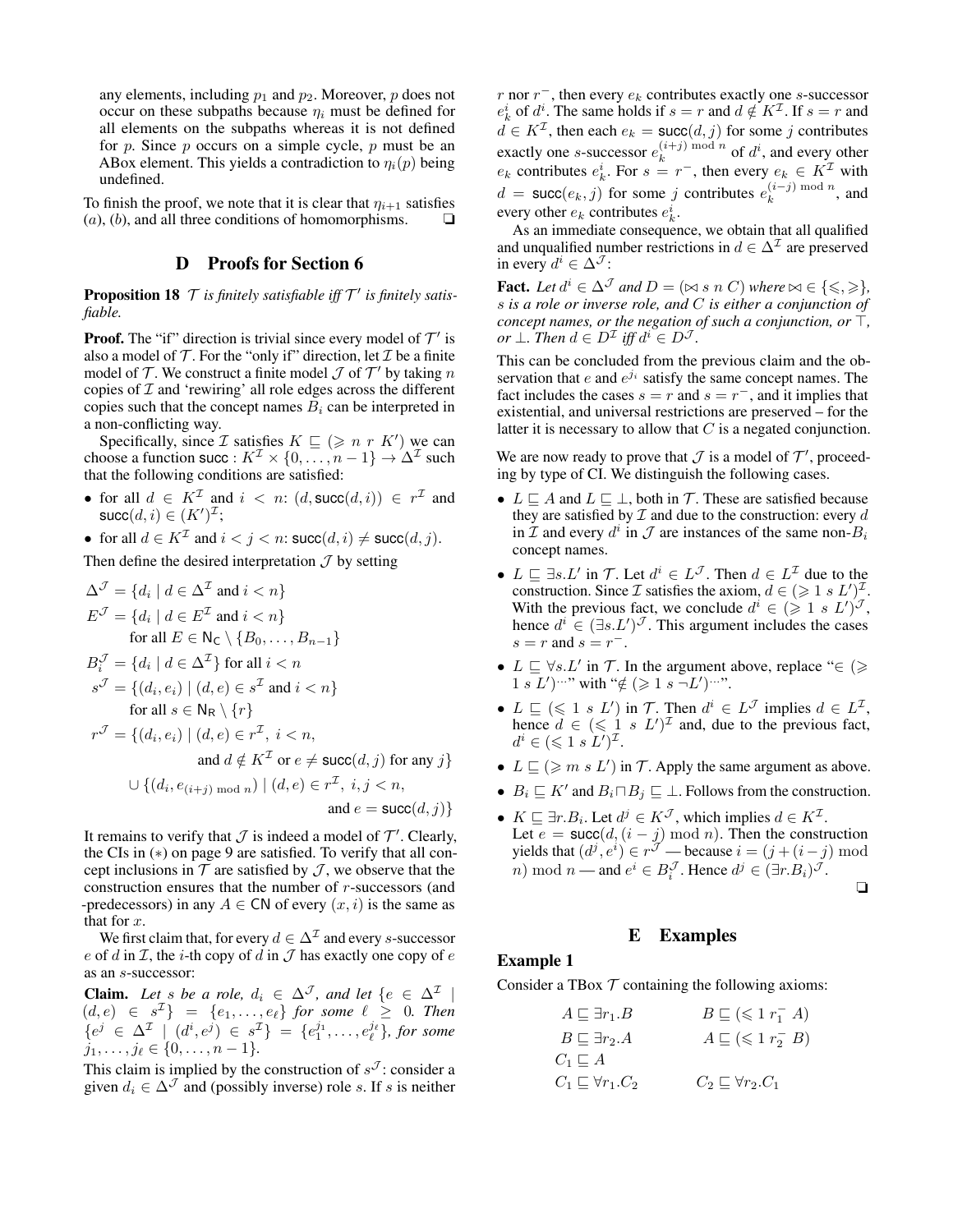any elements, including $p_1$ and $p_2$. Moreover, $p$ does not occur on these subpaths because $\eta_i$ must be defined for all elements on the subpaths whereas it is not defined for $p$. Since $p$ occurs on a simple cycle, $p$ must be an ABox element. This yields a contradiction to $\eta_i(p)$ being undefined.

To finish the proof, we note that it is clear that $\eta_{i+1}$ satisfies $(a)$, $(b)$, and all three conditions of homomorphisms. ❑

## D Proofs for Section 6

**Proposition 18** *$\mathcal{T}$ is finitely satisfiable iff $\mathcal{T}'$ is finitely satisfiable.*

**Proof.** The "if" direction is trivial since every model of $\mathcal{T}'$ is also a model of $\mathcal{T}$. For the "only if" direction, let $\mathcal{I}$ be a finite model of $\mathcal{T}$. We construct a finite model $\mathcal{J}$ of $\mathcal{T}'$ by taking $n$ copies of $\mathcal{I}$ and 'rewiring' all role edges across the different copies such that the concept names $B_i$ can be interpreted in a non-conflicting way.

Specifically, since $\mathcal{I}$ satisfies $K \sqsubseteq (\geqslant n\ r\ K')$ we can choose a function $\mathsf{succ} : K^{\mathcal{I}} \times \{0, \ldots, n-1\} \to \Delta^{\mathcal{I}}$ such that the following conditions are satisfied:

- for all $d \in K^{\mathcal{I}}$ and $i < n$: $(d, \mathsf{succ}(d,i)) \in r^{\mathcal{I}}$ and $\mathsf{succ}(d,i) \in (K')^{\mathcal{I}}$;
- for all $d \in K^{\mathcal{I}}$ and $i < j < n$: $\mathsf{succ}(d,i) \neq \mathsf{succ}(d,j)$.

Then define the desired interpretation $\mathcal{J}$ by setting

$$
\begin{aligned}
\Delta^{\mathcal{J}} &= \{d_i \mid d \in \Delta^{\mathcal{I}} \text{ and } i < n\}\\
E^{\mathcal{J}} &= \{d_i \mid d \in E^{\mathcal{I}} \text{ and } i < n\}\\
&\quad \text{for all } E \in \mathsf{N_C} \setminus \{B_0, \ldots, B_{n-1}\}\\
B_i^{\mathcal{J}} &= \{d_i \mid d \in \Delta^{\mathcal{I}}\} \text{ for all } i < n\\
s^{\mathcal{J}} &= \{(d_i, e_i) \mid (d,e) \in s^{\mathcal{I}} \text{ and } i < n\}\\
&\quad \text{for all } s \in \mathsf{N_R} \setminus \{r\}\\
r^{\mathcal{J}} &= \{(d_i, e_i) \mid (d,e) \in r^{\mathcal{I}},\ i < n,\\
&\qquad \text{and } d \notin K^{\mathcal{I}} \text{ or } e \neq \mathsf{succ}(d,j) \text{ for any } j\}\\
&\quad \cup \{(d_i, e_{(i+j) \bmod n}) \mid (d,e) \in r^{\mathcal{I}},\ i,j < n,\\
&\qquad \text{and } e = \mathsf{succ}(d,j)\}
\end{aligned}
$$

It remains to verify that $\mathcal{J}$ is indeed a model of $\mathcal{T}'$. Clearly, the CIs in $(*)$ on page 9 are satisfied. To verify that all concept inclusions in $\mathcal{T}$ are satisfied by $\mathcal{J}$, we observe that the construction ensures that the number of $r$-successors (and -predecessors) in any $A \in \mathsf{CN}$ of every $(x, i)$ is the same as that for $x$.

We first claim that, for every $d \in \Delta^{\mathcal{I}}$ and every $s$-successor $e$ of $d$ in $\mathcal{I}$, the $i$-th copy of $d$ in $\mathcal{J}$ has exactly one copy of $e$ as an $s$-successor:

**Claim.** *Let $s$ be a role, $d_i \in \Delta^{\mathcal{J}}$, and let $\{e \in \Delta^{\mathcal{I}} \mid (d,e) \in s^{\mathcal{I}}\} = \{e_1, \ldots, e_\ell\}$ for some $\ell \geq 0$. Then $\{e^j \in \Delta^{\mathcal{I}} \mid (d^i, e^j) \in s^{\mathcal{I}}\} = \{e_1^{j_1}, \ldots, e_\ell^{j_\ell}\}$, for some $j_1, \ldots, j_\ell \in \{0, \ldots, n-1\}$.*

This claim is implied by the construction of $s^{\mathcal{J}}$: consider a given $d_i \in \Delta^{\mathcal{J}}$ and (possibly inverse) role $s$. If $s$ is neither $r$ nor $r^-$, then every $e_k$ contributes exactly one $s$-successor $e_k^i$ of $d^i$. The same holds if $s = r$ and $d \notin K^{\mathcal{I}}$. If $s = r$ and $d \in K^{\mathcal{I}}$, then each $e_k = \mathsf{succ}(d,j)$ for some $j$ contributes exactly one $s$-successor $e_k^{(i+j) \bmod n}$ of $d^i$, and every other $e_k$ contributes $e_k^i$. For $s = r^-$, then every $e_k \in K^{\mathcal{I}}$ with $d = \mathsf{succ}(e_k, j)$ for some $j$ contributes $e_k^{(i-j) \bmod n}$, and every other $e_k$ contributes $e_k^i$.

As an immediate consequence, we obtain that all qualified and unqualified number restrictions in $d \in \Delta^{\mathcal{I}}$ are preserved in every $d^i \in \Delta^{\mathcal{J}}$:

**Fact.** *Let $d^i \in \Delta^{\mathcal{J}}$ and $D = (\bowtie s\ n\ C)$ where $\bowtie \in \{\leqslant, \geqslant\}$, $s$ is a role or inverse role, and $C$ is either a conjunction of concept names, or the negation of such a conjunction, or $\top$, or $\bot$. Then $d \in D^{\mathcal{I}}$ iff $d^i \in D^{\mathcal{J}}$.*

This can be concluded from the previous claim and the observation that $e$ and $e^{j_i}$ satisfy the same concept names. The fact includes the cases $s = r$ and $s = r^-$, and it implies that existential, and universal restrictions are preserved – for the latter it is necessary to allow that $C$ is a negated conjunction.

We are now ready to prove that $\mathcal{J}$ is a model of $\mathcal{T}'$, proceeding by type of CI. We distinguish the following cases.

- $L \sqsubseteq A$ and $L \sqsubseteq \bot$, both in $\mathcal{T}$. These are satisfied because they are satisfied by $\mathcal{I}$ and due to the construction: every $d$ in $\mathcal{I}$ and every $d^i$ in $\mathcal{J}$ are instances of the same non-$B_i$ concept names.
- $L \sqsubseteq \exists s.L'$ in $\mathcal{T}$. Let $d^i \in L^{\mathcal{J}}$. Then $d \in L^{\mathcal{I}}$ due to the construction. Since $\mathcal{I}$ satisfies the axiom, $d \in (\geqslant 1\ s\ L')^{\mathcal{I}}$. With the previous fact, we conclude $d^i \in (\geqslant 1\ s\ L')^{\mathcal{J}}$, hence $d^i \in (\exists s.L')^{\mathcal{J}}$. This argument includes the cases $s = r$ and $s = r^-$.
- $L \sqsubseteq \forall s.L'$ in $\mathcal{T}$. In the argument above, replace "$\in (\geqslant 1\ s\ L')^{\cdots}$" with "$\notin (\geqslant 1\ s\ \neg L')^{\cdots}$".
- $L \sqsubseteq (\leqslant 1\ s\ L')$ in $\mathcal{T}$. Then $d^i \in L^{\mathcal{J}}$ implies $d \in L^{\mathcal{I}}$, hence $d \in (\leqslant 1\ s\ L')^{\mathcal{I}}$ and, due to the previous fact, $d^i \in (\leqslant 1\ s\ L')^{\mathcal{I}}$.
- $L \sqsubseteq (\geqslant m\ s\ L')$ in $\mathcal{T}$. Apply the same argument as above.
- $B_i \sqsubseteq K'$ and $B_i \sqcap B_j \sqsubseteq \bot$. Follows from the construction.
- $K \sqsubseteq \exists r.B_i$. Let $d^j \in K^{\mathcal{J}}$, which implies $d \in K^{\mathcal{I}}$. Let $e = \mathsf{succ}(d, (i-j) \bmod n)$. Then the construction yields that $(d^j, e^i) \in r^{\mathcal{J}}$ — because $i = (j + (i-j) \bmod n) \bmod n$ — and $e^i \in B_i^{\mathcal{J}}$. Hence $d^j \in (\exists r.B_i)^{\mathcal{J}}$.

❑

## E Examples

### Example 1

Consider a TBox $\mathcal{T}$ containing the following axioms:

$$
\begin{array}{ll}
A \sqsubseteq \exists r_1.B & B \sqsubseteq (\leqslant 1\ r_1^-\ A)\\
B \sqsubseteq \exists r_2.A & A \sqsubseteq (\leqslant 1\ r_2^-\ B)\\
C_1 \sqsubseteq A & \\
C_1 \sqsubseteq \forall r_1.C_2 & C_2 \sqsubseteq \forall r_2.C_1
\end{array}
$$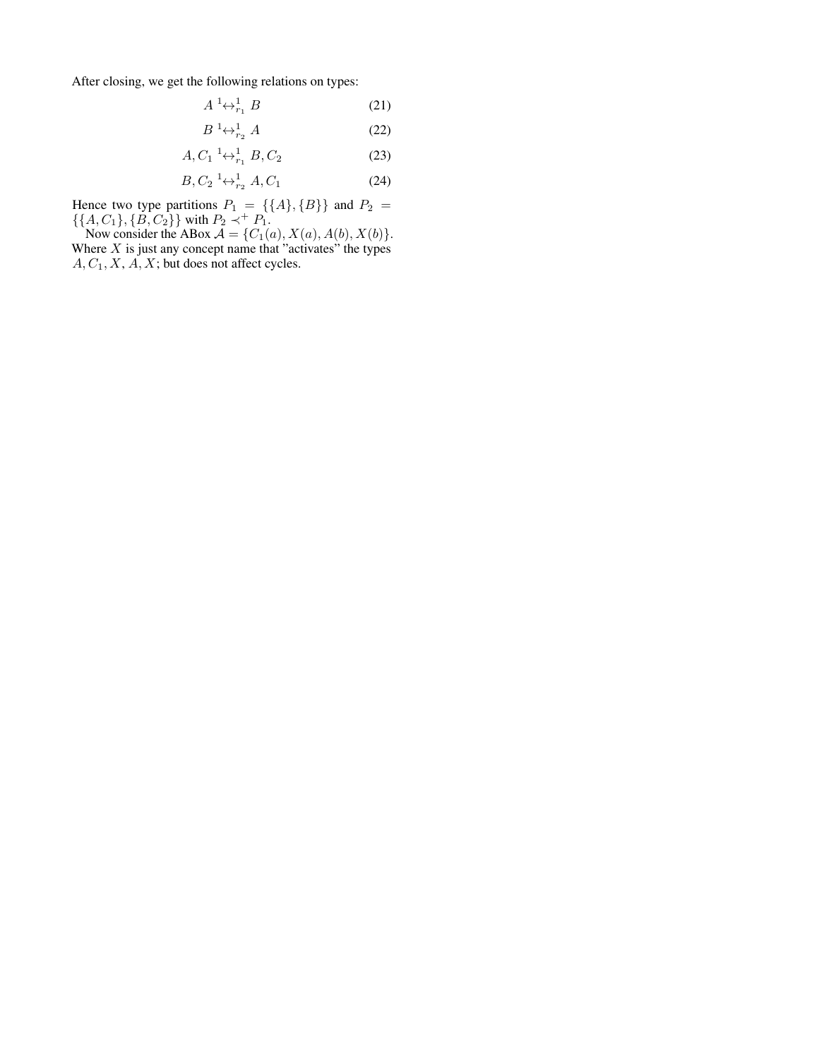After closing, we get the following relations on types:

$$A \;{}^{1}\!\!\leftrightarrow^{1}_{r_1}\; B \tag{21}$$

$$B \;{}^{1}\!\!\leftrightarrow^{1}_{r_2}\; A \tag{22}$$

$$A, C_1 \;{}^{1}\!\!\leftrightarrow^{1}_{r_1}\; B, C_2 \tag{23}$$

$$B, C_2 \;{}^{1}\!\!\leftrightarrow^{1}_{r_2}\; A, C_1 \tag{24}$$

Hence two type partitions $P_1 = \{\{A\}, \{B\}\}$ and $P_2 = \{\{A, C_1\}, \{B, C_2\}\}$ with $P_2 \prec^+ P_1$.

Now consider the ABox $\mathcal{A} = \{C_1(a), X(a), A(b), X(b)\}$. Where $X$ is just any concept name that "activates" the types $A, C_1, X$, $A, X$; but does not affect cycles.